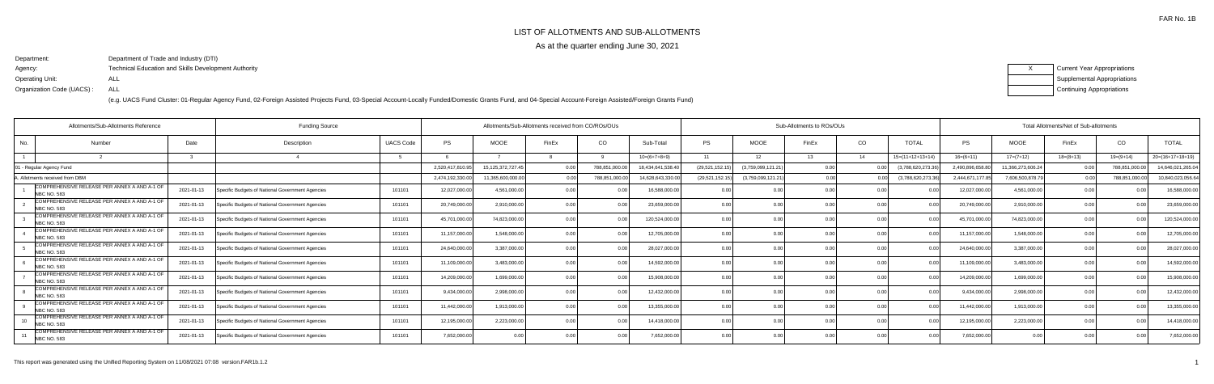FAR No. 1B

# LIST OF ALLOTMENTS AND SUB-ALLOTMENTS

## As at the quarter ending June 30, 2021

Department: Department of Trade and Industry (DTI)

Agency: Technical Education and Skills Development Authority

Operating Unit: ALL

Organization Code (UACS) : ALL

(e.g. UACS Fund Cluster: 01-Regular Agency Fund, 02-Foreign Assisted Projects Fund, 03-Special Account-Locally Funded/Domestic Grants Fund, and 04-Special Account-Foreign Assisted/Foreign Grants Fund)

| X | Current Year Appropriations |
|---|---|
| | Supplemental Appropriations |
| | Continuing Appropriations |

| Allotments/Sub-Allotments Reference | | | Funding Source | | Allotments/Sub-Allotments received from CO/ROs/OUs | | | | | Sub-Allotments to ROs/OUs | | | | | Total Allotments/Net of Sub-allotments | | | | |
|---|---|---|---|---|---|---|---|---|---|---|---|---|---|---|---|---|---|---|---|
| No. | Number | Date | Description | UACS Code | PS | MOOE | FinEx | CO | Sub-Total | PS | MOOE | FinEx | CO | TOTAL | PS | MOOE | FinEx | CO | TOTAL |
| 1 | 2 | 3 | 4 | 5 | 6 | 7 | 8 | 9 | 10=(6+7+8+9) | 11 | 12 | 13 | 14 | 15=(11+12+13+14) | 16=(6+11) | 17=(7+12) | 18=(8+13) | 19=(9+14) | 20=(16+17+18+19) |
| 01 - Regular Agency Fund | | | | | 2,520,417,810.95 | 15,125,372,727.45 | 0.00 | 788,851,000.00 | 18,434,641,538.40 | (29,521,152.15) | (3,759,099,121.21) | 0.00 | 0.00 | (3,788,620,273.36) | 2,490,896,658.80 | 11,366,273,606.24 | 0.00 | 788,851,000.00 | 14,646,021,265.04 |
| A. Allotments received from DBM | | | | | 2,474,192,330.00 | 11,365,600,000.00 | 0.00 | 788,851,000.00 | 14,628,643,330.00 | (29,521,152.15) | (3,759,099,121.21) | 0.00 | 0.00 | (3,788,620,273.36) | 2,444,671,177.85 | 7,606,500,878.79 | 0.00 | 788,851,000.00 | 10,840,023,056.64 |
| 1 | COMPREHENSIVE RELEASE PER ANNEX A AND A-1 OF NBC NO. 583 | 2021-01-13 | Specific Budgets of National Government Agencies | 101101 | 12,027,000.00 | 4,561,000.00 | 0.00 | 0.00 | 16,588,000.00 | 0.00 | 0.00 | 0.00 | 0.00 | 0.00 | 12,027,000.00 | 4,561,000.00 | 0.00 | 0.00 | 16,588,000.00 |
| 2 | COMPREHENSIVE RELEASE PER ANNEX A AND A-1 OF NBC NO. 583 | 2021-01-13 | Specific Budgets of National Government Agencies | 101101 | 20,749,000.00 | 2,910,000.00 | 0.00 | 0.00 | 23,659,000.00 | 0.00 | 0.00 | 0.00 | 0.00 | 0.00 | 20,749,000.00 | 2,910,000.00 | 0.00 | 0.00 | 23,659,000.00 |
| 3 | COMPREHENSIVE RELEASE PER ANNEX A AND A-1 OF NBC NO. 583 | 2021-01-13 | Specific Budgets of National Government Agencies | 101101 | 45,701,000.00 | 74,823,000.00 | 0.00 | 0.00 | 120,524,000.00 | 0.00 | 0.00 | 0.00 | 0.00 | 0.00 | 45,701,000.00 | 74,823,000.00 | 0.00 | 0.00 | 120,524,000.00 |
| 4 | COMPREHENSIVE RELEASE PER ANNEX A AND A-1 OF NBC NO. 583 | 2021-01-13 | Specific Budgets of National Government Agencies | 101101 | 11,157,000.00 | 1,548,000.00 | 0.00 | 0.00 | 12,705,000.00 | 0.00 | 0.00 | 0.00 | 0.00 | 0.00 | 11,157,000.00 | 1,548,000.00 | 0.00 | 0.00 | 12,705,000.00 |
| 5 | COMPREHENSIVE RELEASE PER ANNEX A AND A-1 OF NBC NO. 583 | 2021-01-13 | Specific Budgets of National Government Agencies | 101101 | 24,640,000.00 | 3,387,000.00 | 0.00 | 0.00 | 28,027,000.00 | 0.00 | 0.00 | 0.00 | 0.00 | 0.00 | 24,640,000.00 | 3,387,000.00 | 0.00 | 0.00 | 28,027,000.00 |
| 6 | COMPREHENSIVE RELEASE PER ANNEX A AND A-1 OF NBC NO. 583 | 2021-01-13 | Specific Budgets of National Government Agencies | 101101 | 11,109,000.00 | 3,483,000.00 | 0.00 | 0.00 | 14,592,000.00 | 0.00 | 0.00 | 0.00 | 0.00 | 0.00 | 11,109,000.00 | 3,483,000.00 | 0.00 | 0.00 | 14,592,000.00 |
| 7 | COMPREHENSIVE RELEASE PER ANNEX A AND A-1 OF NBC NO. 583 | 2021-01-13 | Specific Budgets of National Government Agencies | 101101 | 14,209,000.00 | 1,699,000.00 | 0.00 | 0.00 | 15,908,000.00 | 0.00 | 0.00 | 0.00 | 0.00 | 0.00 | 14,209,000.00 | 1,699,000.00 | 0.00 | 0.00 | 15,908,000.00 |
| 8 | COMPREHENSIVE RELEASE PER ANNEX A AND A-1 OF NBC NO. 583 | 2021-01-13 | Specific Budgets of National Government Agencies | 101101 | 9,434,000.00 | 2,998,000.00 | 0.00 | 0.00 | 12,432,000.00 | 0.00 | 0.00 | 0.00 | 0.00 | 0.00 | 9,434,000.00 | 2,998,000.00 | 0.00 | 0.00 | 12,432,000.00 |
| 9 | COMPREHENSIVE RELEASE PER ANNEX A AND A-1 OF NBC NO. 583 | 2021-01-13 | Specific Budgets of National Government Agencies | 101101 | 11,442,000.00 | 1,913,000.00 | 0.00 | 0.00 | 13,355,000.00 | 0.00 | 0.00 | 0.00 | 0.00 | 0.00 | 11,442,000.00 | 1,913,000.00 | 0.00 | 0.00 | 13,355,000.00 |
| 10 | COMPREHENSIVE RELEASE PER ANNEX A AND A-1 OF NBC NO. 583 | 2021-01-13 | Specific Budgets of National Government Agencies | 101101 | 12,195,000.00 | 2,223,000.00 | 0.00 | 0.00 | 14,418,000.00 | 0.00 | 0.00 | 0.00 | 0.00 | 0.00 | 12,195,000.00 | 2,223,000.00 | 0.00 | 0.00 | 14,418,000.00 |
| 11 | COMPREHENSIVE RELEASE PER ANNEX A AND A-1 OF NBC NO. 583 | 2021-01-13 | Specific Budgets of National Government Agencies | 101101 | 7,652,000.00 | 0.00 | 0.00 | 0.00 | 7,652,000.00 | 0.00 | 0.00 | 0.00 | 0.00 | 0.00 | 7,652,000.00 | 0.00 | 0.00 | 0.00 | 7,652,000.00 |

This report was generated using the Unified Reporting System on 11/08/2021 07:08 version.FAR1b.1.2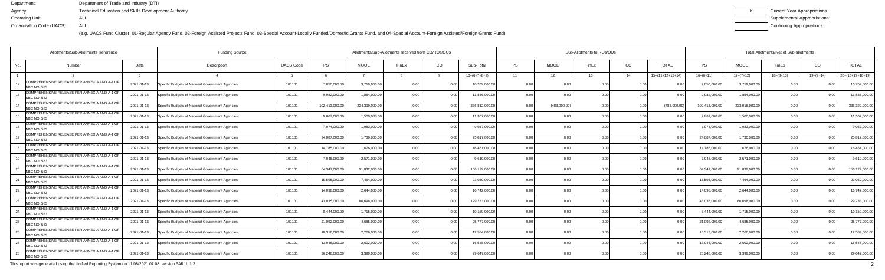Department: Department of Trade and Industry (DTI)
Agency: Technical Education and Skills Development Authority
Operating Unit: ALL
Organization Code (UACS) : ALL

(e.g. UACS Fund Cluster: 01-Regular Agency Fund, 02-Foreign Assisted Projects Fund, 03-Special Account-Locally Funded/Domestic Grants Fund, and 04-Special Account-Foreign Assisted/Foreign Grants Fund)

| X | Current Year Appropriations |
|---|---|
| | Supplemental Appropriations |
| | Continuing Appropriations |

| Allotments/Sub-Allotments Reference | | | Funding Source | | Allotments/Sub-Allotments received from CO/ROs/OUs | | | | | Sub-Allotments to ROs/OUs | | | | | Total Allotments/Net of Sub-allotments | | | | |
|---|---|---|---|---|---|---|---|---|---|---|---|---|---|---|---|---|---|---|---|
| No. | Number | Date | Description | UACS Code | PS | MOOE | FinEx | CO | Sub-Total | PS | MOOE | FinEx | CO | TOTAL | PS | MOOE | FinEx | CO | TOTAL |
| 1 | 2 | 3 | 4 | 5 | 6 | 7 | 8 | 9 | 10=(6+7+8+9) | 11 | 12 | 13 | 14 | 15=(11+12+13+14) | 16=(6+11) | 17=(7+12) | 18=(8+13) | 19=(9+14) | 20=(16+17+18+19) |
| 12 | COMPREHENSIVE RELEASE PER ANNEX A AND A-1 OF NBC NO. 583 | 2021-01-13 | Specific Budgets of National Government Agencies | 101101 | 7,050,000.00 | 3,719,000.00 | 0.00 | 0.00 | 10,769,000.00 | 0.00 | 0.00 | 0.00 | 0.00 | 0.00 | 7,050,000.00 | 3,719,000.00 | 0.00 | 0.00 | 10,769,000.00 |
| 13 | COMPREHENSIVE RELEASE PER ANNEX A AND A-1 OF NBC NO. 583 | 2021-01-13 | Specific Budgets of National Government Agencies | 101101 | 9,982,000.00 | 1,854,000.00 | 0.00 | 0.00 | 11,836,000.00 | 0.00 | 0.00 | 0.00 | 0.00 | 0.00 | 9,982,000.00 | 1,854,000.00 | 0.00 | 0.00 | 11,836,000.00 |
| 14 | COMPREHENSIVE RELEASE PER ANNEX A AND A-1 OF NBC NO. 583 | 2021-01-13 | Specific Budgets of National Government Agencies | 101101 | 102,413,000.00 | 234,399,000.00 | 0.00 | 0.00 | 336,812,000.00 | 0.00 | (483,000.00) | 0.00 | 0.00 | (483,000.00) | 102,413,000.00 | 233,916,000.00 | 0.00 | 0.00 | 336,329,000.00 |
| 15 | COMPREHENSIVE RELEASE PER ANNEX A AND A-1 OF NBC NO. 583 | 2021-01-13 | Specific Budgets of National Government Agencies | 101101 | 9,867,000.00 | 1,500,000.00 | 0.00 | 0.00 | 11,367,000.00 | 0.00 | 0.00 | 0.00 | 0.00 | 0.00 | 9,867,000.00 | 1,500,000.00 | 0.00 | 0.00 | 11,367,000.00 |
| 16 | COMPREHENSIVE RELEASE PER ANNEX A AND A-1 OF NBC NO. 583 | 2021-01-13 | Specific Budgets of National Government Agencies | 101101 | 7,074,000.00 | 1,983,000.00 | 0.00 | 0.00 | 9,057,000.00 | 0.00 | 0.00 | 0.00 | 0.00 | 0.00 | 7,074,000.00 | 1,983,000.00 | 0.00 | 0.00 | 9,057,000.00 |
| 17 | COMPREHENSIVE RELEASE PER ANNEX A AND A-1 OF NBC NO. 583 | 2021-01-13 | Specific Budgets of National Government Agencies | 101101 | 24,087,000.00 | 1,730,000.00 | 0.00 | 0.00 | 25,817,000.00 | 0.00 | 0.00 | 0.00 | 0.00 | 0.00 | 24,087,000.00 | 1,730,000.00 | 0.00 | 0.00 | 25,817,000.00 |
| 18 | COMPREHENSIVE RELEASE PER ANNEX A AND A-1 OF NBC NO. 583 | 2021-01-13 | Specific Budgets of National Government Agencies | 101101 | 14,785,000.00 | 1,676,000.00 | 0.00 | 0.00 | 16,461,000.00 | 0.00 | 0.00 | 0.00 | 0.00 | 0.00 | 14,785,000.00 | 1,676,000.00 | 0.00 | 0.00 | 16,461,000.00 |
| 19 | COMPREHENSIVE RELEASE PER ANNEX A AND A-1 OF NBC NO. 583 | 2021-01-13 | Specific Budgets of National Government Agencies | 101101 | 7,048,000.00 | 2,571,000.00 | 0.00 | 0.00 | 9,619,000.00 | 0.00 | 0.00 | 0.00 | 0.00 | 0.00 | 7,048,000.00 | 2,571,000.00 | 0.00 | 0.00 | 9,619,000.00 |
| 20 | COMPREHENSIVE RELEASE PER ANNEX A AND A-1 OF NBC NO. 583 | 2021-01-13 | Specific Budgets of National Government Agencies | 101101 | 64,347,000.00 | 91,832,000.00 | 0.00 | 0.00 | 156,179,000.00 | 0.00 | 0.00 | 0.00 | 0.00 | 0.00 | 64,347,000.00 | 91,832,000.00 | 0.00 | 0.00 | 156,179,000.00 |
| 21 | COMPREHENSIVE RELEASE PER ANNEX A AND A-1 OF NBC NO. 583 | 2021-01-13 | Specific Budgets of National Government Agencies | 101101 | 15,595,000.00 | 7,464,000.00 | 0.00 | 0.00 | 23,059,000.00 | 0.00 | 0.00 | 0.00 | 0.00 | 0.00 | 15,595,000.00 | 7,464,000.00 | 0.00 | 0.00 | 23,059,000.00 |
| 22 | COMPREHENSIVE RELEASE PER ANNEX A AND A-1 OF NBC NO. 583 | 2021-01-13 | Specific Budgets of National Government Agencies | 101101 | 14,098,000.00 | 2,644,000.00 | 0.00 | 0.00 | 16,742,000.00 | 0.00 | 0.00 | 0.00 | 0.00 | 0.00 | 14,098,000.00 | 2,644,000.00 | 0.00 | 0.00 | 16,742,000.00 |
| 23 | COMPREHENSIVE RELEASE PER ANNEX A AND A-1 OF NBC NO. 583 | 2021-01-13 | Specific Budgets of National Government Agencies | 101101 | 43,035,000.00 | 86,698,000.00 | 0.00 | 0.00 | 129,733,000.00 | 0.00 | 0.00 | 0.00 | 0.00 | 0.00 | 43,035,000.00 | 86,698,000.00 | 0.00 | 0.00 | 129,733,000.00 |
| 24 | COMPREHENSIVE RELEASE PER ANNEX A AND A-1 OF NBC NO. 583 | 2021-01-13 | Specific Budgets of National Government Agencies | 101101 | 8,444,000.00 | 1,715,000.00 | 0.00 | 0.00 | 10,159,000.00 | 0.00 | 0.00 | 0.00 | 0.00 | 0.00 | 8,444,000.00 | 1,715,000.00 | 0.00 | 0.00 | 10,159,000.00 |
| 25 | COMPREHENSIVE RELEASE PER ANNEX A AND A-1 OF NBC NO. 583 | 2021-01-13 | Specific Budgets of National Government Agencies | 101101 | 21,092,000.00 | 4,685,000.00 | 0.00 | 0.00 | 25,777,000.00 | 0.00 | 0.00 | 0.00 | 0.00 | 0.00 | 21,092,000.00 | 4,685,000.00 | 0.00 | 0.00 | 25,777,000.00 |
| 26 | COMPREHENSIVE RELEASE PER ANNEX A AND A-1 OF NBC NO. 583 | 2021-01-13 | Specific Budgets of National Government Agencies | 101101 | 10,318,000.00 | 2,266,000.00 | 0.00 | 0.00 | 12,584,000.00 | 0.00 | 0.00 | 0.00 | 0.00 | 0.00 | 10,318,000.00 | 2,266,000.00 | 0.00 | 0.00 | 12,584,000.00 |
| 27 | COMPREHENSIVE RELEASE PER ANNEX A AND A-1 OF NBC NO. 583 | 2021-01-13 | Specific Budgets of National Government Agencies | 101101 | 13,946,000.00 | 2,602,000.00 | 0.00 | 0.00 | 16,548,000.00 | 0.00 | 0.00 | 0.00 | 0.00 | 0.00 | 13,946,000.00 | 2,602,000.00 | 0.00 | 0.00 | 16,548,000.00 |
| 28 | COMPREHENSIVE RELEASE PER ANNEX A AND A-1 OF NBC NO. 583 | 2021-01-13 | Specific Budgets of National Government Agencies | 101101 | 26,248,000.00 | 3,399,000.00 | 0.00 | 0.00 | 29,647,000.00 | 0.00 | 0.00 | 0.00 | 0.00 | 0.00 | 26,248,000.00 | 3,399,000.00 | 0.00 | 0.00 | 29,647,000.00 |

This report was generated using the Unified Reporting System on 11/08/2021 07:08 version.FAR1b.1.2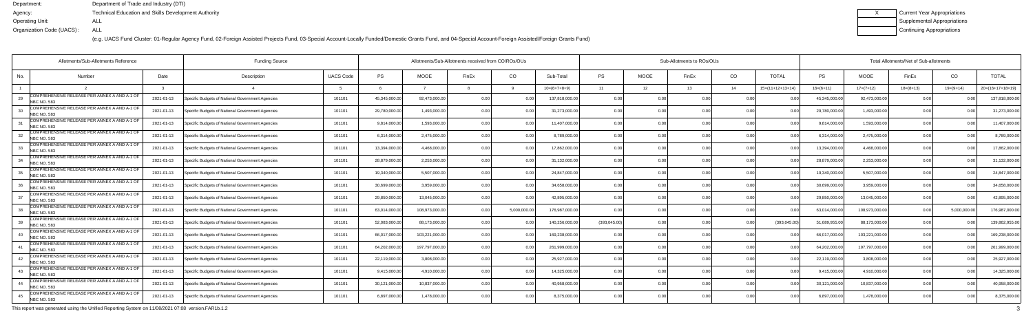Department: Department of Trade and Industry (DTI)
Agency: Technical Education and Skills Development Authority
Operating Unit: ALL
Organization Code (UACS) : ALL

| X | Current Year Appropriations |
|---|---|
| | Supplemental Appropriations |
| | Continuing Appropriations |

(e.g. UACS Fund Cluster: 01-Regular Agency Fund, 02-Foreign Assisted Projects Fund, 03-Special Account-Locally Funded/Domestic Grants Fund, and 04-Special Account-Foreign Assisted/Foreign Grants Fund)

| Allotments/Sub-Allotments Reference | | | Funding Source | | Allotments/Sub-Allotments received from CO/ROs/OUs | | | | | Sub-Allotments to ROs/OUs | | | | | Total Allotments/Net of Sub-allotments | | | | |
|---|---|---|---|---|---|---|---|---|---|---|---|---|---|---|---|---|---|---|---|
| No. | Number | Date | Description | UACS Code | PS | MOOE | FinEx | CO | Sub-Total | PS | MOOE | FinEx | CO | TOTAL | PS | MOOE | FinEx | CO | TOTAL |
| 1 | 2 | 3 | 4 | 5 | 6 | 7 | 8 | 9 | 10=(6+7+8+9) | 11 | 12 | 13 | 14 | 15=(11+12+13+14) | 16=(6+11) | 17=(7+12) | 18=(8+13) | 19=(9+14) | 20=(16+17+18+19) |
| 29 | COMPREHENSIVE RELEASE PER ANNEX A AND A-1 OF NBC NO. 583 | 2021-01-13 | Specific Budgets of National Government Agencies | 101101 | 45,345,000.00 | 92,473,000.00 | 0.00 | 0.00 | 137,818,000.00 | 0.00 | 0.00 | 0.00 | 0.00 | 0.00 | 45,345,000.00 | 92,473,000.00 | 0.00 | 0.00 | 137,818,000.00 |
| 30 | COMPREHENSIVE RELEASE PER ANNEX A AND A-1 OF NBC NO. 583 | 2021-01-13 | Specific Budgets of National Government Agencies | 101101 | 29,780,000.00 | 1,493,000.00 | 0.00 | 0.00 | 31,273,000.00 | 0.00 | 0.00 | 0.00 | 0.00 | 0.00 | 29,780,000.00 | 1,493,000.00 | 0.00 | 0.00 | 31,273,000.00 |
| 31 | COMPREHENSIVE RELEASE PER ANNEX A AND A-1 OF NBC NO. 583 | 2021-01-13 | Specific Budgets of National Government Agencies | 101101 | 9,814,000.00 | 1,593,000.00 | 0.00 | 0.00 | 11,407,000.00 | 0.00 | 0.00 | 0.00 | 0.00 | 0.00 | 9,814,000.00 | 1,593,000.00 | 0.00 | 0.00 | 11,407,000.00 |
| 32 | COMPREHENSIVE RELEASE PER ANNEX A AND A-1 OF NBC NO. 583 | 2021-01-13 | Specific Budgets of National Government Agencies | 101101 | 6,314,000.00 | 2,475,000.00 | 0.00 | 0.00 | 8,789,000.00 | 0.00 | 0.00 | 0.00 | 0.00 | 0.00 | 6,314,000.00 | 2,475,000.00 | 0.00 | 0.00 | 8,789,000.00 |
| 33 | COMPREHENSIVE RELEASE PER ANNEX A AND A-1 OF NBC NO. 583 | 2021-01-13 | Specific Budgets of National Government Agencies | 101101 | 13,394,000.00 | 4,468,000.00 | 0.00 | 0.00 | 17,862,000.00 | 0.00 | 0.00 | 0.00 | 0.00 | 0.00 | 13,394,000.00 | 4,468,000.00 | 0.00 | 0.00 | 17,862,000.00 |
| 34 | COMPREHENSIVE RELEASE PER ANNEX A AND A-1 OF NBC NO. 583 | 2021-01-13 | Specific Budgets of National Government Agencies | 101101 | 28,879,000.00 | 2,253,000.00 | 0.00 | 0.00 | 31,132,000.00 | 0.00 | 0.00 | 0.00 | 0.00 | 0.00 | 28,879,000.00 | 2,253,000.00 | 0.00 | 0.00 | 31,132,000.00 |
| 35 | COMPREHENSIVE RELEASE PER ANNEX A AND A-1 OF NBC NO. 583 | 2021-01-13 | Specific Budgets of National Government Agencies | 101101 | 19,340,000.00 | 5,507,000.00 | 0.00 | 0.00 | 24,847,000.00 | 0.00 | 0.00 | 0.00 | 0.00 | 0.00 | 19,340,000.00 | 5,507,000.00 | 0.00 | 0.00 | 24,847,000.00 |
| 36 | COMPREHENSIVE RELEASE PER ANNEX A AND A-1 OF NBC NO. 583 | 2021-01-13 | Specific Budgets of National Government Agencies | 101101 | 30,699,000.00 | 3,959,000.00 | 0.00 | 0.00 | 34,658,000.00 | 0.00 | 0.00 | 0.00 | 0.00 | 0.00 | 30,699,000.00 | 3,959,000.00 | 0.00 | 0.00 | 34,658,000.00 |
| 37 | COMPREHENSIVE RELEASE PER ANNEX A AND A-1 OF NBC NO. 583 | 2021-01-13 | Specific Budgets of National Government Agencies | 101101 | 29,850,000.00 | 13,045,000.00 | 0.00 | 0.00 | 42,895,000.00 | 0.00 | 0.00 | 0.00 | 0.00 | 0.00 | 29,850,000.00 | 13,045,000.00 | 0.00 | 0.00 | 42,895,000.00 |
| 38 | COMPREHENSIVE RELEASE PER ANNEX A AND A-1 OF NBC NO. 583 | 2021-01-13 | Specific Budgets of National Government Agencies | 101101 | 63,014,000.00 | 108,973,000.00 | 0.00 | 5,000,000.00 | 176,987,000.00 | 0.00 | 0.00 | 0.00 | 0.00 | 0.00 | 63,014,000.00 | 108,973,000.00 | 0.00 | 5,000,000.00 | 176,987,000.00 |
| 39 | COMPREHENSIVE RELEASE PER ANNEX A AND A-1 OF NBC NO. 583 | 2021-01-13 | Specific Budgets of National Government Agencies | 101101 | 52,083,000.00 | 88,173,000.00 | 0.00 | 0.00 | 140,256,000.00 | (393,045.00) | 0.00 | 0.00 | 0.00 | (393,045.00) | 51,689,955.00 | 88,173,000.00 | 0.00 | 0.00 | 139,862,955.00 |
| 40 | COMPREHENSIVE RELEASE PER ANNEX A AND A-1 OF NBC NO. 583 | 2021-01-13 | Specific Budgets of National Government Agencies | 101101 | 66,017,000.00 | 103,221,000.00 | 0.00 | 0.00 | 169,238,000.00 | 0.00 | 0.00 | 0.00 | 0.00 | 0.00 | 66,017,000.00 | 103,221,000.00 | 0.00 | 0.00 | 169,238,000.00 |
| 41 | COMPREHENSIVE RELEASE PER ANNEX A AND A-1 OF NBC NO. 583 | 2021-01-13 | Specific Budgets of National Government Agencies | 101101 | 64,202,000.00 | 197,797,000.00 | 0.00 | 0.00 | 261,999,000.00 | 0.00 | 0.00 | 0.00 | 0.00 | 0.00 | 64,202,000.00 | 197,797,000.00 | 0.00 | 0.00 | 261,999,000.00 |
| 42 | COMPREHENSIVE RELEASE PER ANNEX A AND A-1 OF NBC NO. 583 | 2021-01-13 | Specific Budgets of National Government Agencies | 101101 | 22,119,000.00 | 3,808,000.00 | 0.00 | 0.00 | 25,927,000.00 | 0.00 | 0.00 | 0.00 | 0.00 | 0.00 | 22,119,000.00 | 3,808,000.00 | 0.00 | 0.00 | 25,927,000.00 |
| 43 | COMPREHENSIVE RELEASE PER ANNEX A AND A-1 OF NBC NO. 583 | 2021-01-13 | Specific Budgets of National Government Agencies | 101101 | 9,415,000.00 | 4,910,000.00 | 0.00 | 0.00 | 14,325,000.00 | 0.00 | 0.00 | 0.00 | 0.00 | 0.00 | 9,415,000.00 | 4,910,000.00 | 0.00 | 0.00 | 14,325,000.00 |
| 44 | COMPREHENSIVE RELEASE PER ANNEX A AND A-1 OF NBC NO. 583 | 2021-01-13 | Specific Budgets of National Government Agencies | 101101 | 30,121,000.00 | 10,837,000.00 | 0.00 | 0.00 | 40,958,000.00 | 0.00 | 0.00 | 0.00 | 0.00 | 0.00 | 30,121,000.00 | 10,837,000.00 | 0.00 | 0.00 | 40,958,000.00 |
| 45 | COMPREHENSIVE RELEASE PER ANNEX A AND A-1 OF NBC NO. 583 | 2021-01-13 | Specific Budgets of National Government Agencies | 101101 | 6,897,000.00 | 1,478,000.00 | 0.00 | 0.00 | 8,375,000.00 | 0.00 | 0.00 | 0.00 | 0.00 | 0.00 | 6,897,000.00 | 1,478,000.00 | 0.00 | 0.00 | 8,375,000.00 |

This report was generated using the Unified Reporting System on 11/08/2021 07:08 version.FAR1b.1.2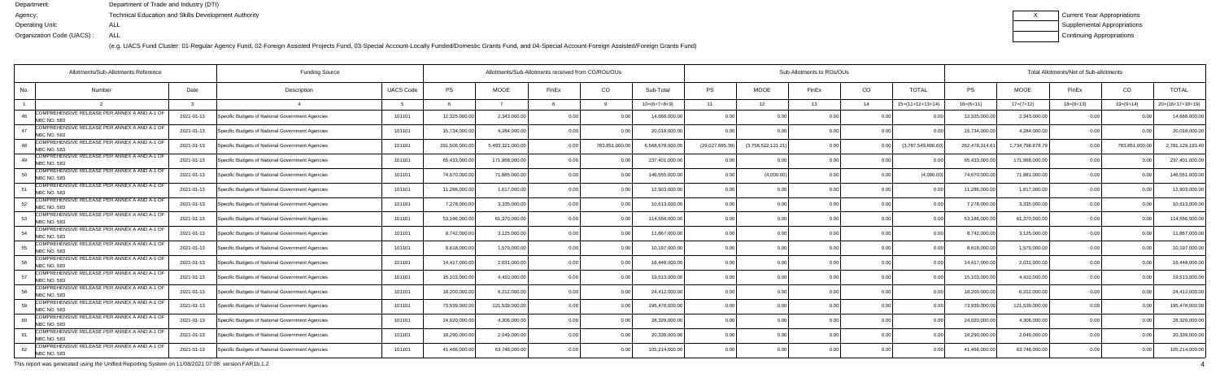Department: Department of Trade and Industry (DTI)
Agency: Technical Education and Skills Development Authority
Operating Unit: ALL
Organization Code (UACS) : ALL

| X | Current Year Appropriations |
|---|---|
| | Supplemental Appropriations |
| | Continuing Appropriations |

(e.g. UACS Fund Cluster: 01-Regular Agency Fund, 02-Foreign Assisted Projects Fund, 03-Special Account-Locally Funded/Domestic Grants Fund, and 04-Special Account-Foreign Assisted/Foreign Grants Fund)

| Allotments/Sub-Allotments Reference | | | Funding Source | | Allotments/Sub-Allotments received from CO/ROs/OUs | | | | | Sub-Allotments to ROs/OUs | | | | | Total Allotments/Net of Sub-allotments | | | | |
|---|---|---|---|---|---|---|---|---|---|---|---|---|---|---|---|---|---|---|---|
| No. | Number | Date | Description | UACS Code | PS | MOOE | FinEx | CO | Sub-Total | PS | MOOE | FinEx | CO | TOTAL | PS | MOOE | FinEx | CO | TOTAL |
| 1 | 2 | 3 | 4 | 5 | 6 | 7 | 8 | 9 | 10=(6+7+8+9) | 11 | 12 | 13 | 14 | 15=(11+12+13+14) | 16=(6+11) | 17=(7+12) | 18=(8+13) | 19=(9+14) | 20=(16+17+18+19) |
| 46 | COMPREHENSIVE RELEASE PER ANNEX A AND A-1 OF NBC NO. 583 | 2021-01-13 | Specific Budgets of National Government Agencies | 101101 | 12,325,000.00 | 2,343,000.00 | 0.00 | 0.00 | 14,668,000.00 | 0.00 | 0.00 | 0.00 | 0.00 | 0.00 | 12,325,000.00 | 2,343,000.00 | 0.00 | 0.00 | 14,668,000.00 |
| 47 | COMPREHENSIVE RELEASE PER ANNEX A AND A-1 OF NBC NO. 583 | 2021-01-13 | Specific Budgets of National Government Agencies | 101101 | 15,734,000.00 | 4,284,000.00 | 0.00 | 0.00 | 20,018,000.00 | 0.00 | 0.00 | 0.00 | 0.00 | 0.00 | 15,734,000.00 | 4,284,000.00 | 0.00 | 0.00 | 20,018,000.00 |
| 48 | COMPREHENSIVE RELEASE PER ANNEX A AND A-1 OF NBC NO. 583 | 2021-01-13 | Specific Budgets of National Government Agencies | 101101 | 291,506,000.00 | 5,493,321,000.00 | 0.00 | 783,851,000.00 | 6,568,678,000.00 | (29,027,685.39) | (3,758,522,121.21) | 0.00 | 0.00 | (3,787,549,806.60) | 262,478,314.61 | 1,734,798,878.79 | 0.00 | 783,851,000.00 | 2,781,128,193.40 |
| 49 | COMPREHENSIVE RELEASE PER ANNEX A AND A-1 OF NBC NO. 583 | 2021-01-13 | Specific Budgets of National Government Agencies | 101101 | 65,433,000.00 | 171,968,000.00 | 0.00 | 0.00 | 237,401,000.00 | 0.00 | 0.00 | 0.00 | 0.00 | 0.00 | 65,433,000.00 | 171,968,000.00 | 0.00 | 0.00 | 237,401,000.00 |
| 50 | COMPREHENSIVE RELEASE PER ANNEX A AND A-1 OF NBC NO. 583 | 2021-01-13 | Specific Budgets of National Government Agencies | 101101 | 74,670,000.00 | 71,885,000.00 | 0.00 | 0.00 | 146,555,000.00 | 0.00 | (4,000.00) | 0.00 | 0.00 | (4,000.00) | 74,670,000.00 | 71,881,000.00 | 0.00 | 0.00 | 146,551,000.00 |
| 51 | COMPREHENSIVE RELEASE PER ANNEX A AND A-1 OF NBC NO. 583 | 2021-01-13 | Specific Budgets of National Government Agencies | 101101 | 11,286,000.00 | 1,617,000.00 | 0.00 | 0.00 | 12,903,000.00 | 0.00 | 0.00 | 0.00 | 0.00 | 0.00 | 11,286,000.00 | 1,617,000.00 | 0.00 | 0.00 | 12,903,000.00 |
| 52 | COMPREHENSIVE RELEASE PER ANNEX A AND A-1 OF NBC NO. 583 | 2021-01-13 | Specific Budgets of National Government Agencies | 101101 | 7,278,000.00 | 3,335,000.00 | 0.00 | 0.00 | 10,613,000.00 | 0.00 | 0.00 | 0.00 | 0.00 | 0.00 | 7,278,000.00 | 3,335,000.00 | 0.00 | 0.00 | 10,613,000.00 |
| 53 | COMPREHENSIVE RELEASE PER ANNEX A AND A-1 OF NBC NO. 583 | 2021-01-13 | Specific Budgets of National Government Agencies | 101101 | 53,186,000.00 | 61,370,000.00 | 0.00 | 0.00 | 114,556,000.00 | 0.00 | 0.00 | 0.00 | 0.00 | 0.00 | 53,186,000.00 | 61,370,000.00 | 0.00 | 0.00 | 114,556,000.00 |
| 54 | COMPREHENSIVE RELEASE PER ANNEX A AND A-1 OF NBC NO. 583 | 2021-01-13 | Specific Budgets of National Government Agencies | 101101 | 8,742,000.00 | 3,125,000.00 | 0.00 | 0.00 | 11,867,000.00 | 0.00 | 0.00 | 0.00 | 0.00 | 0.00 | 8,742,000.00 | 3,125,000.00 | 0.00 | 0.00 | 11,867,000.00 |
| 55 | COMPREHENSIVE RELEASE PER ANNEX A AND A-1 OF NBC NO. 583 | 2021-01-13 | Specific Budgets of National Government Agencies | 101101 | 8,618,000.00 | 1,579,000.00 | 0.00 | 0.00 | 10,197,000.00 | 0.00 | 0.00 | 0.00 | 0.00 | 0.00 | 8,618,000.00 | 1,579,000.00 | 0.00 | 0.00 | 10,197,000.00 |
| 56 | COMPREHENSIVE RELEASE PER ANNEX A AND A-1 OF NBC NO. 583 | 2021-01-13 | Specific Budgets of National Government Agencies | 101101 | 14,417,000.00 | 2,031,000.00 | 0.00 | 0.00 | 16,448,000.00 | 0.00 | 0.00 | 0.00 | 0.00 | 0.00 | 14,417,000.00 | 2,031,000.00 | 0.00 | 0.00 | 16,448,000.00 |
| 57 | COMPREHENSIVE RELEASE PER ANNEX A AND A-1 OF NBC NO. 583 | 2021-01-13 | Specific Budgets of National Government Agencies | 101101 | 15,103,000.00 | 4,410,000.00 | 0.00 | 0.00 | 19,513,000.00 | 0.00 | 0.00 | 0.00 | 0.00 | 0.00 | 15,103,000.00 | 4,410,000.00 | 0.00 | 0.00 | 19,513,000.00 |
| 58 | COMPREHENSIVE RELEASE PER ANNEX A AND A-1 OF NBC NO. 583 | 2021-01-13 | Specific Budgets of National Government Agencies | 101101 | 18,200,000.00 | 6,212,000.00 | 0.00 | 0.00 | 24,412,000.00 | 0.00 | 0.00 | 0.00 | 0.00 | 0.00 | 18,200,000.00 | 6,212,000.00 | 0.00 | 0.00 | 24,412,000.00 |
| 59 | COMPREHENSIVE RELEASE PER ANNEX A AND A-1 OF NBC NO. 583 | 2021-01-13 | Specific Budgets of National Government Agencies | 101101 | 73,939,000.00 | 121,539,000.00 | 0.00 | 0.00 | 195,478,000.00 | 0.00 | 0.00 | 0.00 | 0.00 | 0.00 | 73,939,000.00 | 121,539,000.00 | 0.00 | 0.00 | 195,478,000.00 |
| 60 | COMPREHENSIVE RELEASE PER ANNEX A AND A-1 OF NBC NO. 583 | 2021-01-13 | Specific Budgets of National Government Agencies | 101101 | 24,020,000.00 | 4,306,000.00 | 0.00 | 0.00 | 28,326,000.00 | 0.00 | 0.00 | 0.00 | 0.00 | 0.00 | 24,020,000.00 | 4,306,000.00 | 0.00 | 0.00 | 28,326,000.00 |
| 61 | COMPREHENSIVE RELEASE PER ANNEX A AND A-1 OF NBC NO. 583 | 2021-01-13 | Specific Budgets of National Government Agencies | 101101 | 18,290,000.00 | 2,049,000.00 | 0.00 | 0.00 | 20,339,000.00 | 0.00 | 0.00 | 0.00 | 0.00 | 0.00 | 18,290,000.00 | 2,049,000.00 | 0.00 | 0.00 | 20,339,000.00 |
| 62 | COMPREHENSIVE RELEASE PER ANNEX A AND A-1 OF NBC NO. 583 | 2021-01-13 | Specific Budgets of National Government Agencies | 101101 | 41,466,000.00 | 63,748,000.00 | 0.00 | 0.00 | 105,214,000.00 | 0.00 | 0.00 | 0.00 | 0.00 | 0.00 | 41,466,000.00 | 63,748,000.00 | 0.00 | 0.00 | 105,214,000.00 |

This report was generated using the Unified Reporting System on 11/08/2021 07:08 version.FAR1b.1.2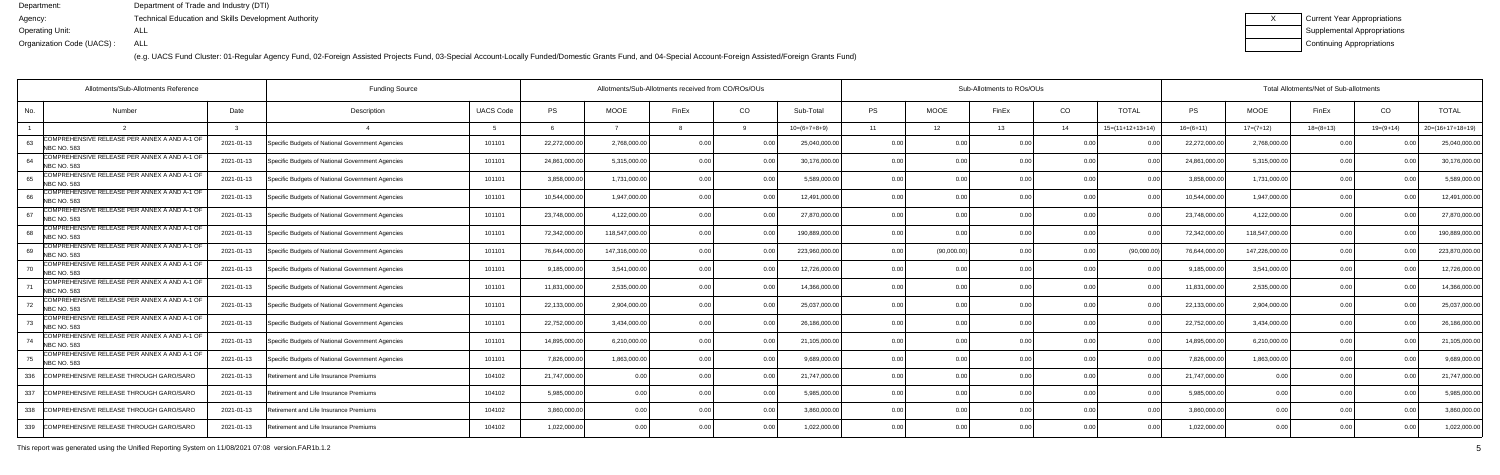Department: Department of Trade and Industry (DTI)
Agency: Technical Education and Skills Development Authority
Operating Unit: ALL
Organization Code (UACS) : ALL

| X | Current Year Appropriations |
|---|---|
| | Supplemental Appropriations |
| | Continuing Appropriations |

(e.g. UACS Fund Cluster: 01-Regular Agency Fund, 02-Foreign Assisted Projects Fund, 03-Special Account-Locally Funded/Domestic Grants Fund, and 04-Special Account-Foreign Assisted/Foreign Grants Fund)

| Allotments/Sub-Allotments Reference | | | Funding Source | | Allotments/Sub-Allotments received from CO/ROs/OUs | | | | | Sub-Allotments to ROs/OUs | | | | | Total Allotments/Net of Sub-allotments | | | | |
|---|---|---|---|---|---|---|---|---|---|---|---|---|---|---|---|---|---|---|---|
| No. | Number | Date | Description | UACS Code | PS | MOOE | FinEx | CO | Sub-Total | PS | MOOE | FinEx | CO | TOTAL | PS | MOOE | FinEx | CO | TOTAL |
| 1 | 2 | 3 | 4 | 5 | 6 | 7 | 8 | 9 | 10=(6+7+8+9) | 11 | 12 | 13 | 14 | 15=(11+12+13+14) | 16=(6+11) | 17=(7+12) | 18=(8+13) | 19=(9+14) | 20=(16+17+18+19) |
| 63 | COMPREHENSIVE RELEASE PER ANNEX A AND A-1 OF NBC NO. 583 | 2021-01-13 | Specific Budgets of National Government Agencies | 101101 | 22,272,000.00 | 2,768,000.00 | 0.00 | 0.00 | 25,040,000.00 | 0.00 | 0.00 | 0.00 | 0.00 | 0.00 | 22,272,000.00 | 2,768,000.00 | 0.00 | 0.00 | 25,040,000.00 |
| 64 | COMPREHENSIVE RELEASE PER ANNEX A AND A-1 OF NBC NO. 583 | 2021-01-13 | Specific Budgets of National Government Agencies | 101101 | 24,861,000.00 | 5,315,000.00 | 0.00 | 0.00 | 30,176,000.00 | 0.00 | 0.00 | 0.00 | 0.00 | 0.00 | 24,861,000.00 | 5,315,000.00 | 0.00 | 0.00 | 30,176,000.00 |
| 65 | COMPREHENSIVE RELEASE PER ANNEX A AND A-1 OF NBC NO. 583 | 2021-01-13 | Specific Budgets of National Government Agencies | 101101 | 3,858,000.00 | 1,731,000.00 | 0.00 | 0.00 | 5,589,000.00 | 0.00 | 0.00 | 0.00 | 0.00 | 0.00 | 3,858,000.00 | 1,731,000.00 | 0.00 | 0.00 | 5,589,000.00 |
| 66 | COMPREHENSIVE RELEASE PER ANNEX A AND A-1 OF NBC NO. 583 | 2021-01-13 | Specific Budgets of National Government Agencies | 101101 | 10,544,000.00 | 1,947,000.00 | 0.00 | 0.00 | 12,491,000.00 | 0.00 | 0.00 | 0.00 | 0.00 | 0.00 | 10,544,000.00 | 1,947,000.00 | 0.00 | 0.00 | 12,491,000.00 |
| 67 | COMPREHENSIVE RELEASE PER ANNEX A AND A-1 OF NBC NO. 583 | 2021-01-13 | Specific Budgets of National Government Agencies | 101101 | 23,748,000.00 | 4,122,000.00 | 0.00 | 0.00 | 27,870,000.00 | 0.00 | 0.00 | 0.00 | 0.00 | 0.00 | 23,748,000.00 | 4,122,000.00 | 0.00 | 0.00 | 27,870,000.00 |
| 68 | COMPREHENSIVE RELEASE PER ANNEX A AND A-1 OF NBC NO. 583 | 2021-01-13 | Specific Budgets of National Government Agencies | 101101 | 72,342,000.00 | 118,547,000.00 | 0.00 | 0.00 | 190,889,000.00 | 0.00 | 0.00 | 0.00 | 0.00 | 0.00 | 72,342,000.00 | 118,547,000.00 | 0.00 | 0.00 | 190,889,000.00 |
| 69 | COMPREHENSIVE RELEASE PER ANNEX A AND A-1 OF NBC NO. 583 | 2021-01-13 | Specific Budgets of National Government Agencies | 101101 | 76,644,000.00 | 147,316,000.00 | 0.00 | 0.00 | 223,960,000.00 | 0.00 | (90,000.00) | 0.00 | 0.00 | (90,000.00) | 76,644,000.00 | 147,226,000.00 | 0.00 | 0.00 | 223,870,000.00 |
| 70 | COMPREHENSIVE RELEASE PER ANNEX A AND A-1 OF NBC NO. 583 | 2021-01-13 | Specific Budgets of National Government Agencies | 101101 | 9,185,000.00 | 3,541,000.00 | 0.00 | 0.00 | 12,726,000.00 | 0.00 | 0.00 | 0.00 | 0.00 | 0.00 | 9,185,000.00 | 3,541,000.00 | 0.00 | 0.00 | 12,726,000.00 |
| 71 | COMPREHENSIVE RELEASE PER ANNEX A AND A-1 OF NBC NO. 583 | 2021-01-13 | Specific Budgets of National Government Agencies | 101101 | 11,831,000.00 | 2,535,000.00 | 0.00 | 0.00 | 14,366,000.00 | 0.00 | 0.00 | 0.00 | 0.00 | 0.00 | 11,831,000.00 | 2,535,000.00 | 0.00 | 0.00 | 14,366,000.00 |
| 72 | COMPREHENSIVE RELEASE PER ANNEX A AND A-1 OF NBC NO. 583 | 2021-01-13 | Specific Budgets of National Government Agencies | 101101 | 22,133,000.00 | 2,904,000.00 | 0.00 | 0.00 | 25,037,000.00 | 0.00 | 0.00 | 0.00 | 0.00 | 0.00 | 22,133,000.00 | 2,904,000.00 | 0.00 | 0.00 | 25,037,000.00 |
| 73 | COMPREHENSIVE RELEASE PER ANNEX A AND A-1 OF NBC NO. 583 | 2021-01-13 | Specific Budgets of National Government Agencies | 101101 | 22,752,000.00 | 3,434,000.00 | 0.00 | 0.00 | 26,186,000.00 | 0.00 | 0.00 | 0.00 | 0.00 | 0.00 | 22,752,000.00 | 3,434,000.00 | 0.00 | 0.00 | 26,186,000.00 |
| 74 | COMPREHENSIVE RELEASE PER ANNEX A AND A-1 OF NBC NO. 583 | 2021-01-13 | Specific Budgets of National Government Agencies | 101101 | 14,895,000.00 | 6,210,000.00 | 0.00 | 0.00 | 21,105,000.00 | 0.00 | 0.00 | 0.00 | 0.00 | 0.00 | 14,895,000.00 | 6,210,000.00 | 0.00 | 0.00 | 21,105,000.00 |
| 75 | COMPREHENSIVE RELEASE PER ANNEX A AND A-1 OF NBC NO. 583 | 2021-01-13 | Specific Budgets of National Government Agencies | 101101 | 7,826,000.00 | 1,863,000.00 | 0.00 | 0.00 | 9,689,000.00 | 0.00 | 0.00 | 0.00 | 0.00 | 0.00 | 7,826,000.00 | 1,863,000.00 | 0.00 | 0.00 | 9,689,000.00 |
| 336 | COMPREHENSIVE RELEASE THROUGH GARO/SARO | 2021-01-13 | Retirement and Life Insurance Premiums | 104102 | 21,747,000.00 | 0.00 | 0.00 | 0.00 | 21,747,000.00 | 0.00 | 0.00 | 0.00 | 0.00 | 0.00 | 21,747,000.00 | 0.00 | 0.00 | 0.00 | 21,747,000.00 |
| 337 | COMPREHENSIVE RELEASE THROUGH GARO/SARO | 2021-01-13 | Retirement and Life Insurance Premiums | 104102 | 5,985,000.00 | 0.00 | 0.00 | 0.00 | 5,985,000.00 | 0.00 | 0.00 | 0.00 | 0.00 | 0.00 | 5,985,000.00 | 0.00 | 0.00 | 0.00 | 5,985,000.00 |
| 338 | COMPREHENSIVE RELEASE THROUGH GARO/SARO | 2021-01-13 | Retirement and Life Insurance Premiums | 104102 | 3,860,000.00 | 0.00 | 0.00 | 0.00 | 3,860,000.00 | 0.00 | 0.00 | 0.00 | 0.00 | 0.00 | 3,860,000.00 | 0.00 | 0.00 | 0.00 | 3,860,000.00 |
| 339 | COMPREHENSIVE RELEASE THROUGH GARO/SARO | 2021-01-13 | Retirement and Life Insurance Premiums | 104102 | 1,022,000.00 | 0.00 | 0.00 | 0.00 | 1,022,000.00 | 0.00 | 0.00 | 0.00 | 0.00 | 0.00 | 1,022,000.00 | 0.00 | 0.00 | 0.00 | 1,022,000.00 |

This report was generated using the Unified Reporting System on 11/08/2021 07:08 version.FAR1b.1.2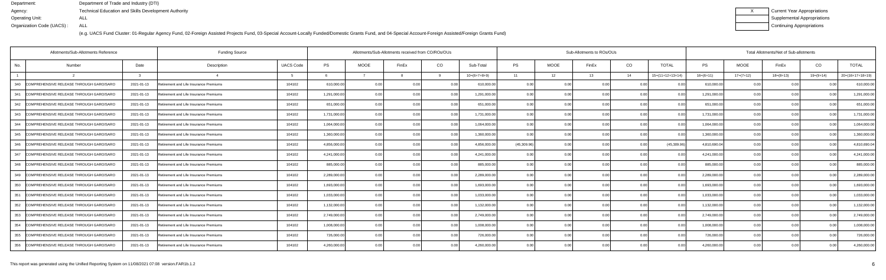Department: Department of Trade and Industry (DTI)
Agency: Technical Education and Skills Development Authority
Operating Unit: ALL
Organization Code (UACS) : ALL

| X | Current Year Appropriations |
|---|---|
| | Supplemental Appropriations |
| | Continuing Appropriations |

(e.g. UACS Fund Cluster: 01-Regular Agency Fund, 02-Foreign Assisted Projects Fund, 03-Special Account-Locally Funded/Domestic Grants Fund, and 04-Special Account-Foreign Assisted/Foreign Grants Fund)

| Allotments/Sub-Allotments Reference | | | Funding Source | | Allotments/Sub-Allotments received from CO/ROs/OUs | | | | | Sub-Allotments to ROs/OUs | | | | | Total Allotments/Net of Sub-allotments | | | | |
|---|---|---|---|---|---|---|---|---|---|---|---|---|---|---|---|---|---|---|---|
| No. | Number | Date | Description | UACS Code | PS | MOOE | FinEx | CO | Sub-Total | PS | MOOE | FinEx | CO | TOTAL | PS | MOOE | FinEx | CO | TOTAL |
| 1 | 2 | 3 | 4 | 5 | 6 | 7 | 8 | 9 | 10=(6+7+8+9) | 11 | 12 | 13 | 14 | 15=(11+12+13+14) | 16=(6+11) | 17=(7+12) | 18=(8+13) | 19=(9+14) | 20=(16+17+18+19) |
| 340 | COMPREHENSIVE RELEASE THROUGH GARO/SARO | 2021-01-13 | Retirement and Life Insurance Premiums | 104102 | 610,000.00 | 0.00 | 0.00 | 0.00 | 610,000.00 | 0.00 | 0.00 | 0.00 | 0.00 | 0.00 | 610,000.00 | 0.00 | 0.00 | 0.00 | 610,000.00 |
| 341 | COMPREHENSIVE RELEASE THROUGH GARO/SARO | 2021-01-13 | Retirement and Life Insurance Premiums | 104102 | 1,291,000.00 | 0.00 | 0.00 | 0.00 | 1,291,000.00 | 0.00 | 0.00 | 0.00 | 0.00 | 0.00 | 1,291,000.00 | 0.00 | 0.00 | 0.00 | 1,291,000.00 |
| 342 | COMPREHENSIVE RELEASE THROUGH GARO/SARO | 2021-01-13 | Retirement and Life Insurance Premiums | 104102 | 651,000.00 | 0.00 | 0.00 | 0.00 | 651,000.00 | 0.00 | 0.00 | 0.00 | 0.00 | 0.00 | 651,000.00 | 0.00 | 0.00 | 0.00 | 651,000.00 |
| 343 | COMPREHENSIVE RELEASE THROUGH GARO/SARO | 2021-01-13 | Retirement and Life Insurance Premiums | 104102 | 1,731,000.00 | 0.00 | 0.00 | 0.00 | 1,731,000.00 | 0.00 | 0.00 | 0.00 | 0.00 | 0.00 | 1,731,000.00 | 0.00 | 0.00 | 0.00 | 1,731,000.00 |
| 344 | COMPREHENSIVE RELEASE THROUGH GARO/SARO | 2021-01-13 | Retirement and Life Insurance Premiums | 104102 | 1,064,000.00 | 0.00 | 0.00 | 0.00 | 1,064,000.00 | 0.00 | 0.00 | 0.00 | 0.00 | 0.00 | 1,064,000.00 | 0.00 | 0.00 | 0.00 | 1,064,000.00 |
| 345 | COMPREHENSIVE RELEASE THROUGH GARO/SARO | 2021-01-13 | Retirement and Life Insurance Premiums | 104102 | 1,360,000.00 | 0.00 | 0.00 | 0.00 | 1,360,000.00 | 0.00 | 0.00 | 0.00 | 0.00 | 0.00 | 1,360,000.00 | 0.00 | 0.00 | 0.00 | 1,360,000.00 |
| 346 | COMPREHENSIVE RELEASE THROUGH GARO/SARO | 2021-01-13 | Retirement and Life Insurance Premiums | 104102 | 4,856,000.00 | 0.00 | 0.00 | 0.00 | 4,856,000.00 | (45,309.96) | 0.00 | 0.00 | 0.00 | (45,309.96) | 4,810,690.04 | 0.00 | 0.00 | 0.00 | 4,810,690.04 |
| 347 | COMPREHENSIVE RELEASE THROUGH GARO/SARO | 2021-01-13 | Retirement and Life Insurance Premiums | 104102 | 4,241,000.00 | 0.00 | 0.00 | 0.00 | 4,241,000.00 | 0.00 | 0.00 | 0.00 | 0.00 | 0.00 | 4,241,000.00 | 0.00 | 0.00 | 0.00 | 4,241,000.00 |
| 348 | COMPREHENSIVE RELEASE THROUGH GARO/SARO | 2021-01-13 | Retirement and Life Insurance Premiums | 104102 | 885,000.00 | 0.00 | 0.00 | 0.00 | 885,000.00 | 0.00 | 0.00 | 0.00 | 0.00 | 0.00 | 885,000.00 | 0.00 | 0.00 | 0.00 | 885,000.00 |
| 349 | COMPREHENSIVE RELEASE THROUGH GARO/SARO | 2021-01-13 | Retirement and Life Insurance Premiums | 104102 | 2,289,000.00 | 0.00 | 0.00 | 0.00 | 2,289,000.00 | 0.00 | 0.00 | 0.00 | 0.00 | 0.00 | 2,289,000.00 | 0.00 | 0.00 | 0.00 | 2,289,000.00 |
| 350 | COMPREHENSIVE RELEASE THROUGH GARO/SARO | 2021-01-13 | Retirement and Life Insurance Premiums | 104102 | 1,693,000.00 | 0.00 | 0.00 | 0.00 | 1,693,000.00 | 0.00 | 0.00 | 0.00 | 0.00 | 0.00 | 1,693,000.00 | 0.00 | 0.00 | 0.00 | 1,693,000.00 |
| 351 | COMPREHENSIVE RELEASE THROUGH GARO/SARO | 2021-01-13 | Retirement and Life Insurance Premiums | 104102 | 1,033,000.00 | 0.00 | 0.00 | 0.00 | 1,033,000.00 | 0.00 | 0.00 | 0.00 | 0.00 | 0.00 | 1,033,000.00 | 0.00 | 0.00 | 0.00 | 1,033,000.00 |
| 352 | COMPREHENSIVE RELEASE THROUGH GARO/SARO | 2021-01-13 | Retirement and Life Insurance Premiums | 104102 | 1,132,000.00 | 0.00 | 0.00 | 0.00 | 1,132,000.00 | 0.00 | 0.00 | 0.00 | 0.00 | 0.00 | 1,132,000.00 | 0.00 | 0.00 | 0.00 | 1,132,000.00 |
| 353 | COMPREHENSIVE RELEASE THROUGH GARO/SARO | 2021-01-13 | Retirement and Life Insurance Premiums | 104102 | 2,749,000.00 | 0.00 | 0.00 | 0.00 | 2,749,000.00 | 0.00 | 0.00 | 0.00 | 0.00 | 0.00 | 2,749,000.00 | 0.00 | 0.00 | 0.00 | 2,749,000.00 |
| 354 | COMPREHENSIVE RELEASE THROUGH GARO/SARO | 2021-01-13 | Retirement and Life Insurance Premiums | 104102 | 1,008,000.00 | 0.00 | 0.00 | 0.00 | 1,008,000.00 | 0.00 | 0.00 | 0.00 | 0.00 | 0.00 | 1,008,000.00 | 0.00 | 0.00 | 0.00 | 1,008,000.00 |
| 355 | COMPREHENSIVE RELEASE THROUGH GARO/SARO | 2021-01-13 | Retirement and Life Insurance Premiums | 104102 | 726,000.00 | 0.00 | 0.00 | 0.00 | 726,000.00 | 0.00 | 0.00 | 0.00 | 0.00 | 0.00 | 726,000.00 | 0.00 | 0.00 | 0.00 | 726,000.00 |
| 356 | COMPREHENSIVE RELEASE THROUGH GARO/SARO | 2021-01-13 | Retirement and Life Insurance Premiums | 104102 | 4,260,000.00 | 0.00 | 0.00 | 0.00 | 4,260,000.00 | 0.00 | 0.00 | 0.00 | 0.00 | 0.00 | 4,260,000.00 | 0.00 | 0.00 | 0.00 | 4,260,000.00 |

This report was generated using the Unified Reporting System on 11/08/2021 07:08 version.FAR1b.1.2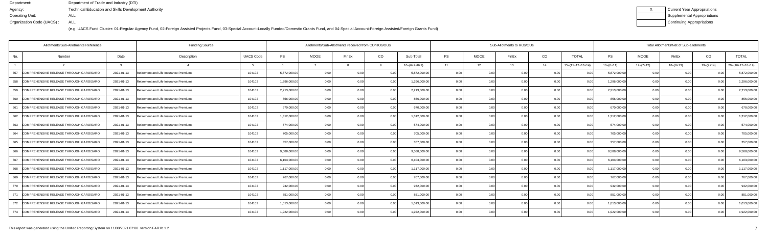Department: Department of Trade and Industry (DTI)
Agency: Technical Education and Skills Development Authority
Operating Unit: ALL
Organization Code (UACS) : ALL

(e.g. UACS Fund Cluster: 01-Regular Agency Fund, 02-Foreign Assisted Projects Fund, 03-Special Account-Locally Funded/Domestic Grants Fund, and 04-Special Account-Foreign Assisted/Foreign Grants Fund)

| X | Current Year Appropriations |
|---|---|
| | Supplemental Appropriations |
| | Continuing Appropriations |

| Allotments/Sub-Allotments Reference | | | Funding Source | | Allotments/Sub-Allotments received from CO/ROs/OUs | | | | | Sub-Allotments to ROs/OUs | | | | | Total Allotments/Net of Sub-allotments | | | | |
|---|---|---|---|---|---|---|---|---|---|---|---|---|---|---|---|---|---|---|---|
| No. | Number | Date | Description | UACS Code | PS | MOOE | FinEx | CO | Sub-Total | PS | MOOE | FinEx | CO | TOTAL | PS | MOOE | FinEx | CO | TOTAL |
| 1 | 2 | 3 | 4 | 5 | 6 | 7 | 8 | 9 | 10=(6+7+8+9) | 11 | 12 | 13 | 14 | 15=(11+12+13+14) | 16=(6+11) | 17=(7+12) | 18=(8+13) | 19=(9+14) | 20=(16+17+18+19) |
| 357 | COMPREHENSIVE RELEASE THROUGH GARO/SARO | 2021-01-13 | Retirement and Life Insurance Premiums | 104102 | 5,872,000.00 | 0.00 | 0.00 | 0.00 | 5,872,000.00 | 0.00 | 0.00 | 0.00 | 0.00 | 0.00 | 5,872,000.00 | 0.00 | 0.00 | 0.00 | 5,872,000.00 |
| 358 | COMPREHENSIVE RELEASE THROUGH GARO/SARO | 2021-01-13 | Retirement and Life Insurance Premiums | 104102 | 1,296,000.00 | 0.00 | 0.00 | 0.00 | 1,296,000.00 | 0.00 | 0.00 | 0.00 | 0.00 | 0.00 | 1,296,000.00 | 0.00 | 0.00 | 0.00 | 1,296,000.00 |
| 359 | COMPREHENSIVE RELEASE THROUGH GARO/SARO | 2021-01-13 | Retirement and Life Insurance Premiums | 104102 | 2,213,000.00 | 0.00 | 0.00 | 0.00 | 2,213,000.00 | 0.00 | 0.00 | 0.00 | 0.00 | 0.00 | 2,213,000.00 | 0.00 | 0.00 | 0.00 | 2,213,000.00 |
| 360 | COMPREHENSIVE RELEASE THROUGH GARO/SARO | 2021-01-13 | Retirement and Life Insurance Premiums | 104102 | 856,000.00 | 0.00 | 0.00 | 0.00 | 856,000.00 | 0.00 | 0.00 | 0.00 | 0.00 | 0.00 | 856,000.00 | 0.00 | 0.00 | 0.00 | 856,000.00 |
| 361 | COMPREHENSIVE RELEASE THROUGH GARO/SARO | 2021-01-13 | Retirement and Life Insurance Premiums | 104102 | 670,000.00 | 0.00 | 0.00 | 0.00 | 670,000.00 | 0.00 | 0.00 | 0.00 | 0.00 | 0.00 | 670,000.00 | 0.00 | 0.00 | 0.00 | 670,000.00 |
| 362 | COMPREHENSIVE RELEASE THROUGH GARO/SARO | 2021-01-13 | Retirement and Life Insurance Premiums | 104102 | 1,312,000.00 | 0.00 | 0.00 | 0.00 | 1,312,000.00 | 0.00 | 0.00 | 0.00 | 0.00 | 0.00 | 1,312,000.00 | 0.00 | 0.00 | 0.00 | 1,312,000.00 |
| 363 | COMPREHENSIVE RELEASE THROUGH GARO/SARO | 2021-01-13 | Retirement and Life Insurance Premiums | 104102 | 574,000.00 | 0.00 | 0.00 | 0.00 | 574,000.00 | 0.00 | 0.00 | 0.00 | 0.00 | 0.00 | 574,000.00 | 0.00 | 0.00 | 0.00 | 574,000.00 |
| 364 | COMPREHENSIVE RELEASE THROUGH GARO/SARO | 2021-01-13 | Retirement and Life Insurance Premiums | 104102 | 705,000.00 | 0.00 | 0.00 | 0.00 | 705,000.00 | 0.00 | 0.00 | 0.00 | 0.00 | 0.00 | 705,000.00 | 0.00 | 0.00 | 0.00 | 705,000.00 |
| 365 | COMPREHENSIVE RELEASE THROUGH GARO/SARO | 2021-01-13 | Retirement and Life Insurance Premiums | 104102 | 357,000.00 | 0.00 | 0.00 | 0.00 | 357,000.00 | 0.00 | 0.00 | 0.00 | 0.00 | 0.00 | 357,000.00 | 0.00 | 0.00 | 0.00 | 357,000.00 |
| 366 | COMPREHENSIVE RELEASE THROUGH GARO/SARO | 2021-01-13 | Retirement and Life Insurance Premiums | 104102 | 9,588,000.00 | 0.00 | 0.00 | 0.00 | 9,588,000.00 | 0.00 | 0.00 | 0.00 | 0.00 | 0.00 | 9,588,000.00 | 0.00 | 0.00 | 0.00 | 9,588,000.00 |
| 367 | COMPREHENSIVE RELEASE THROUGH GARO/SARO | 2021-01-13 | Retirement and Life Insurance Premiums | 104102 | 6,103,000.00 | 0.00 | 0.00 | 0.00 | 6,103,000.00 | 0.00 | 0.00 | 0.00 | 0.00 | 0.00 | 6,103,000.00 | 0.00 | 0.00 | 0.00 | 6,103,000.00 |
| 368 | COMPREHENSIVE RELEASE THROUGH GARO/SARO | 2021-01-13 | Retirement and Life Insurance Premiums | 104102 | 1,117,000.00 | 0.00 | 0.00 | 0.00 | 1,117,000.00 | 0.00 | 0.00 | 0.00 | 0.00 | 0.00 | 1,117,000.00 | 0.00 | 0.00 | 0.00 | 1,117,000.00 |
| 369 | COMPREHENSIVE RELEASE THROUGH GARO/SARO | 2021-01-13 | Retirement and Life Insurance Premiums | 104102 | 767,000.00 | 0.00 | 0.00 | 0.00 | 767,000.00 | 0.00 | 0.00 | 0.00 | 0.00 | 0.00 | 767,000.00 | 0.00 | 0.00 | 0.00 | 767,000.00 |
| 370 | COMPREHENSIVE RELEASE THROUGH GARO/SARO | 2021-01-13 | Retirement and Life Insurance Premiums | 104102 | 932,000.00 | 0.00 | 0.00 | 0.00 | 932,000.00 | 0.00 | 0.00 | 0.00 | 0.00 | 0.00 | 932,000.00 | 0.00 | 0.00 | 0.00 | 932,000.00 |
| 371 | COMPREHENSIVE RELEASE THROUGH GARO/SARO | 2021-01-13 | Retirement and Life Insurance Premiums | 104102 | 851,000.00 | 0.00 | 0.00 | 0.00 | 851,000.00 | 0.00 | 0.00 | 0.00 | 0.00 | 0.00 | 851,000.00 | 0.00 | 0.00 | 0.00 | 851,000.00 |
| 372 | COMPREHENSIVE RELEASE THROUGH GARO/SARO | 2021-01-13 | Retirement and Life Insurance Premiums | 104102 | 1,013,000.00 | 0.00 | 0.00 | 0.00 | 1,013,000.00 | 0.00 | 0.00 | 0.00 | 0.00 | 0.00 | 1,013,000.00 | 0.00 | 0.00 | 0.00 | 1,013,000.00 |
| 373 | COMPREHENSIVE RELEASE THROUGH GARO/SARO | 2021-01-13 | Retirement and Life Insurance Premiums | 104102 | 1,922,000.00 | 0.00 | 0.00 | 0.00 | 1,922,000.00 | 0.00 | 0.00 | 0.00 | 0.00 | 0.00 | 1,922,000.00 | 0.00 | 0.00 | 0.00 | 1,922,000.00 |

This report was generated using the Unified Reporting System on 11/08/2021 07:08 version.FAR1b.1.2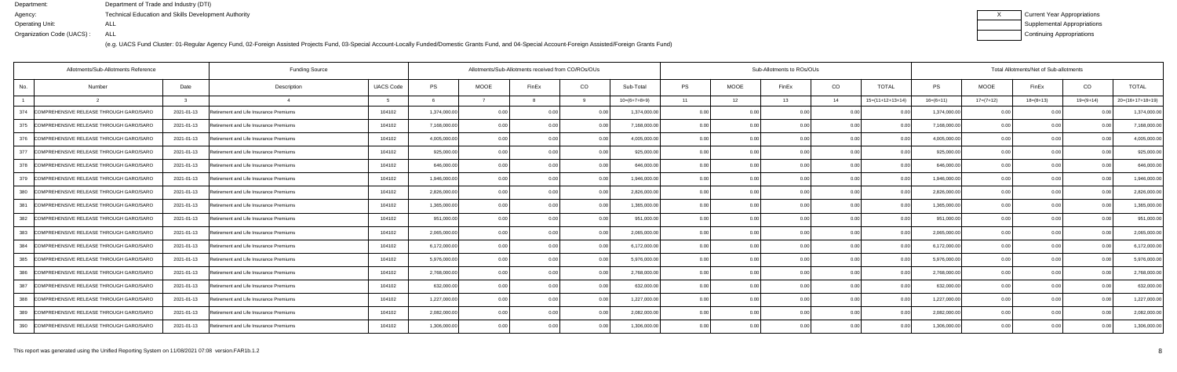Department: Department of Trade and Industry (DTI)
Agency: Technical Education and Skills Development Authority
Operating Unit: ALL
Organization Code (UACS) : ALL

| X | Current Year Appropriations |
|---|---|
| | Supplemental Appropriations |
| | Continuing Appropriations |

(e.g. UACS Fund Cluster: 01-Regular Agency Fund, 02-Foreign Assisted Projects Fund, 03-Special Account-Locally Funded/Domestic Grants Fund, and 04-Special Account-Foreign Assisted/Foreign Grants Fund)

| Allotments/Sub-Allotments Reference | | | Funding Source | | Allotments/Sub-Allotments received from CO/ROs/OUs | | | | | Sub-Allotments to ROs/OUs | | | | | Total Allotments/Net of Sub-allotments | | | | |
|---|---|---|---|---|---|---|---|---|---|---|---|---|---|---|---|---|---|---|---|
| No. | Number | Date | Description | UACS Code | PS | MOOE | FinEx | CO | Sub-Total | PS | MOOE | FinEx | CO | TOTAL | PS | MOOE | FinEx | CO | TOTAL |
| 1 | 2 | 3 | 4 | 5 | 6 | 7 | 8 | 9 | 10=(6+7+8+9) | 11 | 12 | 13 | 14 | 15=(11+12+13+14) | 16=(6+11) | 17=(7+12) | 18=(8+13) | 19=(9+14) | 20=(16+17+18+19) |
| 374 | COMPREHENSIVE RELEASE THROUGH GARO/SARO | 2021-01-13 | Retirement and Life Insurance Premiums | 104102 | 1,374,000.00 | 0.00 | 0.00 | 0.00 | 1,374,000.00 | 0.00 | 0.00 | 0.00 | 0.00 | 0.00 | 1,374,000.00 | 0.00 | 0.00 | 0.00 | 1,374,000.00 |
| 375 | COMPREHENSIVE RELEASE THROUGH GARO/SARO | 2021-01-13 | Retirement and Life Insurance Premiums | 104102 | 7,168,000.00 | 0.00 | 0.00 | 0.00 | 7,168,000.00 | 0.00 | 0.00 | 0.00 | 0.00 | 0.00 | 7,168,000.00 | 0.00 | 0.00 | 0.00 | 7,168,000.00 |
| 376 | COMPREHENSIVE RELEASE THROUGH GARO/SARO | 2021-01-13 | Retirement and Life Insurance Premiums | 104102 | 4,005,000.00 | 0.00 | 0.00 | 0.00 | 4,005,000.00 | 0.00 | 0.00 | 0.00 | 0.00 | 0.00 | 4,005,000.00 | 0.00 | 0.00 | 0.00 | 4,005,000.00 |
| 377 | COMPREHENSIVE RELEASE THROUGH GARO/SARO | 2021-01-13 | Retirement and Life Insurance Premiums | 104102 | 925,000.00 | 0.00 | 0.00 | 0.00 | 925,000.00 | 0.00 | 0.00 | 0.00 | 0.00 | 0.00 | 925,000.00 | 0.00 | 0.00 | 0.00 | 925,000.00 |
| 378 | COMPREHENSIVE RELEASE THROUGH GARO/SARO | 2021-01-13 | Retirement and Life Insurance Premiums | 104102 | 646,000.00 | 0.00 | 0.00 | 0.00 | 646,000.00 | 0.00 | 0.00 | 0.00 | 0.00 | 0.00 | 646,000.00 | 0.00 | 0.00 | 0.00 | 646,000.00 |
| 379 | COMPREHENSIVE RELEASE THROUGH GARO/SARO | 2021-01-13 | Retirement and Life Insurance Premiums | 104102 | 1,946,000.00 | 0.00 | 0.00 | 0.00 | 1,946,000.00 | 0.00 | 0.00 | 0.00 | 0.00 | 0.00 | 1,946,000.00 | 0.00 | 0.00 | 0.00 | 1,946,000.00 |
| 380 | COMPREHENSIVE RELEASE THROUGH GARO/SARO | 2021-01-13 | Retirement and Life Insurance Premiums | 104102 | 2,826,000.00 | 0.00 | 0.00 | 0.00 | 2,826,000.00 | 0.00 | 0.00 | 0.00 | 0.00 | 0.00 | 2,826,000.00 | 0.00 | 0.00 | 0.00 | 2,826,000.00 |
| 381 | COMPREHENSIVE RELEASE THROUGH GARO/SARO | 2021-01-13 | Retirement and Life Insurance Premiums | 104102 | 1,365,000.00 | 0.00 | 0.00 | 0.00 | 1,365,000.00 | 0.00 | 0.00 | 0.00 | 0.00 | 0.00 | 1,365,000.00 | 0.00 | 0.00 | 0.00 | 1,365,000.00 |
| 382 | COMPREHENSIVE RELEASE THROUGH GARO/SARO | 2021-01-13 | Retirement and Life Insurance Premiums | 104102 | 951,000.00 | 0.00 | 0.00 | 0.00 | 951,000.00 | 0.00 | 0.00 | 0.00 | 0.00 | 0.00 | 951,000.00 | 0.00 | 0.00 | 0.00 | 951,000.00 |
| 383 | COMPREHENSIVE RELEASE THROUGH GARO/SARO | 2021-01-13 | Retirement and Life Insurance Premiums | 104102 | 2,065,000.00 | 0.00 | 0.00 | 0.00 | 2,065,000.00 | 0.00 | 0.00 | 0.00 | 0.00 | 0.00 | 2,065,000.00 | 0.00 | 0.00 | 0.00 | 2,065,000.00 |
| 384 | COMPREHENSIVE RELEASE THROUGH GARO/SARO | 2021-01-13 | Retirement and Life Insurance Premiums | 104102 | 6,172,000.00 | 0.00 | 0.00 | 0.00 | 6,172,000.00 | 0.00 | 0.00 | 0.00 | 0.00 | 0.00 | 6,172,000.00 | 0.00 | 0.00 | 0.00 | 6,172,000.00 |
| 385 | COMPREHENSIVE RELEASE THROUGH GARO/SARO | 2021-01-13 | Retirement and Life Insurance Premiums | 104102 | 5,976,000.00 | 0.00 | 0.00 | 0.00 | 5,976,000.00 | 0.00 | 0.00 | 0.00 | 0.00 | 0.00 | 5,976,000.00 | 0.00 | 0.00 | 0.00 | 5,976,000.00 |
| 386 | COMPREHENSIVE RELEASE THROUGH GARO/SARO | 2021-01-13 | Retirement and Life Insurance Premiums | 104102 | 2,768,000.00 | 0.00 | 0.00 | 0.00 | 2,768,000.00 | 0.00 | 0.00 | 0.00 | 0.00 | 0.00 | 2,768,000.00 | 0.00 | 0.00 | 0.00 | 2,768,000.00 |
| 387 | COMPREHENSIVE RELEASE THROUGH GARO/SARO | 2021-01-13 | Retirement and Life Insurance Premiums | 104102 | 632,000.00 | 0.00 | 0.00 | 0.00 | 632,000.00 | 0.00 | 0.00 | 0.00 | 0.00 | 0.00 | 632,000.00 | 0.00 | 0.00 | 0.00 | 632,000.00 |
| 388 | COMPREHENSIVE RELEASE THROUGH GARO/SARO | 2021-01-13 | Retirement and Life Insurance Premiums | 104102 | 1,227,000.00 | 0.00 | 0.00 | 0.00 | 1,227,000.00 | 0.00 | 0.00 | 0.00 | 0.00 | 0.00 | 1,227,000.00 | 0.00 | 0.00 | 0.00 | 1,227,000.00 |
| 389 | COMPREHENSIVE RELEASE THROUGH GARO/SARO | 2021-01-13 | Retirement and Life Insurance Premiums | 104102 | 2,082,000.00 | 0.00 | 0.00 | 0.00 | 2,082,000.00 | 0.00 | 0.00 | 0.00 | 0.00 | 0.00 | 2,082,000.00 | 0.00 | 0.00 | 0.00 | 2,082,000.00 |
| 390 | COMPREHENSIVE RELEASE THROUGH GARO/SARO | 2021-01-13 | Retirement and Life Insurance Premiums | 104102 | 1,306,000.00 | 0.00 | 0.00 | 0.00 | 1,306,000.00 | 0.00 | 0.00 | 0.00 | 0.00 | 0.00 | 1,306,000.00 | 0.00 | 0.00 | 0.00 | 1,306,000.00 |

This report was generated using the Unified Reporting System on 11/08/2021 07:08 version.FAR1b.1.2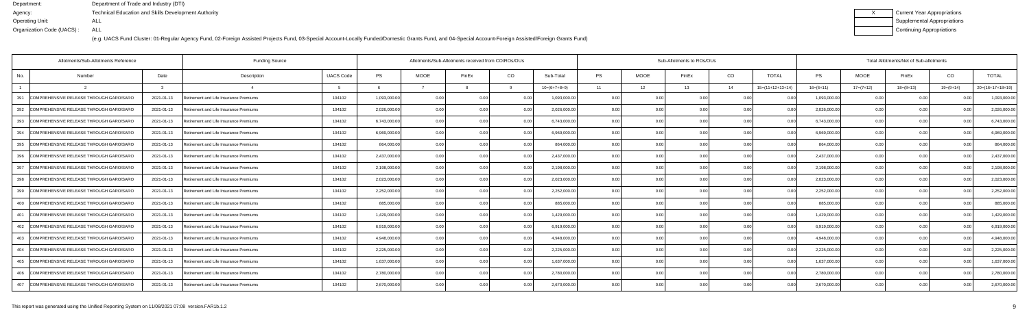Department: Department of Trade and Industry (DTI)
Agency: Technical Education and Skills Development Authority
Operating Unit: ALL
Organization Code (UACS) : ALL

| X | Current Year Appropriations |
|---|---|
| | Supplemental Appropriations |
| | Continuing Appropriations |

(e.g. UACS Fund Cluster: 01-Regular Agency Fund, 02-Foreign Assisted Projects Fund, 03-Special Account-Locally Funded/Domestic Grants Fund, and 04-Special Account-Foreign Assisted/Foreign Grants Fund)

| Allotments/Sub-Allotments Reference | | | Funding Source | | Allotments/Sub-Allotments received from CO/ROs/OUs | | | | | Sub-Allotments to ROs/OUs | | | | | Total Allotments/Net of Sub-allotments | | | | |
|---|---|---|---|---|---|---|---|---|---|---|---|---|---|---|---|---|---|---|---|
| No. | Number | Date | Description | UACS Code | PS | MOOE | FinEx | CO | Sub-Total | PS | MOOE | FinEx | CO | TOTAL | PS | MOOE | FinEx | CO | TOTAL |
| 1 | 2 | 3 | 4 | 5 | 6 | 7 | 8 | 9 | 10=(6+7+8+9) | 11 | 12 | 13 | 14 | 15=(11+12+13+14) | 16=(6+11) | 17=(7+12) | 18=(8+13) | 19=(9+14) | 20=(16+17+18+19) |
| 391 | COMPREHENSIVE RELEASE THROUGH GARO/SARO | 2021-01-13 | Retirement and Life Insurance Premiums | 104102 | 1,093,000.00 | 0.00 | 0.00 | 0.00 | 1,093,000.00 | 0.00 | 0.00 | 0.00 | 0.00 | 0.00 | 1,093,000.00 | 0.00 | 0.00 | 0.00 | 1,093,000.00 |
| 392 | COMPREHENSIVE RELEASE THROUGH GARO/SARO | 2021-01-13 | Retirement and Life Insurance Premiums | 104102 | 2,026,000.00 | 0.00 | 0.00 | 0.00 | 2,026,000.00 | 0.00 | 0.00 | 0.00 | 0.00 | 0.00 | 2,026,000.00 | 0.00 | 0.00 | 0.00 | 2,026,000.00 |
| 393 | COMPREHENSIVE RELEASE THROUGH GARO/SARO | 2021-01-13 | Retirement and Life Insurance Premiums | 104102 | 6,743,000.00 | 0.00 | 0.00 | 0.00 | 6,743,000.00 | 0.00 | 0.00 | 0.00 | 0.00 | 0.00 | 6,743,000.00 | 0.00 | 0.00 | 0.00 | 6,743,000.00 |
| 394 | COMPREHENSIVE RELEASE THROUGH GARO/SARO | 2021-01-13 | Retirement and Life Insurance Premiums | 104102 | 6,969,000.00 | 0.00 | 0.00 | 0.00 | 6,969,000.00 | 0.00 | 0.00 | 0.00 | 0.00 | 0.00 | 6,969,000.00 | 0.00 | 0.00 | 0.00 | 6,969,000.00 |
| 395 | COMPREHENSIVE RELEASE THROUGH GARO/SARO | 2021-01-13 | Retirement and Life Insurance Premiums | 104102 | 864,000.00 | 0.00 | 0.00 | 0.00 | 864,000.00 | 0.00 | 0.00 | 0.00 | 0.00 | 0.00 | 864,000.00 | 0.00 | 0.00 | 0.00 | 864,000.00 |
| 396 | COMPREHENSIVE RELEASE THROUGH GARO/SARO | 2021-01-13 | Retirement and Life Insurance Premiums | 104102 | 2,437,000.00 | 0.00 | 0.00 | 0.00 | 2,437,000.00 | 0.00 | 0.00 | 0.00 | 0.00 | 0.00 | 2,437,000.00 | 0.00 | 0.00 | 0.00 | 2,437,000.00 |
| 397 | COMPREHENSIVE RELEASE THROUGH GARO/SARO | 2021-01-13 | Retirement and Life Insurance Premiums | 104102 | 2,198,000.00 | 0.00 | 0.00 | 0.00 | 2,198,000.00 | 0.00 | 0.00 | 0.00 | 0.00 | 0.00 | 2,198,000.00 | 0.00 | 0.00 | 0.00 | 2,198,000.00 |
| 398 | COMPREHENSIVE RELEASE THROUGH GARO/SARO | 2021-01-13 | Retirement and Life Insurance Premiums | 104102 | 2,023,000.00 | 0.00 | 0.00 | 0.00 | 2,023,000.00 | 0.00 | 0.00 | 0.00 | 0.00 | 0.00 | 2,023,000.00 | 0.00 | 0.00 | 0.00 | 2,023,000.00 |
| 399 | COMPREHENSIVE RELEASE THROUGH GARO/SARO | 2021-01-13 | Retirement and Life Insurance Premiums | 104102 | 2,252,000.00 | 0.00 | 0.00 | 0.00 | 2,252,000.00 | 0.00 | 0.00 | 0.00 | 0.00 | 0.00 | 2,252,000.00 | 0.00 | 0.00 | 0.00 | 2,252,000.00 |
| 400 | COMPREHENSIVE RELEASE THROUGH GARO/SARO | 2021-01-13 | Retirement and Life Insurance Premiums | 104102 | 885,000.00 | 0.00 | 0.00 | 0.00 | 885,000.00 | 0.00 | 0.00 | 0.00 | 0.00 | 0.00 | 885,000.00 | 0.00 | 0.00 | 0.00 | 885,000.00 |
| 401 | COMPREHENSIVE RELEASE THROUGH GARO/SARO | 2021-01-13 | Retirement and Life Insurance Premiums | 104102 | 1,429,000.00 | 0.00 | 0.00 | 0.00 | 1,429,000.00 | 0.00 | 0.00 | 0.00 | 0.00 | 0.00 | 1,429,000.00 | 0.00 | 0.00 | 0.00 | 1,429,000.00 |
| 402 | COMPREHENSIVE RELEASE THROUGH GARO/SARO | 2021-01-13 | Retirement and Life Insurance Premiums | 104102 | 6,919,000.00 | 0.00 | 0.00 | 0.00 | 6,919,000.00 | 0.00 | 0.00 | 0.00 | 0.00 | 0.00 | 6,919,000.00 | 0.00 | 0.00 | 0.00 | 6,919,000.00 |
| 403 | COMPREHENSIVE RELEASE THROUGH GARO/SARO | 2021-01-13 | Retirement and Life Insurance Premiums | 104102 | 4,948,000.00 | 0.00 | 0.00 | 0.00 | 4,948,000.00 | 0.00 | 0.00 | 0.00 | 0.00 | 0.00 | 4,948,000.00 | 0.00 | 0.00 | 0.00 | 4,948,000.00 |
| 404 | COMPREHENSIVE RELEASE THROUGH GARO/SARO | 2021-01-13 | Retirement and Life Insurance Premiums | 104102 | 2,225,000.00 | 0.00 | 0.00 | 0.00 | 2,225,000.00 | 0.00 | 0.00 | 0.00 | 0.00 | 0.00 | 2,225,000.00 | 0.00 | 0.00 | 0.00 | 2,225,000.00 |
| 405 | COMPREHENSIVE RELEASE THROUGH GARO/SARO | 2021-01-13 | Retirement and Life Insurance Premiums | 104102 | 1,637,000.00 | 0.00 | 0.00 | 0.00 | 1,637,000.00 | 0.00 | 0.00 | 0.00 | 0.00 | 0.00 | 1,637,000.00 | 0.00 | 0.00 | 0.00 | 1,637,000.00 |
| 406 | COMPREHENSIVE RELEASE THROUGH GARO/SARO | 2021-01-13 | Retirement and Life Insurance Premiums | 104102 | 2,780,000.00 | 0.00 | 0.00 | 0.00 | 2,780,000.00 | 0.00 | 0.00 | 0.00 | 0.00 | 0.00 | 2,780,000.00 | 0.00 | 0.00 | 0.00 | 2,780,000.00 |
| 407 | COMPREHENSIVE RELEASE THROUGH GARO/SARO | 2021-01-13 | Retirement and Life Insurance Premiums | 104102 | 2,670,000.00 | 0.00 | 0.00 | 0.00 | 2,670,000.00 | 0.00 | 0.00 | 0.00 | 0.00 | 0.00 | 2,670,000.00 | 0.00 | 0.00 | 0.00 | 2,670,000.00 |

This report was generated using the Unified Reporting System on 11/08/2021 07:08 version.FAR1b.1.2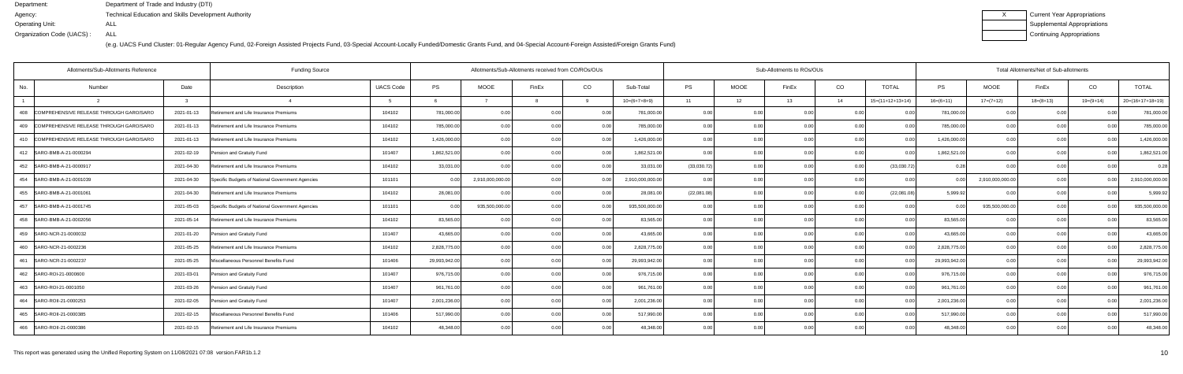Department: Department of Trade and Industry (DTI)
Agency: Technical Education and Skills Development Authority
Operating Unit: ALL
Organization Code (UACS) : ALL

| X | Current Year Appropriations |
|---|---|
| | Supplemental Appropriations |
| | Continuing Appropriations |

(e.g. UACS Fund Cluster: 01-Regular Agency Fund, 02-Foreign Assisted Projects Fund, 03-Special Account-Locally Funded/Domestic Grants Fund, and 04-Special Account-Foreign Assisted/Foreign Grants Fund)

| Allotments/Sub-Allotments Reference | | | Funding Source | | Allotments/Sub-Allotments received from CO/ROs/OUs | | | | | Sub-Allotments to ROs/OUs | | | | | Total Allotments/Net of Sub-allotments | | | | |
|---|---|---|---|---|---|---|---|---|---|---|---|---|---|---|---|---|---|---|---|
| No. | Number | Date | Description | UACS Code | PS | MOOE | FinEx | CO | Sub-Total | PS | MOOE | FinEx | CO | TOTAL | PS | MOOE | FinEx | CO | TOTAL |
| 1 | 2 | 3 | 4 | 5 | 6 | 7 | 8 | 9 | 10=(6+7+8+9) | 11 | 12 | 13 | 14 | 15=(11+12+13+14) | 16=(6+11) | 17=(7+12) | 18=(8+13) | 19=(9+14) | 20=(16+17+18+19) |
| 408 | COMPREHENSIVE RELEASE THROUGH GARO/SARO | 2021-01-13 | Retirement and Life Insurance Premiums | 104102 | 781,000.00 | 0.00 | 0.00 | 0.00 | 781,000.00 | 0.00 | 0.00 | 0.00 | 0.00 | 0.00 | 781,000.00 | 0.00 | 0.00 | 0.00 | 781,000.00 |
| 409 | COMPREHENSIVE RELEASE THROUGH GARO/SARO | 2021-01-13 | Retirement and Life Insurance Premiums | 104102 | 785,000.00 | 0.00 | 0.00 | 0.00 | 785,000.00 | 0.00 | 0.00 | 0.00 | 0.00 | 0.00 | 785,000.00 | 0.00 | 0.00 | 0.00 | 785,000.00 |
| 410 | COMPREHENSIVE RELEASE THROUGH GARO/SARO | 2021-01-13 | Retirement and Life Insurance Premiums | 104102 | 1,426,000.00 | 0.00 | 0.00 | 0.00 | 1,426,000.00 | 0.00 | 0.00 | 0.00 | 0.00 | 0.00 | 1,426,000.00 | 0.00 | 0.00 | 0.00 | 1,426,000.00 |
| 412 | SARO-BMB-A-21-0000294 | 2021-02-19 | Pension and Gratuity Fund | 101407 | 1,862,521.00 | 0.00 | 0.00 | 0.00 | 1,862,521.00 | 0.00 | 0.00 | 0.00 | 0.00 | 0.00 | 1,862,521.00 | 0.00 | 0.00 | 0.00 | 1,862,521.00 |
| 452 | SARO-BMB-A-21-0000917 | 2021-04-30 | Retirement and Life Insurance Premiums | 104102 | 33,031.00 | 0.00 | 0.00 | 0.00 | 33,031.00 | (33,030.72) | 0.00 | 0.00 | 0.00 | (33,030.72) | 0.28 | 0.00 | 0.00 | 0.00 | 0.28 |
| 454 | SARO-BMB-A-21-0001039 | 2021-04-30 | Specific Budgets of National Government Agencies | 101101 | 0.00 | 2,910,000,000.00 | 0.00 | 0.00 | 2,910,000,000.00 | 0.00 | 0.00 | 0.00 | 0.00 | 0.00 | 0.00 | 2,910,000,000.00 | 0.00 | 0.00 | 2,910,000,000.00 |
| 455 | SARO-BMB-A-21-0001061 | 2021-04-30 | Retirement and Life Insurance Premiums | 104102 | 28,081.00 | 0.00 | 0.00 | 0.00 | 28,081.00 | (22,081.08) | 0.00 | 0.00 | 0.00 | (22,081.08) | 5,999.92 | 0.00 | 0.00 | 0.00 | 5,999.92 |
| 457 | SARO-BMB-A-21-0001745 | 2021-05-03 | Specific Budgets of National Government Agencies | 101101 | 0.00 | 935,500,000.00 | 0.00 | 0.00 | 935,500,000.00 | 0.00 | 0.00 | 0.00 | 0.00 | 0.00 | 0.00 | 935,500,000.00 | 0.00 | 0.00 | 935,500,000.00 |
| 458 | SARO-BMB-A-21-0002056 | 2021-05-14 | Retirement and Life Insurance Premiums | 104102 | 83,565.00 | 0.00 | 0.00 | 0.00 | 83,565.00 | 0.00 | 0.00 | 0.00 | 0.00 | 0.00 | 83,565.00 | 0.00 | 0.00 | 0.00 | 83,565.00 |
| 459 | SARO-NCR-21-0000032 | 2021-01-20 | Pension and Gratuity Fund | 101407 | 43,665.00 | 0.00 | 0.00 | 0.00 | 43,665.00 | 0.00 | 0.00 | 0.00 | 0.00 | 0.00 | 43,665.00 | 0.00 | 0.00 | 0.00 | 43,665.00 |
| 460 | SARO-NCR-21-0002236 | 2021-05-25 | Retirement and Life Insurance Premiums | 104102 | 2,828,775.00 | 0.00 | 0.00 | 0.00 | 2,828,775.00 | 0.00 | 0.00 | 0.00 | 0.00 | 0.00 | 2,828,775.00 | 0.00 | 0.00 | 0.00 | 2,828,775.00 |
| 461 | SARO-NCR-21-0002237 | 2021-05-25 | Miscellaneous Personnel Benefits Fund | 101406 | 29,993,942.00 | 0.00 | 0.00 | 0.00 | 29,993,942.00 | 0.00 | 0.00 | 0.00 | 0.00 | 0.00 | 29,993,942.00 | 0.00 | 0.00 | 0.00 | 29,993,942.00 |
| 462 | SARO-ROI-21-0000600 | 2021-03-01 | Pension and Gratuity Fund | 101407 | 976,715.00 | 0.00 | 0.00 | 0.00 | 976,715.00 | 0.00 | 0.00 | 0.00 | 0.00 | 0.00 | 976,715.00 | 0.00 | 0.00 | 0.00 | 976,715.00 |
| 463 | SARO-ROI-21-0001050 | 2021-03-26 | Pension and Gratuity Fund | 101407 | 961,761.00 | 0.00 | 0.00 | 0.00 | 961,761.00 | 0.00 | 0.00 | 0.00 | 0.00 | 0.00 | 961,761.00 | 0.00 | 0.00 | 0.00 | 961,761.00 |
| 464 | SARO-ROII-21-0000253 | 2021-02-05 | Pension and Gratuity Fund | 101407 | 2,001,236.00 | 0.00 | 0.00 | 0.00 | 2,001,236.00 | 0.00 | 0.00 | 0.00 | 0.00 | 0.00 | 2,001,236.00 | 0.00 | 0.00 | 0.00 | 2,001,236.00 |
| 465 | SARO-ROII-21-0000385 | 2021-02-15 | Miscellaneous Personnel Benefits Fund | 101406 | 517,990.00 | 0.00 | 0.00 | 0.00 | 517,990.00 | 0.00 | 0.00 | 0.00 | 0.00 | 0.00 | 517,990.00 | 0.00 | 0.00 | 0.00 | 517,990.00 |
| 466 | SARO-ROII-21-0000386 | 2021-02-15 | Retirement and Life Insurance Premiums | 104102 | 48,348.00 | 0.00 | 0.00 | 0.00 | 48,348.00 | 0.00 | 0.00 | 0.00 | 0.00 | 0.00 | 48,348.00 | 0.00 | 0.00 | 0.00 | 48,348.00 |

This report was generated using the Unified Reporting System on 11/08/2021 07:08 version.FAR1b.1.2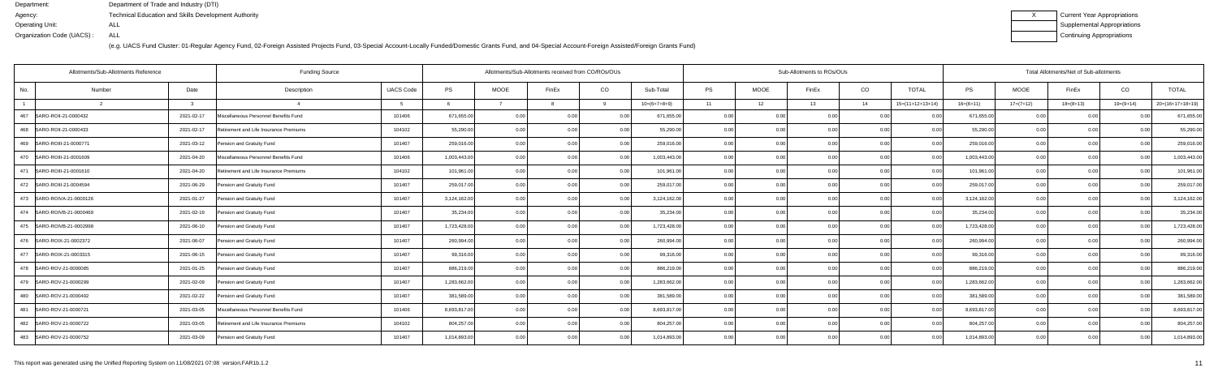Department: Department of Trade and Industry (DTI)
Agency: Technical Education and Skills Development Authority
Operating Unit: ALL
Organization Code (UACS) : ALL

(e.g. UACS Fund Cluster: 01-Regular Agency Fund, 02-Foreign Assisted Projects Fund, 03-Special Account-Locally Funded/Domestic Grants Fund, and 04-Special Account-Foreign Assisted/Foreign Grants Fund)

| X | Current Year Appropriations |
|---|---|
| | Supplemental Appropriations |
| | Continuing Appropriations |

| Allotments/Sub-Allotments Reference | | | Funding Source | | Allotments/Sub-Allotments received from CO/ROs/OUs | | | | | Sub-Allotments to ROs/OUs | | | | | Total Allotments/Net of Sub-allotments | | | | |
|---|---|---|---|---|---|---|---|---|---|---|---|---|---|---|---|---|---|---|---|
| No. | Number | Date | Description | UACS Code | PS | MOOE | FinEx | CO | Sub-Total | PS | MOOE | FinEx | CO | TOTAL | PS | MOOE | FinEx | CO | TOTAL |
| 1 | 2 | 3 | 4 | 5 | 6 | 7 | 8 | 9 | 10=(6+7+8+9) | 11 | 12 | 13 | 14 | 15=(11+12+13+14) | 16=(6+11) | 17=(7+12) | 18=(8+13) | 19=(9+14) | 20=(16+17+18+19) |
| 467 | SARO-ROII-21-0000432 | 2021-02-17 | Miscellaneous Personnel Benefits Fund | 101406 | 671,655.00 | 0.00 | 0.00 | 0.00 | 671,655.00 | 0.00 | 0.00 | 0.00 | 0.00 | 0.00 | 671,655.00 | 0.00 | 0.00 | 0.00 | 671,655.00 |
| 468 | SARO-ROII-21-0000433 | 2021-02-17 | Retirement and Life Insurance Premiums | 104102 | 55,290.00 | 0.00 | 0.00 | 0.00 | 55,290.00 | 0.00 | 0.00 | 0.00 | 0.00 | 0.00 | 55,290.00 | 0.00 | 0.00 | 0.00 | 55,290.00 |
| 469 | SARO-ROIII-21-0000771 | 2021-03-12 | Pension and Gratuity Fund | 101407 | 259,016.00 | 0.00 | 0.00 | 0.00 | 259,016.00 | 0.00 | 0.00 | 0.00 | 0.00 | 0.00 | 259,016.00 | 0.00 | 0.00 | 0.00 | 259,016.00 |
| 470 | SARO-ROIII-21-0001609 | 2021-04-20 | Miscellaneous Personnel Benefits Fund | 101406 | 1,003,443.00 | 0.00 | 0.00 | 0.00 | 1,003,443.00 | 0.00 | 0.00 | 0.00 | 0.00 | 0.00 | 1,003,443.00 | 0.00 | 0.00 | 0.00 | 1,003,443.00 |
| 471 | SARO-ROIII-21-0001610 | 2021-04-20 | Retirement and Life Insurance Premiums | 104102 | 101,961.00 | 0.00 | 0.00 | 0.00 | 101,961.00 | 0.00 | 0.00 | 0.00 | 0.00 | 0.00 | 101,961.00 | 0.00 | 0.00 | 0.00 | 101,961.00 |
| 472 | SARO-ROIII-21-0004594 | 2021-06-29 | Pension and Gratuity Fund | 101407 | 259,017.00 | 0.00 | 0.00 | 0.00 | 259,017.00 | 0.00 | 0.00 | 0.00 | 0.00 | 0.00 | 259,017.00 | 0.00 | 0.00 | 0.00 | 259,017.00 |
| 473 | SARO-ROIVA-21-0000126 | 2021-01-27 | Pension and Gratuity Fund | 101407 | 3,124,162.00 | 0.00 | 0.00 | 0.00 | 3,124,162.00 | 0.00 | 0.00 | 0.00 | 0.00 | 0.00 | 3,124,162.00 | 0.00 | 0.00 | 0.00 | 3,124,162.00 |
| 474 | SARO-ROIVB-21-0000469 | 2021-02-19 | Pension and Gratuity Fund | 101407 | 35,234.00 | 0.00 | 0.00 | 0.00 | 35,234.00 | 0.00 | 0.00 | 0.00 | 0.00 | 0.00 | 35,234.00 | 0.00 | 0.00 | 0.00 | 35,234.00 |
| 475 | SARO-ROIVB-21-0002998 | 2021-06-10 | Pension and Gratuity Fund | 101407 | 1,723,428.00 | 0.00 | 0.00 | 0.00 | 1,723,428.00 | 0.00 | 0.00 | 0.00 | 0.00 | 0.00 | 1,723,428.00 | 0.00 | 0.00 | 0.00 | 1,723,428.00 |
| 476 | SARO-ROIX-21-0002372 | 2021-06-07 | Pension and Gratuity Fund | 101407 | 260,994.00 | 0.00 | 0.00 | 0.00 | 260,994.00 | 0.00 | 0.00 | 0.00 | 0.00 | 0.00 | 260,994.00 | 0.00 | 0.00 | 0.00 | 260,994.00 |
| 477 | SARO-ROIX-21-0003315 | 2021-06-15 | Pension and Gratuity Fund | 101407 | 99,316.00 | 0.00 | 0.00 | 0.00 | 99,316.00 | 0.00 | 0.00 | 0.00 | 0.00 | 0.00 | 99,316.00 | 0.00 | 0.00 | 0.00 | 99,316.00 |
| 478 | SARO-ROV-21-0000085 | 2021-01-25 | Pension and Gratuity Fund | 101407 | 886,219.00 | 0.00 | 0.00 | 0.00 | 886,219.00 | 0.00 | 0.00 | 0.00 | 0.00 | 0.00 | 886,219.00 | 0.00 | 0.00 | 0.00 | 886,219.00 |
| 479 | SARO-ROV-21-0000299 | 2021-02-09 | Pension and Gratuity Fund | 101407 | 1,283,662.00 | 0.00 | 0.00 | 0.00 | 1,283,662.00 | 0.00 | 0.00 | 0.00 | 0.00 | 0.00 | 1,283,662.00 | 0.00 | 0.00 | 0.00 | 1,283,662.00 |
| 480 | SARO-ROV-21-0000492 | 2021-02-22 | Pension and Gratuity Fund | 101407 | 381,589.00 | 0.00 | 0.00 | 0.00 | 381,589.00 | 0.00 | 0.00 | 0.00 | 0.00 | 0.00 | 381,589.00 | 0.00 | 0.00 | 0.00 | 381,589.00 |
| 481 | SARO-ROV-21-0000721 | 2021-03-05 | Miscellaneous Personnel Benefits Fund | 101406 | 8,693,817.00 | 0.00 | 0.00 | 0.00 | 8,693,817.00 | 0.00 | 0.00 | 0.00 | 0.00 | 0.00 | 8,693,817.00 | 0.00 | 0.00 | 0.00 | 8,693,817.00 |
| 482 | SARO-ROV-21-0000722 | 2021-03-05 | Retirement and Life Insurance Premiums | 104102 | 804,257.00 | 0.00 | 0.00 | 0.00 | 804,257.00 | 0.00 | 0.00 | 0.00 | 0.00 | 0.00 | 804,257.00 | 0.00 | 0.00 | 0.00 | 804,257.00 |
| 483 | SARO-ROV-21-0000752 | 2021-03-09 | Pension and Gratuity Fund | 101407 | 1,014,893.00 | 0.00 | 0.00 | 0.00 | 1,014,893.00 | 0.00 | 0.00 | 0.00 | 0.00 | 0.00 | 1,014,893.00 | 0.00 | 0.00 | 0.00 | 1,014,893.00 |

This report was generated using the Unified Reporting System on 11/08/2021 07:08 version.FAR1b.1.2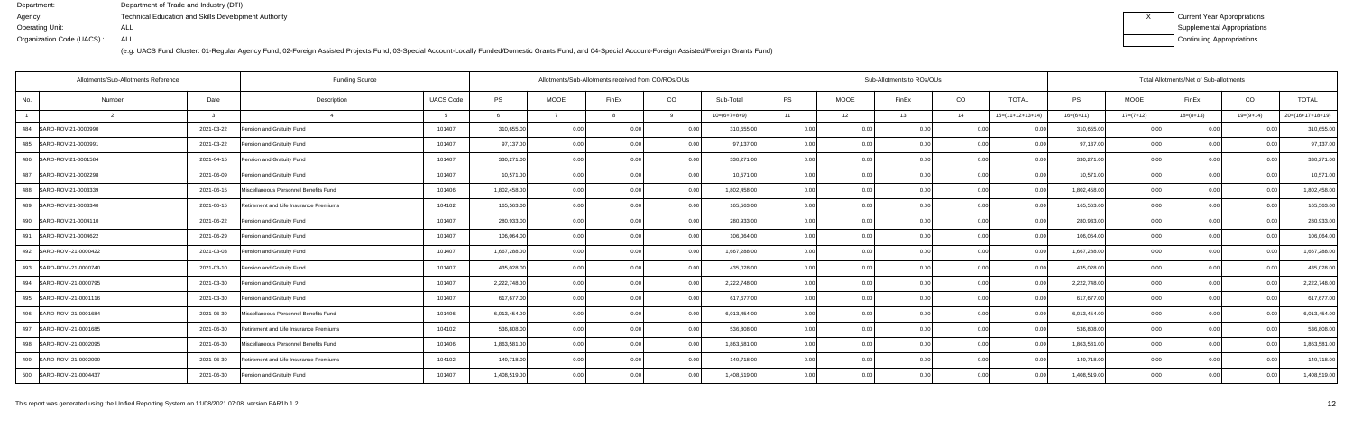Department: Department of Trade and Industry (DTI)
Agency: Technical Education and Skills Development Authority
Operating Unit: ALL
Organization Code (UACS) : ALL

| X | Current Year Appropriations |
|---|---|
| | Supplemental Appropriations |
| | Continuing Appropriations |

(e.g. UACS Fund Cluster: 01-Regular Agency Fund, 02-Foreign Assisted Projects Fund, 03-Special Account-Locally Funded/Domestic Grants Fund, and 04-Special Account-Foreign Assisted/Foreign Grants Fund)

| Allotments/Sub-Allotments Reference | | | Funding Source | | Allotments/Sub-Allotments received from CO/ROs/OUs | | | | | Sub-Allotments to ROs/OUs | | | | | Total Allotments/Net of Sub-allotments | | | | |
|---|---|---|---|---|---|---|---|---|---|---|---|---|---|---|---|---|---|---|---|
| No. | Number | Date | Description | UACS Code | PS | MOOE | FinEx | CO | Sub-Total | PS | MOOE | FinEx | CO | TOTAL | PS | MOOE | FinEx | CO | TOTAL |
| 1 | 2 | 3 | 4 | 5 | 6 | 7 | 8 | 9 | 10=(6+7+8+9) | 11 | 12 | 13 | 14 | 15=(11+12+13+14) | 16=(6+11) | 17=(7+12) | 18=(8+13) | 19=(9+14) | 20=(16+17+18+19) |
| 484 | SARO-ROV-21-0000990 | 2021-03-22 | Pension and Gratuity Fund | 101407 | 310,655.00 | 0.00 | 0.00 | 0.00 | 310,655.00 | 0.00 | 0.00 | 0.00 | 0.00 | 0.00 | 310,655.00 | 0.00 | 0.00 | 0.00 | 310,655.00 |
| 485 | SARO-ROV-21-0000991 | 2021-03-22 | Pension and Gratuity Fund | 101407 | 97,137.00 | 0.00 | 0.00 | 0.00 | 97,137.00 | 0.00 | 0.00 | 0.00 | 0.00 | 0.00 | 97,137.00 | 0.00 | 0.00 | 0.00 | 97,137.00 |
| 486 | SARO-ROV-21-0001584 | 2021-04-15 | Pension and Gratuity Fund | 101407 | 330,271.00 | 0.00 | 0.00 | 0.00 | 330,271.00 | 0.00 | 0.00 | 0.00 | 0.00 | 0.00 | 330,271.00 | 0.00 | 0.00 | 0.00 | 330,271.00 |
| 487 | SARO-ROV-21-0002298 | 2021-06-09 | Pension and Gratuity Fund | 101407 | 10,571.00 | 0.00 | 0.00 | 0.00 | 10,571.00 | 0.00 | 0.00 | 0.00 | 0.00 | 0.00 | 10,571.00 | 0.00 | 0.00 | 0.00 | 10,571.00 |
| 488 | SARO-ROV-21-0003339 | 2021-06-15 | Miscellaneous Personnel Benefits Fund | 101406 | 1,802,458.00 | 0.00 | 0.00 | 0.00 | 1,802,458.00 | 0.00 | 0.00 | 0.00 | 0.00 | 0.00 | 1,802,458.00 | 0.00 | 0.00 | 0.00 | 1,802,458.00 |
| 489 | SARO-ROV-21-0003340 | 2021-06-15 | Retirement and Life Insurance Premiums | 104102 | 165,563.00 | 0.00 | 0.00 | 0.00 | 165,563.00 | 0.00 | 0.00 | 0.00 | 0.00 | 0.00 | 165,563.00 | 0.00 | 0.00 | 0.00 | 165,563.00 |
| 490 | SARO-ROV-21-0004110 | 2021-06-22 | Pension and Gratuity Fund | 101407 | 280,933.00 | 0.00 | 0.00 | 0.00 | 280,933.00 | 0.00 | 0.00 | 0.00 | 0.00 | 0.00 | 280,933.00 | 0.00 | 0.00 | 0.00 | 280,933.00 |
| 491 | SARO-ROV-21-0004622 | 2021-06-29 | Pension and Gratuity Fund | 101407 | 106,064.00 | 0.00 | 0.00 | 0.00 | 106,064.00 | 0.00 | 0.00 | 0.00 | 0.00 | 0.00 | 106,064.00 | 0.00 | 0.00 | 0.00 | 106,064.00 |
| 492 | SARO-ROVI-21-0000422 | 2021-03-03 | Pension and Gratuity Fund | 101407 | 1,667,288.00 | 0.00 | 0.00 | 0.00 | 1,667,288.00 | 0.00 | 0.00 | 0.00 | 0.00 | 0.00 | 1,667,288.00 | 0.00 | 0.00 | 0.00 | 1,667,288.00 |
| 493 | SARO-ROVI-21-0000740 | 2021-03-10 | Pension and Gratuity Fund | 101407 | 435,028.00 | 0.00 | 0.00 | 0.00 | 435,028.00 | 0.00 | 0.00 | 0.00 | 0.00 | 0.00 | 435,028.00 | 0.00 | 0.00 | 0.00 | 435,028.00 |
| 494 | SARO-ROVI-21-0000795 | 2021-03-30 | Pension and Gratuity Fund | 101407 | 2,222,748.00 | 0.00 | 0.00 | 0.00 | 2,222,748.00 | 0.00 | 0.00 | 0.00 | 0.00 | 0.00 | 2,222,748.00 | 0.00 | 0.00 | 0.00 | 2,222,748.00 |
| 495 | SARO-ROVI-21-0001116 | 2021-03-30 | Pension and Gratuity Fund | 101407 | 617,677.00 | 0.00 | 0.00 | 0.00 | 617,677.00 | 0.00 | 0.00 | 0.00 | 0.00 | 0.00 | 617,677.00 | 0.00 | 0.00 | 0.00 | 617,677.00 |
| 496 | SARO-ROVI-21-0001684 | 2021-06-30 | Miscellaneous Personnel Benefits Fund | 101406 | 6,013,454.00 | 0.00 | 0.00 | 0.00 | 6,013,454.00 | 0.00 | 0.00 | 0.00 | 0.00 | 0.00 | 6,013,454.00 | 0.00 | 0.00 | 0.00 | 6,013,454.00 |
| 497 | SARO-ROVI-21-0001685 | 2021-06-30 | Retirement and Life Insurance Premiums | 104102 | 536,808.00 | 0.00 | 0.00 | 0.00 | 536,808.00 | 0.00 | 0.00 | 0.00 | 0.00 | 0.00 | 536,808.00 | 0.00 | 0.00 | 0.00 | 536,808.00 |
| 498 | SARO-ROVI-21-0002095 | 2021-06-30 | Miscellaneous Personnel Benefits Fund | 101406 | 1,863,581.00 | 0.00 | 0.00 | 0.00 | 1,863,581.00 | 0.00 | 0.00 | 0.00 | 0.00 | 0.00 | 1,863,581.00 | 0.00 | 0.00 | 0.00 | 1,863,581.00 |
| 499 | SARO-ROVI-21-0002099 | 2021-06-30 | Retirement and Life Insurance Premiums | 104102 | 149,718.00 | 0.00 | 0.00 | 0.00 | 149,718.00 | 0.00 | 0.00 | 0.00 | 0.00 | 0.00 | 149,718.00 | 0.00 | 0.00 | 0.00 | 149,718.00 |
| 500 | SARO-ROVI-21-0004437 | 2021-06-30 | Pension and Gratuity Fund | 101407 | 1,408,519.00 | 0.00 | 0.00 | 0.00 | 1,408,519.00 | 0.00 | 0.00 | 0.00 | 0.00 | 0.00 | 1,408,519.00 | 0.00 | 0.00 | 0.00 | 1,408,519.00 |

This report was generated using the Unified Reporting System on 11/08/2021 07:08 version.FAR1b.1.2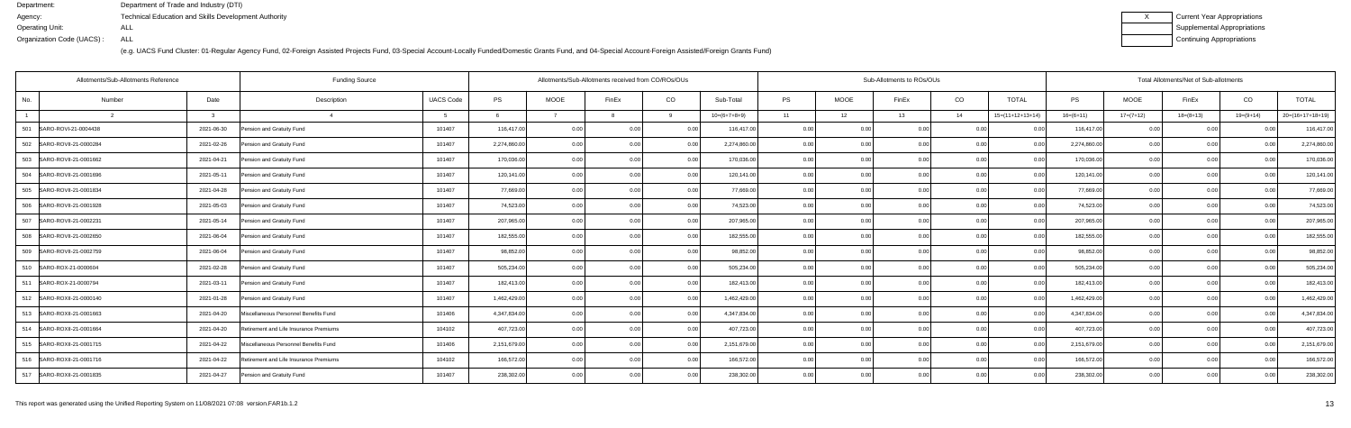Department: Department of Trade and Industry (DTI)
Agency: Technical Education and Skills Development Authority
Operating Unit: ALL
Organization Code (UACS) : ALL

(e.g. UACS Fund Cluster: 01-Regular Agency Fund, 02-Foreign Assisted Projects Fund, 03-Special Account-Locally Funded/Domestic Grants Fund, and 04-Special Account-Foreign Assisted/Foreign Grants Fund)

| X | Current Year Appropriations |
|---|---|
| | Supplemental Appropriations |
| | Continuing Appropriations |

| Allotments/Sub-Allotments Reference | | | Funding Source | | Allotments/Sub-Allotments received from CO/ROs/OUs | | | | | Sub-Allotments to ROs/OUs | | | | | Total Allotments/Net of Sub-allotments | | | | |
|---|---|---|---|---|---|---|---|---|---|---|---|---|---|---|---|---|---|---|---|
| No. | Number | Date | Description | UACS Code | PS | MOOE | FinEx | CO | Sub-Total | PS | MOOE | FinEx | CO | TOTAL | PS | MOOE | FinEx | CO | TOTAL |
| 1 | 2 | 3 | 4 | 5 | 6 | 7 | 8 | 9 | 10=(6+7+8+9) | 11 | 12 | 13 | 14 | 15=(11+12+13+14) | 16=(6+11) | 17=(7+12) | 18=(8+13) | 19=(9+14) | 20=(16+17+18+19) |
| 501 | SARO-ROVI-21-0004438 | 2021-06-30 | Pension and Gratuity Fund | 101407 | 116,417.00 | 0.00 | 0.00 | 0.00 | 116,417.00 | 0.00 | 0.00 | 0.00 | 0.00 | 0.00 | 116,417.00 | 0.00 | 0.00 | 0.00 | 116,417.00 |
| 502 | SARO-ROVII-21-0000284 | 2021-02-26 | Pension and Gratuity Fund | 101407 | 2,274,860.00 | 0.00 | 0.00 | 0.00 | 2,274,860.00 | 0.00 | 0.00 | 0.00 | 0.00 | 0.00 | 2,274,860.00 | 0.00 | 0.00 | 0.00 | 2,274,860.00 |
| 503 | SARO-ROVII-21-0001662 | 2021-04-21 | Pension and Gratuity Fund | 101407 | 170,036.00 | 0.00 | 0.00 | 0.00 | 170,036.00 | 0.00 | 0.00 | 0.00 | 0.00 | 0.00 | 170,036.00 | 0.00 | 0.00 | 0.00 | 170,036.00 |
| 504 | SARO-ROVII-21-0001696 | 2021-05-11 | Pension and Gratuity Fund | 101407 | 120,141.00 | 0.00 | 0.00 | 0.00 | 120,141.00 | 0.00 | 0.00 | 0.00 | 0.00 | 0.00 | 120,141.00 | 0.00 | 0.00 | 0.00 | 120,141.00 |
| 505 | SARO-ROVII-21-0001834 | 2021-04-28 | Pension and Gratuity Fund | 101407 | 77,669.00 | 0.00 | 0.00 | 0.00 | 77,669.00 | 0.00 | 0.00 | 0.00 | 0.00 | 0.00 | 77,669.00 | 0.00 | 0.00 | 0.00 | 77,669.00 |
| 506 | SARO-ROVII-21-0001928 | 2021-05-03 | Pension and Gratuity Fund | 101407 | 74,523.00 | 0.00 | 0.00 | 0.00 | 74,523.00 | 0.00 | 0.00 | 0.00 | 0.00 | 0.00 | 74,523.00 | 0.00 | 0.00 | 0.00 | 74,523.00 |
| 507 | SARO-ROVII-21-0002231 | 2021-05-14 | Pension and Gratuity Fund | 101407 | 207,965.00 | 0.00 | 0.00 | 0.00 | 207,965.00 | 0.00 | 0.00 | 0.00 | 0.00 | 0.00 | 207,965.00 | 0.00 | 0.00 | 0.00 | 207,965.00 |
| 508 | SARO-ROVII-21-0002650 | 2021-06-04 | Pension and Gratuity Fund | 101407 | 182,555.00 | 0.00 | 0.00 | 0.00 | 182,555.00 | 0.00 | 0.00 | 0.00 | 0.00 | 0.00 | 182,555.00 | 0.00 | 0.00 | 0.00 | 182,555.00 |
| 509 | SARO-ROVII-21-0002759 | 2021-06-04 | Pension and Gratuity Fund | 101407 | 98,852.00 | 0.00 | 0.00 | 0.00 | 98,852.00 | 0.00 | 0.00 | 0.00 | 0.00 | 0.00 | 98,852.00 | 0.00 | 0.00 | 0.00 | 98,852.00 |
| 510 | SARO-ROX-21-0000604 | 2021-02-28 | Pension and Gratuity Fund | 101407 | 505,234.00 | 0.00 | 0.00 | 0.00 | 505,234.00 | 0.00 | 0.00 | 0.00 | 0.00 | 0.00 | 505,234.00 | 0.00 | 0.00 | 0.00 | 505,234.00 |
| 511 | SARO-ROX-21-0000794 | 2021-03-11 | Pension and Gratuity Fund | 101407 | 182,413.00 | 0.00 | 0.00 | 0.00 | 182,413.00 | 0.00 | 0.00 | 0.00 | 0.00 | 0.00 | 182,413.00 | 0.00 | 0.00 | 0.00 | 182,413.00 |
| 512 | SARO-ROXII-21-0000140 | 2021-01-28 | Pension and Gratuity Fund | 101407 | 1,462,429.00 | 0.00 | 0.00 | 0.00 | 1,462,429.00 | 0.00 | 0.00 | 0.00 | 0.00 | 0.00 | 1,462,429.00 | 0.00 | 0.00 | 0.00 | 1,462,429.00 |
| 513 | SARO-ROXII-21-0001663 | 2021-04-20 | Miscellaneous Personnel Benefits Fund | 101406 | 4,347,834.00 | 0.00 | 0.00 | 0.00 | 4,347,834.00 | 0.00 | 0.00 | 0.00 | 0.00 | 0.00 | 4,347,834.00 | 0.00 | 0.00 | 0.00 | 4,347,834.00 |
| 514 | SARO-ROXII-21-0001664 | 2021-04-20 | Retirement and Life Insurance Premiums | 104102 | 407,723.00 | 0.00 | 0.00 | 0.00 | 407,723.00 | 0.00 | 0.00 | 0.00 | 0.00 | 0.00 | 407,723.00 | 0.00 | 0.00 | 0.00 | 407,723.00 |
| 515 | SARO-ROXII-21-0001715 | 2021-04-22 | Miscellaneous Personnel Benefits Fund | 101406 | 2,151,679.00 | 0.00 | 0.00 | 0.00 | 2,151,679.00 | 0.00 | 0.00 | 0.00 | 0.00 | 0.00 | 2,151,679.00 | 0.00 | 0.00 | 0.00 | 2,151,679.00 |
| 516 | SARO-ROXII-21-0001716 | 2021-04-22 | Retirement and Life Insurance Premiums | 104102 | 166,572.00 | 0.00 | 0.00 | 0.00 | 166,572.00 | 0.00 | 0.00 | 0.00 | 0.00 | 0.00 | 166,572.00 | 0.00 | 0.00 | 0.00 | 166,572.00 |
| 517 | SARO-ROXII-21-0001835 | 2021-04-27 | Pension and Gratuity Fund | 101407 | 238,302.00 | 0.00 | 0.00 | 0.00 | 238,302.00 | 0.00 | 0.00 | 0.00 | 0.00 | 0.00 | 238,302.00 | 0.00 | 0.00 | 0.00 | 238,302.00 |

This report was generated using the Unified Reporting System on 11/08/2021 07:08 version.FAR1b.1.2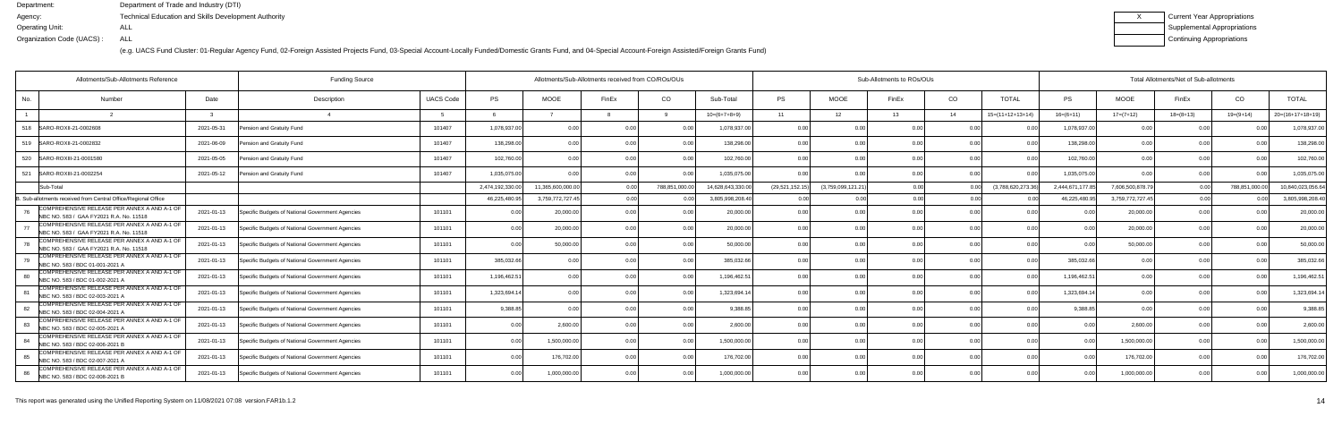Department: Department of Trade and Industry (DTI)
Agency: Technical Education and Skills Development Authority
Operating Unit: ALL
Organization Code (UACS) : ALL

| X | Current Year Appropriations |
|---|---|
| | Supplemental Appropriations |
| | Continuing Appropriations |

(e.g. UACS Fund Cluster: 01-Regular Agency Fund, 02-Foreign Assisted Projects Fund, 03-Special Account-Locally Funded/Domestic Grants Fund, and 04-Special Account-Foreign Assisted/Foreign Grants Fund)

| Allotments/Sub-Allotments Reference | | | Funding Source | | Allotments/Sub-Allotments received from CO/ROs/OUs | | | | | Sub-Allotments to ROs/OUs | | | | | Total Allotments/Net of Sub-allotments | | | | |
|---|---|---|---|---|---|---|---|---|---|---|---|---|---|---|---|---|---|---|---|
| No. | Number | Date | Description | UACS Code | PS | MOOE | FinEx | CO | Sub-Total | PS | MOOE | FinEx | CO | TOTAL | PS | MOOE | FinEx | CO | TOTAL |
| 1 | 2 | 3 | 4 | 5 | 6 | 7 | 8 | 9 | 10=(6+7+8+9) | 11 | 12 | 13 | 14 | 15=(11+12+13+14) | 16=(6+11) | 17=(7+12) | 18=(8+13) | 19=(9+14) | 20=(16+17+18+19) |
| 518 | SARO-ROXII-21-0002608 | 2021-05-31 | Pension and Gratuity Fund | 101407 | 1,078,937.00 | 0.00 | 0.00 | 0.00 | 1,078,937.00 | 0.00 | 0.00 | 0.00 | 0.00 | 0.00 | 1,078,937.00 | 0.00 | 0.00 | 0.00 | 1,078,937.00 |
| 519 | SARO-ROXII-21-0002832 | 2021-06-09 | Pension and Gratuity Fund | 101407 | 138,298.00 | 0.00 | 0.00 | 0.00 | 138,298.00 | 0.00 | 0.00 | 0.00 | 0.00 | 0.00 | 138,298.00 | 0.00 | 0.00 | 0.00 | 138,298.00 |
| 520 | SARO-ROXIII-21-0001580 | 2021-05-05 | Pension and Gratuity Fund | 101407 | 102,760.00 | 0.00 | 0.00 | 0.00 | 102,760.00 | 0.00 | 0.00 | 0.00 | 0.00 | 0.00 | 102,760.00 | 0.00 | 0.00 | 0.00 | 102,760.00 |
| 521 | SARO-ROXIII-21-0002254 | 2021-05-12 | Pension and Gratuity Fund | 101407 | 1,035,075.00 | 0.00 | 0.00 | 0.00 | 1,035,075.00 | 0.00 | 0.00 | 0.00 | 0.00 | 0.00 | 1,035,075.00 | 0.00 | 0.00 | 0.00 | 1,035,075.00 |
| | Sub-Total | | | | 2,474,192,330.00 | 11,365,600,000.00 | 0.00 | 788,851,000.00 | 14,628,643,330.00 | (29,521,152.15) | (3,759,099,121.21) | 0.00 | 0.00 | (3,788,620,273.36) | 2,444,671,177.85 | 7,606,500,878.79 | 0.00 | 788,851,000.00 | 10,840,023,056.64 |
| B. Sub-allotments received from Central Office/Regional Office | | | | | 46,225,480.95 | 3,759,772,727.45 | 0.00 | 0.00 | 3,805,998,208.40 | 0.00 | 0.00 | 0.00 | 0.00 | 0.00 | 46,225,480.95 | 3,759,772,727.45 | 0.00 | 0.00 | 3,805,998,208.40 |
| 76 | COMPREHENSIVE RELEASE PER ANNEX A AND A-1 OF NBC NO. 583 / GAA FY2021 R.A. No. 11518 | 2021-01-13 | Specific Budgets of National Government Agencies | 101101 | 0.00 | 20,000.00 | 0.00 | 0.00 | 20,000.00 | 0.00 | 0.00 | 0.00 | 0.00 | 0.00 | 0.00 | 20,000.00 | 0.00 | 0.00 | 20,000.00 |
| 77 | COMPREHENSIVE RELEASE PER ANNEX A AND A-1 OF NBC NO. 583 / GAA FY2021 R.A. No. 11518 | 2021-01-13 | Specific Budgets of National Government Agencies | 101101 | 0.00 | 20,000.00 | 0.00 | 0.00 | 20,000.00 | 0.00 | 0.00 | 0.00 | 0.00 | 0.00 | 0.00 | 20,000.00 | 0.00 | 0.00 | 20,000.00 |
| 78 | COMPREHENSIVE RELEASE PER ANNEX A AND A-1 OF NBC NO. 583 / GAA FY2021 R.A. No. 11518 | 2021-01-13 | Specific Budgets of National Government Agencies | 101101 | 0.00 | 50,000.00 | 0.00 | 0.00 | 50,000.00 | 0.00 | 0.00 | 0.00 | 0.00 | 0.00 | 0.00 | 50,000.00 | 0.00 | 0.00 | 50,000.00 |
| 79 | COMPREHENSIVE RELEASE PER ANNEX A AND A-1 OF NBC NO. 583 / BDC 01-001-2021 A | 2021-01-13 | Specific Budgets of National Government Agencies | 101101 | 385,032.66 | 0.00 | 0.00 | 0.00 | 385,032.66 | 0.00 | 0.00 | 0.00 | 0.00 | 0.00 | 385,032.66 | 0.00 | 0.00 | 0.00 | 385,032.66 |
| 80 | COMPREHENSIVE RELEASE PER ANNEX A AND A-1 OF NBC NO. 583 / BDC 01-002-2021 A | 2021-01-13 | Specific Budgets of National Government Agencies | 101101 | 1,196,462.51 | 0.00 | 0.00 | 0.00 | 1,196,462.51 | 0.00 | 0.00 | 0.00 | 0.00 | 0.00 | 1,196,462.51 | 0.00 | 0.00 | 0.00 | 1,196,462.51 |
| 81 | COMPREHENSIVE RELEASE PER ANNEX A AND A-1 OF NBC NO. 583 / BDC 02-003-2021 A | 2021-01-13 | Specific Budgets of National Government Agencies | 101101 | 1,323,694.14 | 0.00 | 0.00 | 0.00 | 1,323,694.14 | 0.00 | 0.00 | 0.00 | 0.00 | 0.00 | 1,323,694.14 | 0.00 | 0.00 | 0.00 | 1,323,694.14 |
| 82 | COMPREHENSIVE RELEASE PER ANNEX A AND A-1 OF NBC NO. 583 / BDC 02-004-2021 A | 2021-01-13 | Specific Budgets of National Government Agencies | 101101 | 9,388.85 | 0.00 | 0.00 | 0.00 | 9,388.85 | 0.00 | 0.00 | 0.00 | 0.00 | 0.00 | 9,388.85 | 0.00 | 0.00 | 0.00 | 9,388.85 |
| 83 | COMPREHENSIVE RELEASE PER ANNEX A AND A-1 OF NBC NO. 583 / BDC 02-005-2021 A | 2021-01-13 | Specific Budgets of National Government Agencies | 101101 | 0.00 | 2,600.00 | 0.00 | 0.00 | 2,600.00 | 0.00 | 0.00 | 0.00 | 0.00 | 0.00 | 0.00 | 2,600.00 | 0.00 | 0.00 | 2,600.00 |
| 84 | COMPREHENSIVE RELEASE PER ANNEX A AND A-1 OF NBC NO. 583 / BDC 02-006-2021 B | 2021-01-13 | Specific Budgets of National Government Agencies | 101101 | 0.00 | 1,500,000.00 | 0.00 | 0.00 | 1,500,000.00 | 0.00 | 0.00 | 0.00 | 0.00 | 0.00 | 0.00 | 1,500,000.00 | 0.00 | 0.00 | 1,500,000.00 |
| 85 | COMPREHENSIVE RELEASE PER ANNEX A AND A-1 OF NBC NO. 583 / BDC 02-007-2021 A | 2021-01-13 | Specific Budgets of National Government Agencies | 101101 | 0.00 | 176,702.00 | 0.00 | 0.00 | 176,702.00 | 0.00 | 0.00 | 0.00 | 0.00 | 0.00 | 0.00 | 176,702.00 | 0.00 | 0.00 | 176,702.00 |
| 86 | COMPREHENSIVE RELEASE PER ANNEX A AND A-1 OF NBC NO. 583 / BDC 02-008-2021 B | 2021-01-13 | Specific Budgets of National Government Agencies | 101101 | 0.00 | 1,000,000.00 | 0.00 | 0.00 | 1,000,000.00 | 0.00 | 0.00 | 0.00 | 0.00 | 0.00 | 0.00 | 1,000,000.00 | 0.00 | 0.00 | 1,000,000.00 |

This report was generated using the Unified Reporting System on 11/08/2021 07:08 version.FAR1b.1.2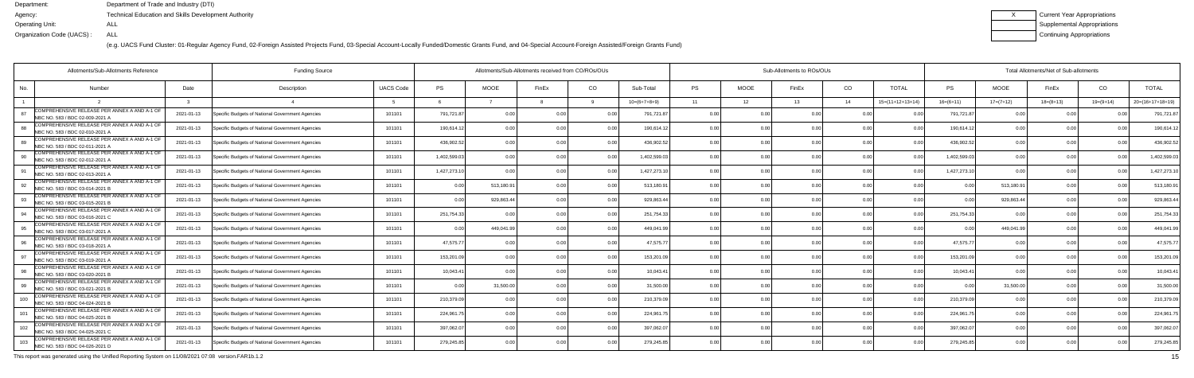Department: Department of Trade and Industry (DTI)
Agency: Technical Education and Skills Development Authority
Operating Unit: ALL
Organization Code (UACS) : ALL

X Current Year Appropriations
Supplemental Appropriations
Continuing Appropriations

(e.g. UACS Fund Cluster: 01-Regular Agency Fund, 02-Foreign Assisted Projects Fund, 03-Special Account-Locally Funded/Domestic Grants Fund, and 04-Special Account-Foreign Assisted/Foreign Grants Fund)

| Allotments/Sub-Allotments Reference | | | Funding Source | | Allotments/Sub-Allotments received from CO/ROs/OUs | | | | | Sub-Allotments to ROs/OUs | | | | | Total Allotments/Net of Sub-allotments | | | | |
|---|---|---|---|---|---|---|---|---|---|---|---|---|---|---|---|---|---|---|---|
| No. | Number | Date | Description | UACS Code | PS | MOOE | FinEx | CO | Sub-Total | PS | MOOE | FinEx | CO | TOTAL | PS | MOOE | FinEx | CO | TOTAL |
| 1 | 2 | 3 | 4 | 5 | 6 | 7 | 8 | 9 | 10=(6+7+8+9) | 11 | 12 | 13 | 14 | 15=(11+12+13+14) | 16=(6+11) | 17=(7+12) | 18=(8+13) | 19=(9+14) | 20=(16+17+18+19) |
| 87 | COMPREHENSIVE RELEASE PER ANNEX A AND A-1 OF NBC NO. 583 / BDC 02-009-2021 A | 2021-01-13 | Specific Budgets of National Government Agencies | 101101 | 791,721.87 | 0.00 | 0.00 | 0.00 | 791,721.87 | 0.00 | 0.00 | 0.00 | 0.00 | 0.00 | 791,721.87 | 0.00 | 0.00 | 0.00 | 791,721.87 |
| 88 | COMPREHENSIVE RELEASE PER ANNEX A AND A-1 OF NBC NO. 583 / BDC 02-010-2021 A | 2021-01-13 | Specific Budgets of National Government Agencies | 101101 | 190,614.12 | 0.00 | 0.00 | 0.00 | 190,614.12 | 0.00 | 0.00 | 0.00 | 0.00 | 0.00 | 190,614.12 | 0.00 | 0.00 | 0.00 | 190,614.12 |
| 89 | COMPREHENSIVE RELEASE PER ANNEX A AND A-1 OF NBC NO. 583 / BDC 02-011-2021 A | 2021-01-13 | Specific Budgets of National Government Agencies | 101101 | 436,902.52 | 0.00 | 0.00 | 0.00 | 436,902.52 | 0.00 | 0.00 | 0.00 | 0.00 | 0.00 | 436,902.52 | 0.00 | 0.00 | 0.00 | 436,902.52 |
| 90 | COMPREHENSIVE RELEASE PER ANNEX A AND A-1 OF NBC NO. 583 / BDC 02-012-2021 A | 2021-01-13 | Specific Budgets of National Government Agencies | 101101 | 1,402,599.03 | 0.00 | 0.00 | 0.00 | 1,402,599.03 | 0.00 | 0.00 | 0.00 | 0.00 | 0.00 | 1,402,599.03 | 0.00 | 0.00 | 0.00 | 1,402,599.03 |
| 91 | COMPREHENSIVE RELEASE PER ANNEX A AND A-1 OF NBC NO. 583 / BDC 02-013-2021 A | 2021-01-13 | Specific Budgets of National Government Agencies | 101101 | 1,427,273.10 | 0.00 | 0.00 | 0.00 | 1,427,273.10 | 0.00 | 0.00 | 0.00 | 0.00 | 0.00 | 1,427,273.10 | 0.00 | 0.00 | 0.00 | 1,427,273.10 |
| 92 | COMPREHENSIVE RELEASE PER ANNEX A AND A-1 OF NBC NO. 583 / BDC 03-014-2021 B | 2021-01-13 | Specific Budgets of National Government Agencies | 101101 | 0.00 | 513,180.91 | 0.00 | 0.00 | 513,180.91 | 0.00 | 0.00 | 0.00 | 0.00 | 0.00 | 0.00 | 513,180.91 | 0.00 | 0.00 | 513,180.91 |
| 93 | COMPREHENSIVE RELEASE PER ANNEX A AND A-1 OF NBC NO. 583 / BDC 03-015-2021 B | 2021-01-13 | Specific Budgets of National Government Agencies | 101101 | 0.00 | 929,863.44 | 0.00 | 0.00 | 929,863.44 | 0.00 | 0.00 | 0.00 | 0.00 | 0.00 | 0.00 | 929,863.44 | 0.00 | 0.00 | 929,863.44 |
| 94 | COMPREHENSIVE RELEASE PER ANNEX A AND A-1 OF NBC NO. 583 / BDC 03-016-2021 C | 2021-01-13 | Specific Budgets of National Government Agencies | 101101 | 251,754.33 | 0.00 | 0.00 | 0.00 | 251,754.33 | 0.00 | 0.00 | 0.00 | 0.00 | 0.00 | 251,754.33 | 0.00 | 0.00 | 0.00 | 251,754.33 |
| 95 | COMPREHENSIVE RELEASE PER ANNEX A AND A-1 OF NBC NO. 583 / BDC 03-017-2021 A | 2021-01-13 | Specific Budgets of National Government Agencies | 101101 | 0.00 | 449,041.99 | 0.00 | 0.00 | 449,041.99 | 0.00 | 0.00 | 0.00 | 0.00 | 0.00 | 0.00 | 449,041.99 | 0.00 | 0.00 | 449,041.99 |
| 96 | COMPREHENSIVE RELEASE PER ANNEX A AND A-1 OF NBC NO. 583 / BDC 03-018-2021 A | 2021-01-13 | Specific Budgets of National Government Agencies | 101101 | 47,575.77 | 0.00 | 0.00 | 0.00 | 47,575.77 | 0.00 | 0.00 | 0.00 | 0.00 | 0.00 | 47,575.77 | 0.00 | 0.00 | 0.00 | 47,575.77 |
| 97 | COMPREHENSIVE RELEASE PER ANNEX A AND A-1 OF NBC NO. 583 / BDC 03-019-2021 A | 2021-01-13 | Specific Budgets of National Government Agencies | 101101 | 153,201.09 | 0.00 | 0.00 | 0.00 | 153,201.09 | 0.00 | 0.00 | 0.00 | 0.00 | 0.00 | 153,201.09 | 0.00 | 0.00 | 0.00 | 153,201.09 |
| 98 | COMPREHENSIVE RELEASE PER ANNEX A AND A-1 OF NBC NO. 583 / BDC 03-020-2021 B | 2021-01-13 | Specific Budgets of National Government Agencies | 101101 | 10,043.41 | 0.00 | 0.00 | 0.00 | 10,043.41 | 0.00 | 0.00 | 0.00 | 0.00 | 0.00 | 10,043.41 | 0.00 | 0.00 | 0.00 | 10,043.41 |
| 99 | COMPREHENSIVE RELEASE PER ANNEX A AND A-1 OF NBC NO. 583 / BDC 03-021-2021 B | 2021-01-13 | Specific Budgets of National Government Agencies | 101101 | 0.00 | 31,500.00 | 0.00 | 0.00 | 31,500.00 | 0.00 | 0.00 | 0.00 | 0.00 | 0.00 | 0.00 | 31,500.00 | 0.00 | 0.00 | 31,500.00 |
| 100 | COMPREHENSIVE RELEASE PER ANNEX A AND A-1 OF NBC NO. 583 / BDC 04-024-2021 B | 2021-01-13 | Specific Budgets of National Government Agencies | 101101 | 210,379.09 | 0.00 | 0.00 | 0.00 | 210,379.09 | 0.00 | 0.00 | 0.00 | 0.00 | 0.00 | 210,379.09 | 0.00 | 0.00 | 0.00 | 210,379.09 |
| 101 | COMPREHENSIVE RELEASE PER ANNEX A AND A-1 OF NBC NO. 583 / BDC 04-025-2021 B | 2021-01-13 | Specific Budgets of National Government Agencies | 101101 | 224,961.75 | 0.00 | 0.00 | 0.00 | 224,961.75 | 0.00 | 0.00 | 0.00 | 0.00 | 0.00 | 224,961.75 | 0.00 | 0.00 | 0.00 | 224,961.75 |
| 102 | COMPREHENSIVE RELEASE PER ANNEX A AND A-1 OF NBC NO. 583 / BDC 04-025-2021 C | 2021-01-13 | Specific Budgets of National Government Agencies | 101101 | 397,062.07 | 0.00 | 0.00 | 0.00 | 397,062.07 | 0.00 | 0.00 | 0.00 | 0.00 | 0.00 | 397,062.07 | 0.00 | 0.00 | 0.00 | 397,062.07 |
| 103 | COMPREHENSIVE RELEASE PER ANNEX A AND A-1 OF NBC NO. 583 / BDC 04-026-2021 D | 2021-01-13 | Specific Budgets of National Government Agencies | 101101 | 279,245.85 | 0.00 | 0.00 | 0.00 | 279,245.85 | 0.00 | 0.00 | 0.00 | 0.00 | 0.00 | 279,245.85 | 0.00 | 0.00 | 0.00 | 279,245.85 |

This report was generated using the Unified Reporting System on 11/08/2021 07:08 version.FAR1b.1.2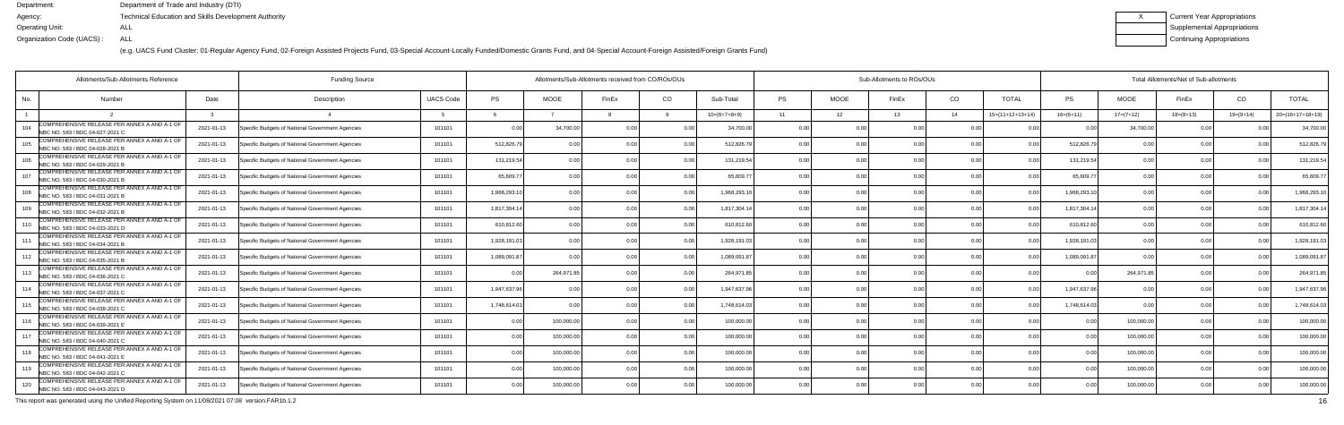Department: Department of Trade and Industry (DTI)
Agency: Technical Education and Skills Development Authority
Operating Unit: ALL
Organization Code (UACS) : ALL

X Current Year Appropriations
Supplemental Appropriations
Continuing Appropriations

(e.g. UACS Fund Cluster: 01-Regular Agency Fund, 02-Foreign Assisted Projects Fund, 03-Special Account-Locally Funded/Domestic Grants Fund, and 04-Special Account-Foreign Assisted/Foreign Grants Fund)

| Allotments/Sub-Allotments Reference | | | Funding Source | | Allotments/Sub-Allotments received from CO/ROs/OUs | | | | | Sub-Allotments to ROs/OUs | | | | | Total Allotments/Net of Sub-allotments | | | | |
|---|---|---|---|---|---|---|---|---|---|---|---|---|---|---|---|---|---|---|---|
| No. | Number | Date | Description | UACS Code | PS | MOOE | FinEx | CO | Sub-Total | PS | MOOE | FinEx | CO | TOTAL | PS | MOOE | FinEx | CO | TOTAL |
| 1 | 2 | 3 | 4 | 5 | 6 | 7 | 8 | 9 | 10=(6+7+8+9) | 11 | 12 | 13 | 14 | 15=(11+12+13+14) | 16=(6+11) | 17=(7+12) | 18=(8+13) | 19=(9+14) | 20=(16+17+18+19) |
| 104 | COMPREHENSIVE RELEASE PER ANNEX A AND A-1 OF NBC NO. 583 / BDC 04-027-2021 C | 2021-01-13 | Specific Budgets of National Government Agencies | 101101 | 0.00 | 34,700.00 | 0.00 | 0.00 | 34,700.00 | 0.00 | 0.00 | 0.00 | 0.00 | 0.00 | 0.00 | 34,700.00 | 0.00 | 0.00 | 34,700.00 |
| 105 | COMPREHENSIVE RELEASE PER ANNEX A AND A-1 OF NBC NO. 583 / BDC 04-028-2021 B | 2021-01-13 | Specific Budgets of National Government Agencies | 101101 | 512,826.79 | 0.00 | 0.00 | 0.00 | 512,826.79 | 0.00 | 0.00 | 0.00 | 0.00 | 0.00 | 512,826.79 | 0.00 | 0.00 | 0.00 | 512,826.79 |
| 106 | COMPREHENSIVE RELEASE PER ANNEX A AND A-1 OF NBC NO. 583 / BDC 04-029-2021 B | 2021-01-13 | Specific Budgets of National Government Agencies | 101101 | 131,219.54 | 0.00 | 0.00 | 0.00 | 131,219.54 | 0.00 | 0.00 | 0.00 | 0.00 | 0.00 | 131,219.54 | 0.00 | 0.00 | 0.00 | 131,219.54 |
| 107 | COMPREHENSIVE RELEASE PER ANNEX A AND A-1 OF NBC NO. 583 / BDC 04-030-2021 B | 2021-01-13 | Specific Budgets of National Government Agencies | 101101 | 65,609.77 | 0.00 | 0.00 | 0.00 | 65,609.77 | 0.00 | 0.00 | 0.00 | 0.00 | 0.00 | 65,609.77 | 0.00 | 0.00 | 0.00 | 65,609.77 |
| 108 | COMPREHENSIVE RELEASE PER ANNEX A AND A-1 OF NBC NO. 583 / BDC 04-031-2021 B | 2021-01-13 | Specific Budgets of National Government Agencies | 101101 | 1,968,293.10 | 0.00 | 0.00 | 0.00 | 1,968,293.10 | 0.00 | 0.00 | 0.00 | 0.00 | 0.00 | 1,968,293.10 | 0.00 | 0.00 | 0.00 | 1,968,293.10 |
| 109 | COMPREHENSIVE RELEASE PER ANNEX A AND A-1 OF NBC NO. 583 / BDC 04-032-2021 B | 2021-01-13 | Specific Budgets of National Government Agencies | 101101 | 1,817,304.14 | 0.00 | 0.00 | 0.00 | 1,817,304.14 | 0.00 | 0.00 | 0.00 | 0.00 | 0.00 | 1,817,304.14 | 0.00 | 0.00 | 0.00 | 1,817,304.14 |
| 110 | COMPREHENSIVE RELEASE PER ANNEX A AND A-1 OF NBC NO. 583 / BDC 04-033-2021 D | 2021-01-13 | Specific Budgets of National Government Agencies | 101101 | 610,812.60 | 0.00 | 0.00 | 0.00 | 610,812.60 | 0.00 | 0.00 | 0.00 | 0.00 | 0.00 | 610,812.60 | 0.00 | 0.00 | 0.00 | 610,812.60 |
| 111 | COMPREHENSIVE RELEASE PER ANNEX A AND A-1 OF NBC NO. 583 / BDC 04-034-2021 B | 2021-01-13 | Specific Budgets of National Government Agencies | 101101 | 1,928,191.03 | 0.00 | 0.00 | 0.00 | 1,928,191.03 | 0.00 | 0.00 | 0.00 | 0.00 | 0.00 | 1,928,191.03 | 0.00 | 0.00 | 0.00 | 1,928,191.03 |
| 112 | COMPREHENSIVE RELEASE PER ANNEX A AND A-1 OF NBC NO. 583 / BDC 04-035-2021 B | 2021-01-13 | Specific Budgets of National Government Agencies | 101101 | 1,089,091.87 | 0.00 | 0.00 | 0.00 | 1,089,091.87 | 0.00 | 0.00 | 0.00 | 0.00 | 0.00 | 1,089,091.87 | 0.00 | 0.00 | 0.00 | 1,089,091.87 |
| 113 | COMPREHENSIVE RELEASE PER ANNEX A AND A-1 OF NBC NO. 583 / BDC 04-036-2021 C | 2021-01-13 | Specific Budgets of National Government Agencies | 101101 | 0.00 | 264,971.85 | 0.00 | 0.00 | 264,971.85 | 0.00 | 0.00 | 0.00 | 0.00 | 0.00 | 0.00 | 264,971.85 | 0.00 | 0.00 | 264,971.85 |
| 114 | COMPREHENSIVE RELEASE PER ANNEX A AND A-1 OF NBC NO. 583 / BDC 04-037-2021 C | 2021-01-13 | Specific Budgets of National Government Agencies | 101101 | 1,947,637.96 | 0.00 | 0.00 | 0.00 | 1,947,637.96 | 0.00 | 0.00 | 0.00 | 0.00 | 0.00 | 1,947,637.96 | 0.00 | 0.00 | 0.00 | 1,947,637.96 |
| 115 | COMPREHENSIVE RELEASE PER ANNEX A AND A-1 OF NBC NO. 583 / BDC 04-038-2021 C | 2021-01-13 | Specific Budgets of National Government Agencies | 101101 | 1,748,614.03 | 0.00 | 0.00 | 0.00 | 1,748,614.03 | 0.00 | 0.00 | 0.00 | 0.00 | 0.00 | 1,748,614.03 | 0.00 | 0.00 | 0.00 | 1,748,614.03 |
| 116 | COMPREHENSIVE RELEASE PER ANNEX A AND A-1 OF NBC NO. 583 / BDC 04-039-2021 E | 2021-01-13 | Specific Budgets of National Government Agencies | 101101 | 0.00 | 100,000.00 | 0.00 | 0.00 | 100,000.00 | 0.00 | 0.00 | 0.00 | 0.00 | 0.00 | 0.00 | 100,000.00 | 0.00 | 0.00 | 100,000.00 |
| 117 | COMPREHENSIVE RELEASE PER ANNEX A AND A-1 OF NBC NO. 583 / BDC 04-040-2021 C | 2021-01-13 | Specific Budgets of National Government Agencies | 101101 | 0.00 | 100,000.00 | 0.00 | 0.00 | 100,000.00 | 0.00 | 0.00 | 0.00 | 0.00 | 0.00 | 0.00 | 100,000.00 | 0.00 | 0.00 | 100,000.00 |
| 118 | COMPREHENSIVE RELEASE PER ANNEX A AND A-1 OF NBC NO. 583 / BDC 04-041-2021 E | 2021-01-13 | Specific Budgets of National Government Agencies | 101101 | 0.00 | 100,000.00 | 0.00 | 0.00 | 100,000.00 | 0.00 | 0.00 | 0.00 | 0.00 | 0.00 | 0.00 | 100,000.00 | 0.00 | 0.00 | 100,000.00 |
| 119 | COMPREHENSIVE RELEASE PER ANNEX A AND A-1 OF NBC NO. 583 / BDC 04-042-2021 C | 2021-01-13 | Specific Budgets of National Government Agencies | 101101 | 0.00 | 100,000.00 | 0.00 | 0.00 | 100,000.00 | 0.00 | 0.00 | 0.00 | 0.00 | 0.00 | 0.00 | 100,000.00 | 0.00 | 0.00 | 100,000.00 |
| 120 | COMPREHENSIVE RELEASE PER ANNEX A AND A-1 OF NBC NO. 583 / BDC 04-043-2021 D | 2021-01-13 | Specific Budgets of National Government Agencies | 101101 | 0.00 | 100,000.00 | 0.00 | 0.00 | 100,000.00 | 0.00 | 0.00 | 0.00 | 0.00 | 0.00 | 0.00 | 100,000.00 | 0.00 | 0.00 | 100,000.00 |

This report was generated using the Unified Reporting System on 11/08/2021 07:08 version.FAR1b.1.2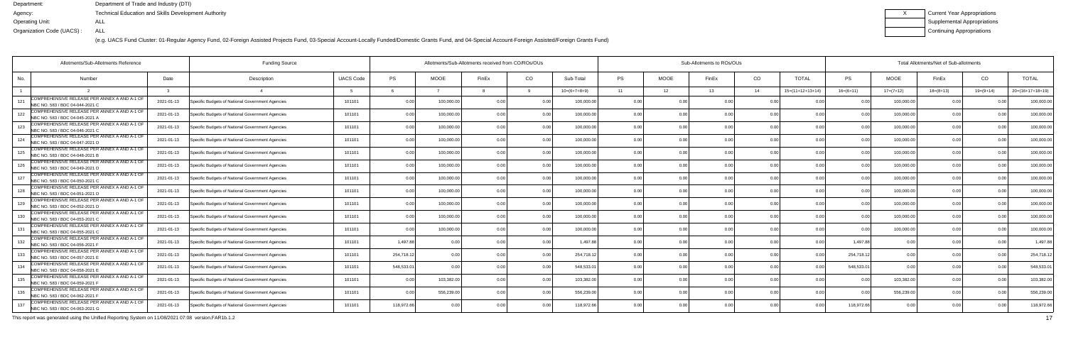Department: Department of Trade and Industry (DTI)
Agency: Technical Education and Skills Development Authority
Operating Unit: ALL
Organization Code (UACS) : ALL

(e.g. UACS Fund Cluster: 01-Regular Agency Fund, 02-Foreign Assisted Projects Fund, 03-Special Account-Locally Funded/Domestic Grants Fund, and 04-Special Account-Foreign Assisted/Foreign Grants Fund)

| X | Current Year Appropriations |
|---|---|
| | Supplemental Appropriations |
| | Continuing Appropriations |

| Allotments/Sub-Allotments Reference | | | Funding Source | | Allotments/Sub-Allotments received from CO/ROs/OUs | | | | | Sub-Allotments to ROs/OUs | | | | | Total Allotments/Net of Sub-allotments | | | | |
|---|---|---|---|---|---|---|---|---|---|---|---|---|---|---|---|---|---|---|---|
| No. | Number | Date | Description | UACS Code | PS | MOOE | FinEx | CO | Sub-Total | PS | MOOE | FinEx | CO | TOTAL | PS | MOOE | FinEx | CO | TOTAL |
| 1 | 2 | 3 | 4 | 5 | 6 | 7 | 8 | 9 | 10=(6+7+8+9) | 11 | 12 | 13 | 14 | 15=(11+12+13+14) | 16=(6+11) | 17=(7+12) | 18=(8+13) | 19=(9+14) | 20=(16+17+18+19) |
| 121 | COMPREHENSIVE RELEASE PER ANNEX A AND A-1 OF NBC NO. 583 / BDC 04-044-2021 C | 2021-01-13 | Specific Budgets of National Government Agencies | 101101 | 0.00 | 100,000.00 | 0.00 | 0.00 | 100,000.00 | 0.00 | 0.00 | 0.00 | 0.00 | 0.00 | 0.00 | 100,000.00 | 0.00 | 0.00 | 100,000.00 |
| 122 | COMPREHENSIVE RELEASE PER ANNEX A AND A-1 OF NBC NO. 583 / BDC 04-045-2021 A | 2021-01-13 | Specific Budgets of National Government Agencies | 101101 | 0.00 | 100,000.00 | 0.00 | 0.00 | 100,000.00 | 0.00 | 0.00 | 0.00 | 0.00 | 0.00 | 0.00 | 100,000.00 | 0.00 | 0.00 | 100,000.00 |
| 123 | COMPREHENSIVE RELEASE PER ANNEX A AND A-1 OF NBC NO. 583 / BDC 04-046-2021 C | 2021-01-13 | Specific Budgets of National Government Agencies | 101101 | 0.00 | 100,000.00 | 0.00 | 0.00 | 100,000.00 | 0.00 | 0.00 | 0.00 | 0.00 | 0.00 | 0.00 | 100,000.00 | 0.00 | 0.00 | 100,000.00 |
| 124 | COMPREHENSIVE RELEASE PER ANNEX A AND A-1 OF NBC NO. 583 / BDC 04-047-2021 C | 2021-01-13 | Specific Budgets of National Government Agencies | 101101 | 0.00 | 100,000.00 | 0.00 | 0.00 | 100,000.00 | 0.00 | 0.00 | 0.00 | 0.00 | 0.00 | 0.00 | 100,000.00 | 0.00 | 0.00 | 100,000.00 |
| 125 | COMPREHENSIVE RELEASE PER ANNEX A AND A-1 OF NBC NO. 583 / BDC 04-048-2021 B | 2021-01-13 | Specific Budgets of National Government Agencies | 101101 | 0.00 | 100,000.00 | 0.00 | 0.00 | 100,000.00 | 0.00 | 0.00 | 0.00 | 0.00 | 0.00 | 0.00 | 100,000.00 | 0.00 | 0.00 | 100,000.00 |
| 126 | COMPREHENSIVE RELEASE PER ANNEX A AND A-1 OF NBC NO. 583 / BDC 04-049-2021 D | 2021-01-13 | Specific Budgets of National Government Agencies | 101101 | 0.00 | 100,000.00 | 0.00 | 0.00 | 100,000.00 | 0.00 | 0.00 | 0.00 | 0.00 | 0.00 | 0.00 | 100,000.00 | 0.00 | 0.00 | 100,000.00 |
| 127 | COMPREHENSIVE RELEASE PER ANNEX A AND A-1 OF NBC NO. 583 / BDC 04-050-2021 C | 2021-01-13 | Specific Budgets of National Government Agencies | 101101 | 0.00 | 100,000.00 | 0.00 | 0.00 | 100,000.00 | 0.00 | 0.00 | 0.00 | 0.00 | 0.00 | 0.00 | 100,000.00 | 0.00 | 0.00 | 100,000.00 |
| 128 | COMPREHENSIVE RELEASE PER ANNEX A AND A-1 OF NBC NO. 583 / BDC 04-051-2021 D | 2021-01-13 | Specific Budgets of National Government Agencies | 101101 | 0.00 | 100,000.00 | 0.00 | 0.00 | 100,000.00 | 0.00 | 0.00 | 0.00 | 0.00 | 0.00 | 0.00 | 100,000.00 | 0.00 | 0.00 | 100,000.00 |
| 129 | COMPREHENSIVE RELEASE PER ANNEX A AND A-1 OF NBC NO. 583 / BDC 04-052-2021 D | 2021-01-13 | Specific Budgets of National Government Agencies | 101101 | 0.00 | 100,000.00 | 0.00 | 0.00 | 100,000.00 | 0.00 | 0.00 | 0.00 | 0.00 | 0.00 | 0.00 | 100,000.00 | 0.00 | 0.00 | 100,000.00 |
| 130 | COMPREHENSIVE RELEASE PER ANNEX A AND A-1 OF NBC NO. 583 / BDC 04-053-2021 C | 2021-01-13 | Specific Budgets of National Government Agencies | 101101 | 0.00 | 100,000.00 | 0.00 | 0.00 | 100,000.00 | 0.00 | 0.00 | 0.00 | 0.00 | 0.00 | 0.00 | 100,000.00 | 0.00 | 0.00 | 100,000.00 |
| 131 | COMPREHENSIVE RELEASE PER ANNEX A AND A-1 OF NBC NO. 583 / BDC 04-055-2021 C | 2021-01-13 | Specific Budgets of National Government Agencies | 101101 | 0.00 | 100,000.00 | 0.00 | 0.00 | 100,000.00 | 0.00 | 0.00 | 0.00 | 0.00 | 0.00 | 0.00 | 100,000.00 | 0.00 | 0.00 | 100,000.00 |
| 132 | COMPREHENSIVE RELEASE PER ANNEX A AND A-1 OF NBC NO. 583 / BDC 04-056-2021 F | 2021-01-13 | Specific Budgets of National Government Agencies | 101101 | 1,497.88 | 0.00 | 0.00 | 0.00 | 1,497.88 | 0.00 | 0.00 | 0.00 | 0.00 | 0.00 | 1,497.88 | 0.00 | 0.00 | 0.00 | 1,497.88 |
| 133 | COMPREHENSIVE RELEASE PER ANNEX A AND A-1 OF NBC NO. 583 / BDC 04-057-2021 E | 2021-01-13 | Specific Budgets of National Government Agencies | 101101 | 254,718.12 | 0.00 | 0.00 | 0.00 | 254,718.12 | 0.00 | 0.00 | 0.00 | 0.00 | 0.00 | 254,718.12 | 0.00 | 0.00 | 0.00 | 254,718.12 |
| 134 | COMPREHENSIVE RELEASE PER ANNEX A AND A-1 OF NBC NO. 583 / BDC 04-058-2021 E | 2021-01-13 | Specific Budgets of National Government Agencies | 101101 | 548,533.01 | 0.00 | 0.00 | 0.00 | 548,533.01 | 0.00 | 0.00 | 0.00 | 0.00 | 0.00 | 548,533.01 | 0.00 | 0.00 | 0.00 | 548,533.01 |
| 135 | COMPREHENSIVE RELEASE PER ANNEX A AND A-1 OF NBC NO. 583 / BDC 04-059-2021 F | 2021-01-13 | Specific Budgets of National Government Agencies | 101101 | 0.00 | 103,382.00 | 0.00 | 0.00 | 103,382.00 | 0.00 | 0.00 | 0.00 | 0.00 | 0.00 | 0.00 | 103,382.00 | 0.00 | 0.00 | 103,382.00 |
| 136 | COMPREHENSIVE RELEASE PER ANNEX A AND A-1 OF NBC NO. 583 / BDC 04-062-2021 F | 2021-01-13 | Specific Budgets of National Government Agencies | 101101 | 0.00 | 556,239.00 | 0.00 | 0.00 | 556,239.00 | 0.00 | 0.00 | 0.00 | 0.00 | 0.00 | 0.00 | 556,239.00 | 0.00 | 0.00 | 556,239.00 |
| 137 | COMPREHENSIVE RELEASE PER ANNEX A AND A-1 OF NBC NO. 583 / BDC 04-063-2021 G | 2021-01-13 | Specific Budgets of National Government Agencies | 101101 | 118,972.66 | 0.00 | 0.00 | 0.00 | 118,972.66 | 0.00 | 0.00 | 0.00 | 0.00 | 0.00 | 118,972.66 | 0.00 | 0.00 | 0.00 | 118,972.66 |

This report was generated using the Unified Reporting System on 11/08/2021 07:08 version.FAR1b.1.2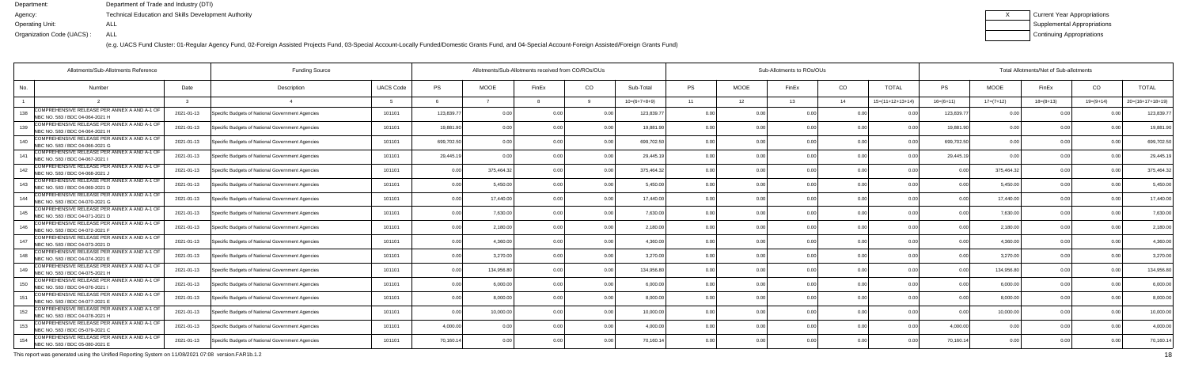Department: Department of Trade and Industry (DTI)
Agency: Technical Education and Skills Development Authority
Operating Unit: ALL
Organization Code (UACS) : ALL

(e.g. UACS Fund Cluster: 01-Regular Agency Fund, 02-Foreign Assisted Projects Fund, 03-Special Account-Locally Funded/Domestic Grants Fund, and 04-Special Account-Foreign Assisted/Foreign Grants Fund)

X Current Year Appropriations
Supplemental Appropriations
Continuing Appropriations

| Allotments/Sub-Allotments Reference | | | Funding Source | | Allotments/Sub-Allotments received from CO/ROs/OUs | | | | | Sub-Allotments to ROs/OUs | | | | | Total Allotments/Net of Sub-allotments | | | | |
|---|---|---|---|---|---|---|---|---|---|---|---|---|---|---|---|---|---|---|---|
| No. | Number | Date | Description | UACS Code | PS | MOOE | FinEx | CO | Sub-Total | PS | MOOE | FinEx | CO | TOTAL | PS | MOOE | FinEx | CO | TOTAL |
| 1 | 2 | 3 | 4 | 5 | 6 | 7 | 8 | 9 | 10=(6+7+8+9) | 11 | 12 | 13 | 14 | 15=(11+12+13+14) | 16=(6+11) | 17=(7+12) | 18=(8+13) | 19=(9+14) | 20=(16+17+18+19) |
| 138 | COMPREHENSIVE RELEASE PER ANNEX A AND A-1 OF NBC NO. 583 / BDC 04-064-2021 H | 2021-01-13 | Specific Budgets of National Government Agencies | 101101 | 123,839.77 | 0.00 | 0.00 | 0.00 | 123,839.77 | 0.00 | 0.00 | 0.00 | 0.00 | 0.00 | 123,839.77 | 0.00 | 0.00 | 0.00 | 123,839.77 |
| 139 | COMPREHENSIVE RELEASE PER ANNEX A AND A-1 OF NBC NO. 583 / BDC 04-064-2021 H | 2021-01-13 | Specific Budgets of National Government Agencies | 101101 | 19,881.90 | 0.00 | 0.00 | 0.00 | 19,881.90 | 0.00 | 0.00 | 0.00 | 0.00 | 0.00 | 19,881.90 | 0.00 | 0.00 | 0.00 | 19,881.90 |
| 140 | COMPREHENSIVE RELEASE PER ANNEX A AND A-1 OF NBC NO. 583 / BDC 04-066-2021 G | 2021-01-13 | Specific Budgets of National Government Agencies | 101101 | 699,702.50 | 0.00 | 0.00 | 0.00 | 699,702.50 | 0.00 | 0.00 | 0.00 | 0.00 | 0.00 | 699,702.50 | 0.00 | 0.00 | 0.00 | 699,702.50 |
| 141 | COMPREHENSIVE RELEASE PER ANNEX A AND A-1 OF NBC NO. 583 / BDC 04-067-2021 I | 2021-01-13 | Specific Budgets of National Government Agencies | 101101 | 29,445.19 | 0.00 | 0.00 | 0.00 | 29,445.19 | 0.00 | 0.00 | 0.00 | 0.00 | 0.00 | 29,445.19 | 0.00 | 0.00 | 0.00 | 29,445.19 |
| 142 | COMPREHENSIVE RELEASE PER ANNEX A AND A-1 OF NBC NO. 583 / BDC 04-068-2021 J | 2021-01-13 | Specific Budgets of National Government Agencies | 101101 | 0.00 | 375,464.32 | 0.00 | 0.00 | 375,464.32 | 0.00 | 0.00 | 0.00 | 0.00 | 0.00 | 0.00 | 375,464.32 | 0.00 | 0.00 | 375,464.32 |
| 143 | COMPREHENSIVE RELEASE PER ANNEX A AND A-1 OF NBC NO. 583 / BDC 04-069-2021 D | 2021-01-13 | Specific Budgets of National Government Agencies | 101101 | 0.00 | 5,450.00 | 0.00 | 0.00 | 5,450.00 | 0.00 | 0.00 | 0.00 | 0.00 | 0.00 | 0.00 | 5,450.00 | 0.00 | 0.00 | 5,450.00 |
| 144 | COMPREHENSIVE RELEASE PER ANNEX A AND A-1 OF NBC NO. 583 / BDC 04-070-2021 G | 2021-01-13 | Specific Budgets of National Government Agencies | 101101 | 0.00 | 17,440.00 | 0.00 | 0.00 | 17,440.00 | 0.00 | 0.00 | 0.00 | 0.00 | 0.00 | 0.00 | 17,440.00 | 0.00 | 0.00 | 17,440.00 |
| 145 | COMPREHENSIVE RELEASE PER ANNEX A AND A-1 OF NBC NO. 583 / BDC 04-071-2021 D | 2021-01-13 | Specific Budgets of National Government Agencies | 101101 | 0.00 | 7,630.00 | 0.00 | 0.00 | 7,630.00 | 0.00 | 0.00 | 0.00 | 0.00 | 0.00 | 0.00 | 7,630.00 | 0.00 | 0.00 | 7,630.00 |
| 146 | COMPREHENSIVE RELEASE PER ANNEX A AND A-1 OF NBC NO. 583 / BDC 04-072-2021 F | 2021-01-13 | Specific Budgets of National Government Agencies | 101101 | 0.00 | 2,180.00 | 0.00 | 0.00 | 2,180.00 | 0.00 | 0.00 | 0.00 | 0.00 | 0.00 | 0.00 | 2,180.00 | 0.00 | 0.00 | 2,180.00 |
| 147 | COMPREHENSIVE RELEASE PER ANNEX A AND A-1 OF NBC NO. 583 / BDC 04-073-2021 D | 2021-01-13 | Specific Budgets of National Government Agencies | 101101 | 0.00 | 4,360.00 | 0.00 | 0.00 | 4,360.00 | 0.00 | 0.00 | 0.00 | 0.00 | 0.00 | 0.00 | 4,360.00 | 0.00 | 0.00 | 4,360.00 |
| 148 | COMPREHENSIVE RELEASE PER ANNEX A AND A-1 OF NBC NO. 583 / BDC 04-074-2021 E | 2021-01-13 | Specific Budgets of National Government Agencies | 101101 | 0.00 | 3,270.00 | 0.00 | 0.00 | 3,270.00 | 0.00 | 0.00 | 0.00 | 0.00 | 0.00 | 0.00 | 3,270.00 | 0.00 | 0.00 | 3,270.00 |
| 149 | COMPREHENSIVE RELEASE PER ANNEX A AND A-1 OF NBC NO. 583 / BDC 04-075-2021 H | 2021-01-13 | Specific Budgets of National Government Agencies | 101101 | 0.00 | 134,956.80 | 0.00 | 0.00 | 134,956.80 | 0.00 | 0.00 | 0.00 | 0.00 | 0.00 | 0.00 | 134,956.80 | 0.00 | 0.00 | 134,956.80 |
| 150 | COMPREHENSIVE RELEASE PER ANNEX A AND A-1 OF NBC NO. 583 / BDC 04-076-2021 I | 2021-01-13 | Specific Budgets of National Government Agencies | 101101 | 0.00 | 6,000.00 | 0.00 | 0.00 | 6,000.00 | 0.00 | 0.00 | 0.00 | 0.00 | 0.00 | 0.00 | 6,000.00 | 0.00 | 0.00 | 6,000.00 |
| 151 | COMPREHENSIVE RELEASE PER ANNEX A AND A-1 OF NBC NO. 583 / BDC 04-077-2021 E | 2021-01-13 | Specific Budgets of National Government Agencies | 101101 | 0.00 | 8,000.00 | 0.00 | 0.00 | 8,000.00 | 0.00 | 0.00 | 0.00 | 0.00 | 0.00 | 0.00 | 8,000.00 | 0.00 | 0.00 | 8,000.00 |
| 152 | COMPREHENSIVE RELEASE PER ANNEX A AND A-1 OF NBC NO. 583 / BDC 04-078-2021 H | 2021-01-13 | Specific Budgets of National Government Agencies | 101101 | 0.00 | 10,000.00 | 0.00 | 0.00 | 10,000.00 | 0.00 | 0.00 | 0.00 | 0.00 | 0.00 | 0.00 | 10,000.00 | 0.00 | 0.00 | 10,000.00 |
| 153 | COMPREHENSIVE RELEASE PER ANNEX A AND A-1 OF NBC NO. 583 / BDC 05-079-2021 C | 2021-01-13 | Specific Budgets of National Government Agencies | 101101 | 4,000.00 | 0.00 | 0.00 | 0.00 | 4,000.00 | 0.00 | 0.00 | 0.00 | 0.00 | 0.00 | 4,000.00 | 0.00 | 0.00 | 0.00 | 4,000.00 |
| 154 | COMPREHENSIVE RELEASE PER ANNEX A AND A-1 OF NBC NO. 583 / BDC 05-080-2021 E | 2021-01-13 | Specific Budgets of National Government Agencies | 101101 | 70,160.14 | 0.00 | 0.00 | 0.00 | 70,160.14 | 0.00 | 0.00 | 0.00 | 0.00 | 0.00 | 70,160.14 | 0.00 | 0.00 | 0.00 | 70,160.14 |

This report was generated using the Unified Reporting System on 11/08/2021 07:08 version.FAR1b.1.2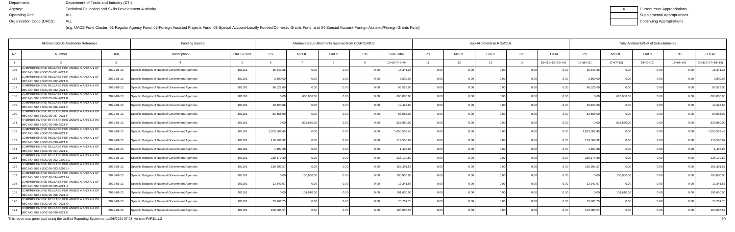Department: Department of Trade and Industry (DTI)
Agency: Technical Education and Skills Development Authority
Operating Unit: ALL
Organization Code (UACS) : ALL

| X | Current Year Appropriations |
|---|---|
| | Supplemental Appropriations |
| | Continuing Appropriations |

(e.g. UACS Fund Cluster: 01-Regular Agency Fund, 02-Foreign Assisted Projects Fund, 03-Special Account-Locally Funded/Domestic Grants Fund, and 04-Special Account-Foreign Assisted/Foreign Grants Fund)

| Allotments/Sub-Allotments Reference | | | Funding Source | | Allotments/Sub-Allotments received from CO/ROs/OUs | | | | | Sub-Allotments to ROs/OUs | | | | | Total Allotments/Net of Sub-allotments | | | | |
|---|---|---|---|---|---|---|---|---|---|---|---|---|---|---|---|---|---|---|---|
| No. | Number | Date | Description | UACS Code | PS | MOOE | FinEx | CO | Sub-Total | PS | MOOE | FinEx | CO | TOTAL | PS | MOOE | FinEx | CO | TOTAL |
| 1 | 2 | 3 | 4 | 5 | 6 | 7 | 8 | 9 | 10=(6+7+8+9) | 11 | 12 | 13 | 14 | 15=(11+12+13+14) | 16=(6+11) | 17=(7+12) | 18=(8+13) | 19=(9+14) | 20=(16+17+18+19) |
| 155 | COMPREHENSIVE RELEASE PER ANNEX A AND A-1 OF NBC NO. 583 / BDC 05-081-2021 E | 2021-01-13 | Specific Budgets of National Government Agencies | 101101 | 15,341.26 | 0.00 | 0.00 | 0.00 | 15,341.26 | 0.00 | 0.00 | 0.00 | 0.00 | 0.00 | 15,341.26 | 0.00 | 0.00 | 0.00 | 15,341.26 |
| 156 | COMPREHENSIVE RELEASE PER ANNEX A AND A-1 OF NBC NO. 583 / BDC 05-082-2021 G | 2021-01-13 | Specific Budgets of National Government Agencies | 101101 | 3,500.00 | 0.00 | 0.00 | 0.00 | 3,500.00 | 0.00 | 0.00 | 0.00 | 0.00 | 0.00 | 3,500.00 | 0.00 | 0.00 | 0.00 | 3,500.00 |
| 157 | COMPREHENSIVE RELEASE PER ANNEX A AND A-1 OF NBC NO. 583 / BDC 05-083-2021 C | 2021-01-13 | Specific Budgets of National Government Agencies | 101101 | 96,522.00 | 0.00 | 0.00 | 0.00 | 96,522.00 | 0.00 | 0.00 | 0.00 | 0.00 | 0.00 | 96,522.00 | 0.00 | 0.00 | 0.00 | 96,522.00 |
| 158 | COMPREHENSIVE RELEASE PER ANNEX A AND A-1 OF NBC NO. 583 / BDC 05-084-2021 K | 2021-01-13 | Specific Budgets of National Government Agencies | 101101 | 0.00 | 600,000.00 | 0.00 | 0.00 | 600,000.00 | 0.00 | 0.00 | 0.00 | 0.00 | 0.00 | 0.00 | 600,000.00 | 0.00 | 0.00 | 600,000.00 |
| 159 | COMPREHENSIVE RELEASE PER ANNEX A AND A-1 OF NBC NO. 583 / BDC 05-086-2021 C | 2021-01-13 | Specific Budgets of National Government Agencies | 101101 | 19,423.66 | 0.00 | 0.00 | 0.00 | 19,423.66 | 0.00 | 0.00 | 0.00 | 0.00 | 0.00 | 19,423.66 | 0.00 | 0.00 | 0.00 | 19,423.66 |
| 160 | COMPREHENSIVE RELEASE PER ANNEX A AND A-1 OF NBC NO. 583 / BDC 05-087-2021 F | 2021-01-13 | Specific Budgets of National Government Agencies | 101101 | 83,565.00 | 0.00 | 0.00 | 0.00 | 83,565.00 | 0.00 | 0.00 | 0.00 | 0.00 | 0.00 | 83,565.00 | 0.00 | 0.00 | 0.00 | 83,565.00 |
| 161 | COMPREHENSIVE RELEASE PER ANNEX A AND A-1 OF NBC NO. 583 / BDC 05-088-2021 F | 2021-01-13 | Specific Budgets of National Government Agencies | 101101 | 0.00 | 528,850.00 | 0.00 | 0.00 | 528,850.00 | 0.00 | 0.00 | 0.00 | 0.00 | 0.00 | 0.00 | 528,850.00 | 0.00 | 0.00 | 528,850.00 |
| 162 | COMPREHENSIVE RELEASE PER ANNEX A AND A-1 OF NBC NO. 583 / BDC 05-089-2021 E | 2021-01-13 | Specific Budgets of National Government Agencies | 101101 | 1,053,562.45 | 0.00 | 0.00 | 0.00 | 1,053,562.45 | 0.00 | 0.00 | 0.00 | 0.00 | 0.00 | 1,053,562.45 | 0.00 | 0.00 | 0.00 | 1,053,562.45 |
| 163 | COMPREHENSIVE RELEASE PER ANNEX A AND A-1 OF NBC NO. 583 / BDC 05-090-2021 F | 2021-01-13 | Specific Budgets of National Government Agencies | 101101 | 119,566.92 | 0.00 | 0.00 | 0.00 | 119,566.92 | 0.00 | 0.00 | 0.00 | 0.00 | 0.00 | 119,566.92 | 0.00 | 0.00 | 0.00 | 119,566.92 |
| 164 | COMPREHENSIVE RELEASE PER ANNEX A AND A-1 OF NBC NO. 583 / BDC 05-091-2021 L | 2021-01-13 | Specific Budgets of National Government Agencies | 101101 | 1,497.88 | 0.00 | 0.00 | 0.00 | 1,497.88 | 0.00 | 0.00 | 0.00 | 0.00 | 0.00 | 1,497.88 | 0.00 | 0.00 | 0.00 | 1,497.88 |
| 165 | COMPREHENSIVE RELEASE PER ANNEX A AND A-1 OF NBC NO. 583 / BDC 06-092-22021 G | 2021-01-13 | Specific Budgets of National Government Agencies | 101101 | 238,179.80 | 0.00 | 0.00 | 0.00 | 238,179.80 | 0.00 | 0.00 | 0.00 | 0.00 | 0.00 | 238,179.80 | 0.00 | 0.00 | 0.00 | 238,179.80 |
| 166 | COMPREHENSIVE RELEASE PER ANNEX A AND A-1 OF NBC NO. 583 / BDC 06-093-22021 I | 2021-01-13 | Specific Budgets of National Government Agencies | 101101 | 158,391.57 | 0.00 | 0.00 | 0.00 | 158,391.57 | 0.00 | 0.00 | 0.00 | 0.00 | 0.00 | 158,391.57 | 0.00 | 0.00 | 0.00 | 158,391.57 |
| 167 | COMPREHENSIVE RELEASE PER ANNEX A AND A-1 OF NBC NO. 583 / BDC 06-094-2021 M | 2021-01-13 | Specific Budgets of National Government Agencies | 101101 | 0.00 | 100,800.00 | 0.00 | 0.00 | 100,800.00 | 0.00 | 0.00 | 0.00 | 0.00 | 0.00 | 0.00 | 100,800.00 | 0.00 | 0.00 | 100,800.00 |
| 168 | COMPREHENSIVE RELEASE PER ANNEX A AND A-1 OF NBC NO. 583 / BDC 06-095-2021 J | 2021-01-13 | Specific Budgets of National Government Agencies | 101101 | 13,341.67 | 0.00 | 0.00 | 0.00 | 13,341.67 | 0.00 | 0.00 | 0.00 | 0.00 | 0.00 | 13,341.67 | 0.00 | 0.00 | 0.00 | 13,341.67 |
| 169 | COMPREHENSIVE RELEASE PER ANNEX A AND A-1 OF NBC NO. 583 / BDC 06-096-2021 J | 2021-01-13 | Specific Budgets of National Government Agencies | 101101 | 0.00 | 101,610.00 | 0.00 | 0.00 | 101,610.00 | 0.00 | 0.00 | 0.00 | 0.00 | 0.00 | 0.00 | 101,610.00 | 0.00 | 0.00 | 101,610.00 |
| 170 | COMPREHENSIVE RELEASE PER ANNEX A AND A-1 OF NBC NO. 583 / BDC 06-097-2021 O | 2021-01-13 | Specific Budgets of National Government Agencies | 101101 | 73,761.75 | 0.00 | 0.00 | 0.00 | 73,761.75 | 0.00 | 0.00 | 0.00 | 0.00 | 0.00 | 73,761.75 | 0.00 | 0.00 | 0.00 | 73,761.75 |
| 171 | COMPREHENSIVE RELEASE PER ANNEX A AND A-1 OF NBC NO. 583 / BDC 06-098-2021 D | 2021-01-13 | Specific Budgets of National Government Agencies | 101101 | 100,085.57 | 0.00 | 0.00 | 0.00 | 100,085.57 | 0.00 | 0.00 | 0.00 | 0.00 | 0.00 | 100,085.57 | 0.00 | 0.00 | 0.00 | 100,085.57 |

This report was generated using the Unified Reporting System on 11/08/2021 07:08 version.FAR1b.1.2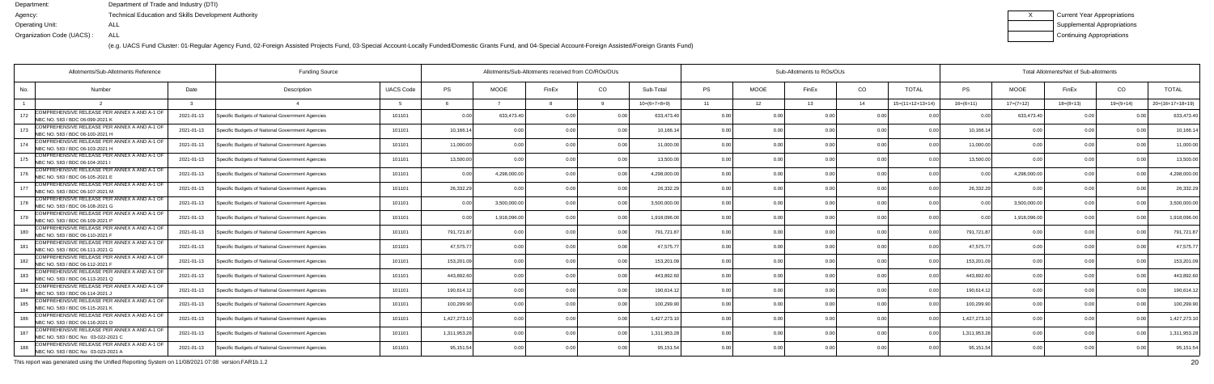Department: Department of Trade and Industry (DTI)
Agency: Technical Education and Skills Development Authority
Operating Unit: ALL
Organization Code (UACS) : ALL

| X | Current Year Appropriations |
|---|---|
| | Supplemental Appropriations |
| | Continuing Appropriations |

(e.g. UACS Fund Cluster: 01-Regular Agency Fund, 02-Foreign Assisted Projects Fund, 03-Special Account-Locally Funded/Domestic Grants Fund, and 04-Special Account-Foreign Assisted/Foreign Grants Fund)

| Allotments/Sub-Allotments Reference | | | Funding Source | | Allotments/Sub-Allotments received from CO/ROs/OUs | | | | | Sub-Allotments to ROs/OUs | | | | | Total Allotments/Net of Sub-allotments | | | | |
|---|---|---|---|---|---|---|---|---|---|---|---|---|---|---|---|---|---|---|---|
| No. | Number | Date | Description | UACS Code | PS | MOOE | FinEx | CO | Sub-Total | PS | MOOE | FinEx | CO | TOTAL | PS | MOOE | FinEx | CO | TOTAL |
| 1 | 2 | 3 | 4 | 5 | 6 | 7 | 8 | 9 | 10=(6+7+8+9) | 11 | 12 | 13 | 14 | 15=(11+12+13+14) | 16=(6+11) | 17=(7+12) | 18=(8+13) | 19=(9+14) | 20=(16+17+18+19) |
| 172 | COMPREHENSIVE RELEASE PER ANNEX A AND A-1 OF NBC NO. 583 / BDC 06-099-2021 K | 2021-01-13 | Specific Budgets of National Government Agencies | 101101 | 0.00 | 633,473.40 | 0.00 | 0.00 | 633,473.40 | 0.00 | 0.00 | 0.00 | 0.00 | 0.00 | 0.00 | 633,473.40 | 0.00 | 0.00 | 633,473.40 |
| 173 | COMPREHENSIVE RELEASE PER ANNEX A AND A-1 OF NBC NO. 583 / BDC 06-100-2021 H | 2021-01-13 | Specific Budgets of National Government Agencies | 101101 | 10,166.14 | 0.00 | 0.00 | 0.00 | 10,166.14 | 0.00 | 0.00 | 0.00 | 0.00 | 0.00 | 10,166.14 | 0.00 | 0.00 | 0.00 | 10,166.14 |
| 174 | COMPREHENSIVE RELEASE PER ANNEX A AND A-1 OF NBC NO. 583 / BDC 06-103-2021 H | 2021-01-13 | Specific Budgets of National Government Agencies | 101101 | 11,000.00 | 0.00 | 0.00 | 0.00 | 11,000.00 | 0.00 | 0.00 | 0.00 | 0.00 | 0.00 | 11,000.00 | 0.00 | 0.00 | 0.00 | 11,000.00 |
| 175 | COMPREHENSIVE RELEASE PER ANNEX A AND A-1 OF NBC NO. 583 / BDC 06-104-2021 I | 2021-01-13 | Specific Budgets of National Government Agencies | 101101 | 13,500.00 | 0.00 | 0.00 | 0.00 | 13,500.00 | 0.00 | 0.00 | 0.00 | 0.00 | 0.00 | 13,500.00 | 0.00 | 0.00 | 0.00 | 13,500.00 |
| 176 | COMPREHENSIVE RELEASE PER ANNEX A AND A-1 OF NBC NO. 583 / BDC 06-105-2021 E | 2021-01-13 | Specific Budgets of National Government Agencies | 101101 | 0.00 | 4,298,000.00 | 0.00 | 0.00 | 4,298,000.00 | 0.00 | 0.00 | 0.00 | 0.00 | 0.00 | 0.00 | 4,298,000.00 | 0.00 | 0.00 | 4,298,000.00 |
| 177 | COMPREHENSIVE RELEASE PER ANNEX A AND A-1 OF NBC NO. 583 / BDC 06-107-2021 M | 2021-01-13 | Specific Budgets of National Government Agencies | 101101 | 26,332.29 | 0.00 | 0.00 | 0.00 | 26,332.29 | 0.00 | 0.00 | 0.00 | 0.00 | 0.00 | 26,332.29 | 0.00 | 0.00 | 0.00 | 26,332.29 |
| 178 | COMPREHENSIVE RELEASE PER ANNEX A AND A-1 OF NBC NO. 583 / BDC 06-108-2021 G | 2021-01-13 | Specific Budgets of National Government Agencies | 101101 | 0.00 | 3,500,000.00 | 0.00 | 0.00 | 3,500,000.00 | 0.00 | 0.00 | 0.00 | 0.00 | 0.00 | 0.00 | 3,500,000.00 | 0.00 | 0.00 | 3,500,000.00 |
| 179 | COMPREHENSIVE RELEASE PER ANNEX A AND A-1 OF NBC NO. 583 / BDC 06-109-2021 P | 2021-01-13 | Specific Budgets of National Government Agencies | 101101 | 0.00 | 1,918,096.00 | 0.00 | 0.00 | 1,918,096.00 | 0.00 | 0.00 | 0.00 | 0.00 | 0.00 | 0.00 | 1,918,096.00 | 0.00 | 0.00 | 1,918,096.00 |
| 180 | COMPREHENSIVE RELEASE PER ANNEX A AND A-1 OF NBC NO. 583 / BDC 06-110-2021 F | 2021-01-13 | Specific Budgets of National Government Agencies | 101101 | 791,721.87 | 0.00 | 0.00 | 0.00 | 791,721.87 | 0.00 | 0.00 | 0.00 | 0.00 | 0.00 | 791,721.87 | 0.00 | 0.00 | 0.00 | 791,721.87 |
| 181 | COMPREHENSIVE RELEASE PER ANNEX A AND A-1 OF NBC NO. 583 / BDC 06-111-2021 G | 2021-01-13 | Specific Budgets of National Government Agencies | 101101 | 47,575.77 | 0.00 | 0.00 | 0.00 | 47,575.77 | 0.00 | 0.00 | 0.00 | 0.00 | 0.00 | 47,575.77 | 0.00 | 0.00 | 0.00 | 47,575.77 |
| 182 | COMPREHENSIVE RELEASE PER ANNEX A AND A-1 OF NBC NO. 583 / BDC 06-112-2021 F | 2021-01-13 | Specific Budgets of National Government Agencies | 101101 | 153,201.09 | 0.00 | 0.00 | 0.00 | 153,201.09 | 0.00 | 0.00 | 0.00 | 0.00 | 0.00 | 153,201.09 | 0.00 | 0.00 | 0.00 | 153,201.09 |
| 183 | COMPREHENSIVE RELEASE PER ANNEX A AND A-1 OF NBC NO. 583 / BDC 06-113-2021 Q | 2021-01-13 | Specific Budgets of National Government Agencies | 101101 | 443,892.60 | 0.00 | 0.00 | 0.00 | 443,892.60 | 0.00 | 0.00 | 0.00 | 0.00 | 0.00 | 443,892.60 | 0.00 | 0.00 | 0.00 | 443,892.60 |
| 184 | COMPREHENSIVE RELEASE PER ANNEX A AND A-1 OF NBC NO. 583 / BDC 06-114-2021 J | 2021-01-13 | Specific Budgets of National Government Agencies | 101101 | 190,614.12 | 0.00 | 0.00 | 0.00 | 190,614.12 | 0.00 | 0.00 | 0.00 | 0.00 | 0.00 | 190,614.12 | 0.00 | 0.00 | 0.00 | 190,614.12 |
| 185 | COMPREHENSIVE RELEASE PER ANNEX A AND A-1 OF NBC NO. 583 / BDC 06-115-2021 K | 2021-01-13 | Specific Budgets of National Government Agencies | 101101 | 100,299.90 | 0.00 | 0.00 | 0.00 | 100,299.90 | 0.00 | 0.00 | 0.00 | 0.00 | 0.00 | 100,299.90 | 0.00 | 0.00 | 0.00 | 100,299.90 |
| 186 | COMPREHENSIVE RELEASE PER ANNEX A AND A-1 OF NBC NO. 583 / BDC 06-116-2021 D | 2021-01-13 | Specific Budgets of National Government Agencies | 101101 | 1,427,273.10 | 0.00 | 0.00 | 0.00 | 1,427,273.10 | 0.00 | 0.00 | 0.00 | 0.00 | 0.00 | 1,427,273.10 | 0.00 | 0.00 | 0.00 | 1,427,273.10 |
| 187 | COMPREHENSIVE RELEASE PER ANNEX A AND A-1 OF NBC NO. 583 / BDC No: 03-022-2021 C | 2021-01-13 | Specific Budgets of National Government Agencies | 101101 | 1,311,953.28 | 0.00 | 0.00 | 0.00 | 1,311,953.28 | 0.00 | 0.00 | 0.00 | 0.00 | 0.00 | 1,311,953.28 | 0.00 | 0.00 | 0.00 | 1,311,953.28 |
| 188 | COMPREHENSIVE RELEASE PER ANNEX A AND A-1 OF NBC NO. 583 / BDC No: 03-023-2021 A | 2021-01-13 | Specific Budgets of National Government Agencies | 101101 | 95,151.54 | 0.00 | 0.00 | 0.00 | 95,151.54 | 0.00 | 0.00 | 0.00 | 0.00 | 0.00 | 95,151.54 | 0.00 | 0.00 | 0.00 | 95,151.54 |

This report was generated using the Unified Reporting System on 11/08/2021 07:08 version.FAR1b.1.2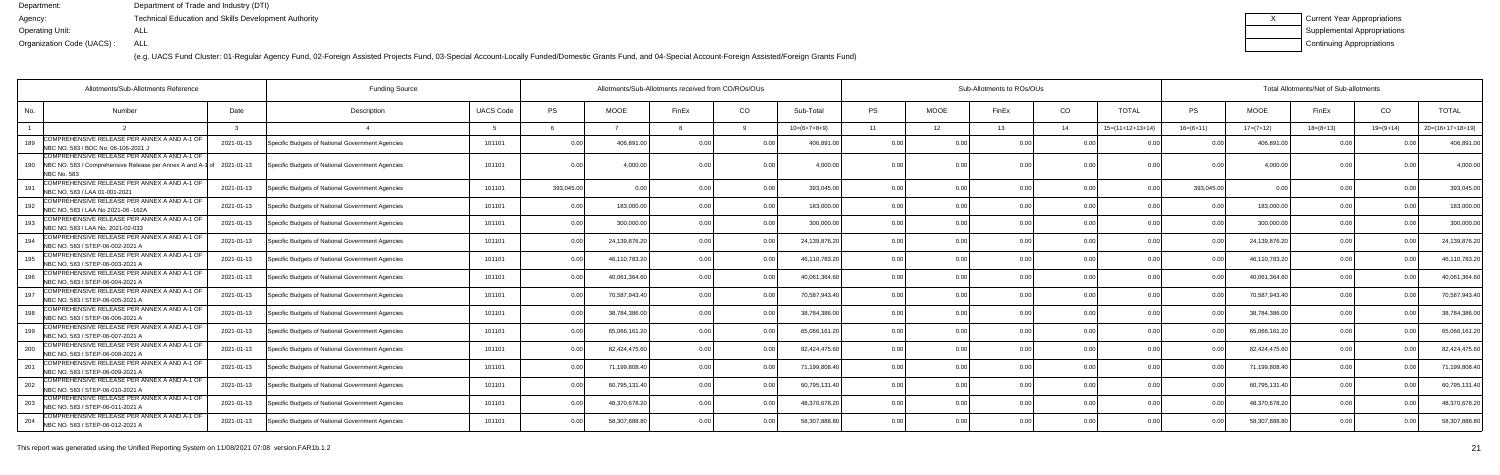Department: Department of Trade and Industry (DTI)
Agency: Technical Education and Skills Development Authority
Operating Unit: ALL
Organization Code (UACS) : ALL

X Current Year Appropriations
Supplemental Appropriations
Continuing Appropriations

(e.g. UACS Fund Cluster: 01-Regular Agency Fund, 02-Foreign Assisted Projects Fund, 03-Special Account-Locally Funded/Domestic Grants Fund, and 04-Special Account-Foreign Assisted/Foreign Grants Fund)

| Allotments/Sub-Allotments Reference | | | Funding Source | | Allotments/Sub-Allotments received from CO/ROs/OUs | | | | | Sub-Allotments to ROs/OUs | | | | | Total Allotments/Net of Sub-allotments | | | | |
|---|---|---|---|---|---|---|---|---|---|---|---|---|---|---|---|---|---|---|---|
| No. | Number | Date | Description | UACS Code | PS | MOOE | FinEx | CO | Sub-Total | PS | MOOE | FinEx | CO | TOTAL | PS | MOOE | FinEx | CO | TOTAL |
| 1 | 2 | 3 | 4 | 5 | 6 | 7 | 8 | 9 | 10=(6+7+8+9) | 11 | 12 | 13 | 14 | 15=(11+12+13+14) | 16=(6+11) | 17=(7+12) | 18=(8+13) | 19=(9+14) | 20=(16+17+18+19) |
| 189 | COMPREHENSIVE RELEASE PER ANNEX A AND A-1 OF NBC NO. 583 / BDC No: 06-106-2021 J | 2021-01-13 | Specific Budgets of National Government Agencies | 101101 | 0.00 | 406,891.00 | 0.00 | 0.00 | 406,891.00 | 0.00 | 0.00 | 0.00 | 0.00 | 0.00 | 0.00 | 406,891.00 | 0.00 | 0.00 | 406,891.00 |
| 190 | COMPREHENSIVE RELEASE PER ANNEX A AND A-1 OF NBC NO. 583 / Comprehensive Release per Annex A and A-1 of NBC No. 583 | 2021-01-13 | Specific Budgets of National Government Agencies | 101101 | 0.00 | 4,000.00 | 0.00 | 0.00 | 4,000.00 | 0.00 | 0.00 | 0.00 | 0.00 | 0.00 | 0.00 | 4,000.00 | 0.00 | 0.00 | 4,000.00 |
| 191 | COMPREHENSIVE RELEASE PER ANNEX A AND A-1 OF NBC NO. 583 / LAA 01-003-2021 | 2021-01-13 | Specific Budgets of National Government Agencies | 101101 | 393,045.00 | 0.00 | 0.00 | 0.00 | 393,045.00 | 0.00 | 0.00 | 0.00 | 0.00 | 0.00 | 393,045.00 | 0.00 | 0.00 | 0.00 | 393,045.00 |
| 192 | COMPREHENSIVE RELEASE PER ANNEX A AND A-1 OF NBC NO. 583 / LAA No 2021-06 -162A | 2021-01-13 | Specific Budgets of National Government Agencies | 101101 | 0.00 | 183,000.00 | 0.00 | 0.00 | 183,000.00 | 0.00 | 0.00 | 0.00 | 0.00 | 0.00 | 0.00 | 183,000.00 | 0.00 | 0.00 | 183,000.00 |
| 193 | COMPREHENSIVE RELEASE PER ANNEX A AND A-1 OF NBC NO. 583 / LAA No. 2021-02-033 | 2021-01-13 | Specific Budgets of National Government Agencies | 101101 | 0.00 | 300,000.00 | 0.00 | 0.00 | 300,000.00 | 0.00 | 0.00 | 0.00 | 0.00 | 0.00 | 0.00 | 300,000.00 | 0.00 | 0.00 | 300,000.00 |
| 194 | COMPREHENSIVE RELEASE PER ANNEX A AND A-1 OF NBC NO. 583 / STEP-06-002-2021 A | 2021-01-13 | Specific Budgets of National Government Agencies | 101101 | 0.00 | 24,139,876.20 | 0.00 | 0.00 | 24,139,876.20 | 0.00 | 0.00 | 0.00 | 0.00 | 0.00 | 0.00 | 24,139,876.20 | 0.00 | 0.00 | 24,139,876.20 |
| 195 | COMPREHENSIVE RELEASE PER ANNEX A AND A-1 OF NBC NO. 583 / STEP-06-003-2021 A | 2021-01-13 | Specific Budgets of National Government Agencies | 101101 | 0.00 | 46,110,783.20 | 0.00 | 0.00 | 46,110,783.20 | 0.00 | 0.00 | 0.00 | 0.00 | 0.00 | 0.00 | 46,110,783.20 | 0.00 | 0.00 | 46,110,783.20 |
| 196 | COMPREHENSIVE RELEASE PER ANNEX A AND A-1 OF NBC NO. 583 / STEP-06-004-2021 A | 2021-01-13 | Specific Budgets of National Government Agencies | 101101 | 0.00 | 40,061,364.60 | 0.00 | 0.00 | 40,061,364.60 | 0.00 | 0.00 | 0.00 | 0.00 | 0.00 | 0.00 | 40,061,364.60 | 0.00 | 0.00 | 40,061,364.60 |
| 197 | COMPREHENSIVE RELEASE PER ANNEX A AND A-1 OF NBC NO. 583 / STEP-06-005-2021 A | 2021-01-13 | Specific Budgets of National Government Agencies | 101101 | 0.00 | 70,587,943.40 | 0.00 | 0.00 | 70,587,943.40 | 0.00 | 0.00 | 0.00 | 0.00 | 0.00 | 0.00 | 70,587,943.40 | 0.00 | 0.00 | 70,587,943.40 |
| 198 | COMPREHENSIVE RELEASE PER ANNEX A AND A-1 OF NBC NO. 583 / STEP-06-006-2021 A | 2021-01-13 | Specific Budgets of National Government Agencies | 101101 | 0.00 | 38,784,386.00 | 0.00 | 0.00 | 38,784,386.00 | 0.00 | 0.00 | 0.00 | 0.00 | 0.00 | 0.00 | 38,784,386.00 | 0.00 | 0.00 | 38,784,386.00 |
| 199 | COMPREHENSIVE RELEASE PER ANNEX A AND A-1 OF NBC NO. 583 / STEP-06-007-2021 A | 2021-01-13 | Specific Budgets of National Government Agencies | 101101 | 0.00 | 65,066,161.20 | 0.00 | 0.00 | 65,066,161.20 | 0.00 | 0.00 | 0.00 | 0.00 | 0.00 | 0.00 | 65,066,161.20 | 0.00 | 0.00 | 65,066,161.20 |
| 200 | COMPREHENSIVE RELEASE PER ANNEX A AND A-1 OF NBC NO. 583 / STEP-06-008-2021 A | 2021-01-13 | Specific Budgets of National Government Agencies | 101101 | 0.00 | 82,424,475.60 | 0.00 | 0.00 | 82,424,475.60 | 0.00 | 0.00 | 0.00 | 0.00 | 0.00 | 0.00 | 82,424,475.60 | 0.00 | 0.00 | 82,424,475.60 |
| 201 | COMPREHENSIVE RELEASE PER ANNEX A AND A-1 OF NBC NO. 583 / STEP-06-009-2021 A | 2021-01-13 | Specific Budgets of National Government Agencies | 101101 | 0.00 | 71,199,808.40 | 0.00 | 0.00 | 71,199,808.40 | 0.00 | 0.00 | 0.00 | 0.00 | 0.00 | 0.00 | 71,199,808.40 | 0.00 | 0.00 | 71,199,808.40 |
| 202 | COMPREHENSIVE RELEASE PER ANNEX A AND A-1 OF NBC NO. 583 / STEP-06-010-2021 A | 2021-01-13 | Specific Budgets of National Government Agencies | 101101 | 0.00 | 60,795,131.40 | 0.00 | 0.00 | 60,795,131.40 | 0.00 | 0.00 | 0.00 | 0.00 | 0.00 | 0.00 | 60,795,131.40 | 0.00 | 0.00 | 60,795,131.40 |
| 203 | COMPREHENSIVE RELEASE PER ANNEX A AND A-1 OF NBC NO. 583 / STEP-06-011-2021 A | 2021-01-13 | Specific Budgets of National Government Agencies | 101101 | 0.00 | 48,370,678.20 | 0.00 | 0.00 | 48,370,678.20 | 0.00 | 0.00 | 0.00 | 0.00 | 0.00 | 0.00 | 48,370,678.20 | 0.00 | 0.00 | 48,370,678.20 |
| 204 | COMPREHENSIVE RELEASE PER ANNEX A AND A-1 OF NBC NO. 583 / STEP-06-012-2021 A | 2021-01-13 | Specific Budgets of National Government Agencies | 101101 | 0.00 | 58,307,888.80 | 0.00 | 0.00 | 58,307,888.80 | 0.00 | 0.00 | 0.00 | 0.00 | 0.00 | 0.00 | 58,307,888.80 | 0.00 | 0.00 | 58,307,888.80 |

This report was generated using the Unified Reporting System on 11/08/2021 07:08 version.FAR1b.1.2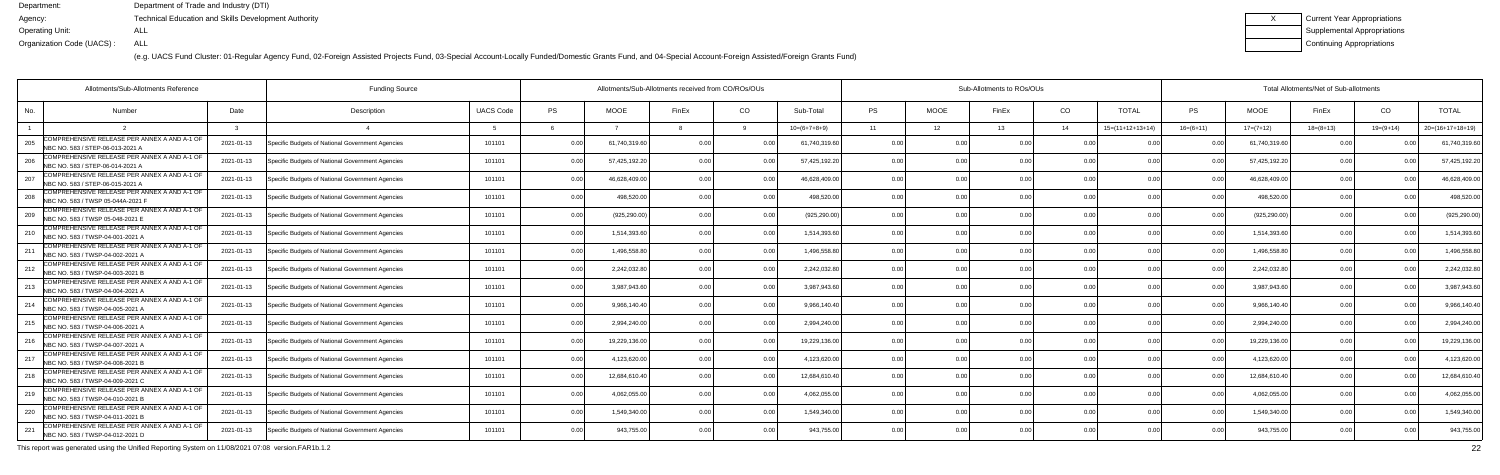Department: Department of Trade and Industry (DTI)
Agency: Technical Education and Skills Development Authority
Operating Unit: ALL
Organization Code (UACS) : ALL

| X | Current Year Appropriations |
|---|---|
| | Supplemental Appropriations |
| | Continuing Appropriations |

(e.g. UACS Fund Cluster: 01-Regular Agency Fund, 02-Foreign Assisted Projects Fund, 03-Special Account-Locally Funded/Domestic Grants Fund, and 04-Special Account-Foreign Assisted/Foreign Grants Fund)

| Allotments/Sub-Allotments Reference | | | Funding Source | | Allotments/Sub-Allotments received from CO/ROs/OUs | | | | | Sub-Allotments to ROs/OUs | | | | | Total Allotments/Net of Sub-allotments | | | | |
|---|---|---|---|---|---|---|---|---|---|---|---|---|---|---|---|---|---|---|---|
| No. | Number | Date | Description | UACS Code | PS | MOOE | FinEx | CO | Sub-Total | PS | MOOE | FinEx | CO | TOTAL | PS | MOOE | FinEx | CO | TOTAL |
| 1 | 2 | 3 | 4 | 5 | 6 | 7 | 8 | 9 | 10=(6+7+8+9) | 11 | 12 | 13 | 14 | 15=(11+12+13+14) | 16=(6+11) | 17=(7+12) | 18=(8+13) | 19=(9+14) | 20=(16+17+18+19) |
| 205 | COMPREHENSIVE RELEASE PER ANNEX A AND A-1 OF NBC NO. 583 / STEP-06-013-2021 A | 2021-01-13 | Specific Budgets of National Government Agencies | 101101 | 0.00 | 61,740,319.60 | 0.00 | 0.00 | 61,740,319.60 | 0.00 | 0.00 | 0.00 | 0.00 | 0.00 | 0.00 | 61,740,319.60 | 0.00 | 0.00 | 61,740,319.60 |
| 206 | COMPREHENSIVE RELEASE PER ANNEX A AND A-1 OF NBC NO. 583 / STEP-06-014-2021 A | 2021-01-13 | Specific Budgets of National Government Agencies | 101101 | 0.00 | 57,425,192.20 | 0.00 | 0.00 | 57,425,192.20 | 0.00 | 0.00 | 0.00 | 0.00 | 0.00 | 0.00 | 57,425,192.20 | 0.00 | 0.00 | 57,425,192.20 |
| 207 | COMPREHENSIVE RELEASE PER ANNEX A AND A-1 OF NBC NO. 583 / STEP-06-015-2021 A | 2021-01-13 | Specific Budgets of National Government Agencies | 101101 | 0.00 | 46,628,409.00 | 0.00 | 0.00 | 46,628,409.00 | 0.00 | 0.00 | 0.00 | 0.00 | 0.00 | 0.00 | 46,628,409.00 | 0.00 | 0.00 | 46,628,409.00 |
| 208 | COMPREHENSIVE RELEASE PER ANNEX A AND A-1 OF NBC NO. 583 / TWSP 05-044A-2021 F | 2021-01-13 | Specific Budgets of National Government Agencies | 101101 | 0.00 | 498,520.00 | 0.00 | 0.00 | 498,520.00 | 0.00 | 0.00 | 0.00 | 0.00 | 0.00 | 0.00 | 498,520.00 | 0.00 | 0.00 | 498,520.00 |
| 209 | COMPREHENSIVE RELEASE PER ANNEX A AND A-1 OF NBC NO. 583 / TWSP 05-048-2021 E | 2021-01-13 | Specific Budgets of National Government Agencies | 101101 | 0.00 | (925,290.00) | 0.00 | 0.00 | (925,290.00) | 0.00 | 0.00 | 0.00 | 0.00 | 0.00 | 0.00 | (925,290.00) | 0.00 | 0.00 | (925,290.00) |
| 210 | COMPREHENSIVE RELEASE PER ANNEX A AND A-1 OF NBC NO. 583 / TWSP-04-001-2021 A | 2021-01-13 | Specific Budgets of National Government Agencies | 101101 | 0.00 | 1,514,393.60 | 0.00 | 0.00 | 1,514,393.60 | 0.00 | 0.00 | 0.00 | 0.00 | 0.00 | 0.00 | 1,514,393.60 | 0.00 | 0.00 | 1,514,393.60 |
| 211 | COMPREHENSIVE RELEASE PER ANNEX A AND A-1 OF NBC NO. 583 / TWSP-04-002-2021 A | 2021-01-13 | Specific Budgets of National Government Agencies | 101101 | 0.00 | 1,496,558.80 | 0.00 | 0.00 | 1,496,558.80 | 0.00 | 0.00 | 0.00 | 0.00 | 0.00 | 0.00 | 1,496,558.80 | 0.00 | 0.00 | 1,496,558.80 |
| 212 | COMPREHENSIVE RELEASE PER ANNEX A AND A-1 OF NBC NO. 583 / TWSP-04-003-2021 B | 2021-01-13 | Specific Budgets of National Government Agencies | 101101 | 0.00 | 2,242,032.80 | 0.00 | 0.00 | 2,242,032.80 | 0.00 | 0.00 | 0.00 | 0.00 | 0.00 | 0.00 | 2,242,032.80 | 0.00 | 0.00 | 2,242,032.80 |
| 213 | COMPREHENSIVE RELEASE PER ANNEX A AND A-1 OF NBC NO. 583 / TWSP-04-004-2021 A | 2021-01-13 | Specific Budgets of National Government Agencies | 101101 | 0.00 | 3,987,943.60 | 0.00 | 0.00 | 3,987,943.60 | 0.00 | 0.00 | 0.00 | 0.00 | 0.00 | 0.00 | 3,987,943.60 | 0.00 | 0.00 | 3,987,943.60 |
| 214 | COMPREHENSIVE RELEASE PER ANNEX A AND A-1 OF NBC NO. 583 / TWSP-04-005-2021 A | 2021-01-13 | Specific Budgets of National Government Agencies | 101101 | 0.00 | 9,966,140.40 | 0.00 | 0.00 | 9,966,140.40 | 0.00 | 0.00 | 0.00 | 0.00 | 0.00 | 0.00 | 9,966,140.40 | 0.00 | 0.00 | 9,966,140.40 |
| 215 | COMPREHENSIVE RELEASE PER ANNEX A AND A-1 OF NBC NO. 583 / TWSP-04-006-2021 A | 2021-01-13 | Specific Budgets of National Government Agencies | 101101 | 0.00 | 2,994,240.00 | 0.00 | 0.00 | 2,994,240.00 | 0.00 | 0.00 | 0.00 | 0.00 | 0.00 | 0.00 | 2,994,240.00 | 0.00 | 0.00 | 2,994,240.00 |
| 216 | COMPREHENSIVE RELEASE PER ANNEX A AND A-1 OF NBC NO. 583 / TWSP-04-007-2021 A | 2021-01-13 | Specific Budgets of National Government Agencies | 101101 | 0.00 | 19,229,136.00 | 0.00 | 0.00 | 19,229,136.00 | 0.00 | 0.00 | 0.00 | 0.00 | 0.00 | 0.00 | 19,229,136.00 | 0.00 | 0.00 | 19,229,136.00 |
| 217 | COMPREHENSIVE RELEASE PER ANNEX A AND A-1 OF NBC NO. 583 / TWSP-04-008-2021 B | 2021-01-13 | Specific Budgets of National Government Agencies | 101101 | 0.00 | 4,123,620.00 | 0.00 | 0.00 | 4,123,620.00 | 0.00 | 0.00 | 0.00 | 0.00 | 0.00 | 0.00 | 4,123,620.00 | 0.00 | 0.00 | 4,123,620.00 |
| 218 | COMPREHENSIVE RELEASE PER ANNEX A AND A-1 OF NBC NO. 583 / TWSP-04-009-2021 C | 2021-01-13 | Specific Budgets of National Government Agencies | 101101 | 0.00 | 12,684,610.40 | 0.00 | 0.00 | 12,684,610.40 | 0.00 | 0.00 | 0.00 | 0.00 | 0.00 | 0.00 | 12,684,610.40 | 0.00 | 0.00 | 12,684,610.40 |
| 219 | COMPREHENSIVE RELEASE PER ANNEX A AND A-1 OF NBC NO. 583 / TWSP-04-010-2021 B | 2021-01-13 | Specific Budgets of National Government Agencies | 101101 | 0.00 | 4,062,055.00 | 0.00 | 0.00 | 4,062,055.00 | 0.00 | 0.00 | 0.00 | 0.00 | 0.00 | 0.00 | 4,062,055.00 | 0.00 | 0.00 | 4,062,055.00 |
| 220 | COMPREHENSIVE RELEASE PER ANNEX A AND A-1 OF NBC NO. 583 / TWSP-04-011-2021 B | 2021-01-13 | Specific Budgets of National Government Agencies | 101101 | 0.00 | 1,549,340.00 | 0.00 | 0.00 | 1,549,340.00 | 0.00 | 0.00 | 0.00 | 0.00 | 0.00 | 0.00 | 1,549,340.00 | 0.00 | 0.00 | 1,549,340.00 |
| 221 | COMPREHENSIVE RELEASE PER ANNEX A AND A-1 OF NBC NO. 583 / TWSP-04-012-2021 D | 2021-01-13 | Specific Budgets of National Government Agencies | 101101 | 0.00 | 943,755.00 | 0.00 | 0.00 | 943,755.00 | 0.00 | 0.00 | 0.00 | 0.00 | 0.00 | 0.00 | 943,755.00 | 0.00 | 0.00 | 943,755.00 |

This report was generated using the Unified Reporting System on 11/08/2021 07:08 version.FAR1b.1.2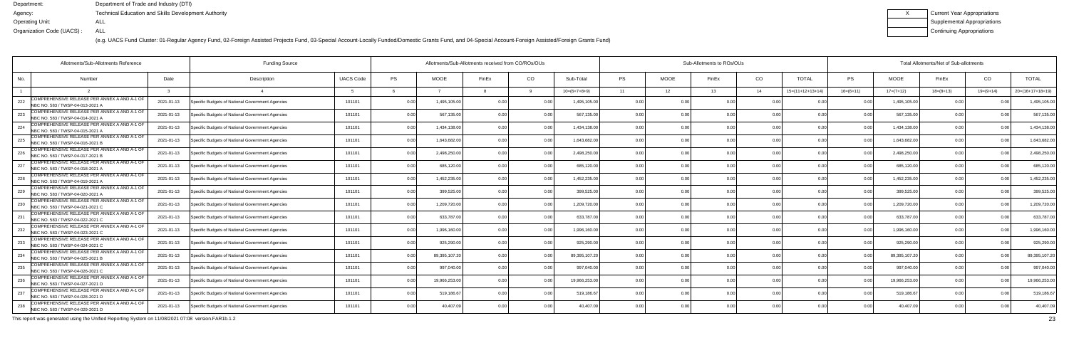Department: Department of Trade and Industry (DTI)
Agency: Technical Education and Skills Development Authority
Operating Unit: ALL
Organization Code (UACS) : ALL

X Current Year Appropriations
Supplemental Appropriations
Continuing Appropriations

(e.g. UACS Fund Cluster: 01-Regular Agency Fund, 02-Foreign Assisted Projects Fund, 03-Special Account-Locally Funded/Domestic Grants Fund, and 04-Special Account-Foreign Assisted/Foreign Grants Fund)

| Allotments/Sub-Allotments Reference | | | Funding Source | | Allotments/Sub-Allotments received from CO/ROs/OUs | | | | | Sub-Allotments to ROs/OUs | | | | | Total Allotments/Net of Sub-allotments | | | | |
|---|---|---|---|---|---|---|---|---|---|---|---|---|---|---|---|---|---|---|---|
| No. | Number | Date | Description | UACS Code | PS | MOOE | FinEx | CO | Sub-Total | PS | MOOE | FinEx | CO | TOTAL | PS | MOOE | FinEx | CO | TOTAL |
| 1 | 2 | 3 | 4 | 5 | 6 | 7 | 8 | 9 | 10=(6+7+8+9) | 11 | 12 | 13 | 14 | 15=(11+12+13+14) | 16=(6+11) | 17=(7+12) | 18=(8+13) | 19=(9+14) | 20=(16+17+18+19) |
| 222 | COMPREHENSIVE RELEASE PER ANNEX A AND A-1 OF NBC NO. 583 / TWSP-04-013-2021 A | 2021-01-13 | Specific Budgets of National Government Agencies | 101101 | 0.00 | 1,495,105.00 | 0.00 | 0.00 | 1,495,105.00 | 0.00 | 0.00 | 0.00 | 0.00 | 0.00 | 0.00 | 1,495,105.00 | 0.00 | 0.00 | 1,495,105.00 |
| 223 | COMPREHENSIVE RELEASE PER ANNEX A AND A-1 OF NBC NO. 583 / TWSP-04-014-2021 A | 2021-01-13 | Specific Budgets of National Government Agencies | 101101 | 0.00 | 567,135.00 | 0.00 | 0.00 | 567,135.00 | 0.00 | 0.00 | 0.00 | 0.00 | 0.00 | 0.00 | 567,135.00 | 0.00 | 0.00 | 567,135.00 |
| 224 | COMPREHENSIVE RELEASE PER ANNEX A AND A-1 OF NBC NO. 583 / TWSP-04-015-2021 A | 2021-01-13 | Specific Budgets of National Government Agencies | 101101 | 0.00 | 1,434,138.00 | 0.00 | 0.00 | 1,434,138.00 | 0.00 | 0.00 | 0.00 | 0.00 | 0.00 | 0.00 | 1,434,138.00 | 0.00 | 0.00 | 1,434,138.00 |
| 225 | COMPREHENSIVE RELEASE PER ANNEX A AND A-1 OF NBC NO. 583 / TWSP-04-016-2021 B | 2021-01-13 | Specific Budgets of National Government Agencies | 101101 | 0.00 | 1,643,682.00 | 0.00 | 0.00 | 1,643,682.00 | 0.00 | 0.00 | 0.00 | 0.00 | 0.00 | 0.00 | 1,643,682.00 | 0.00 | 0.00 | 1,643,682.00 |
| 226 | COMPREHENSIVE RELEASE PER ANNEX A AND A-1 OF NBC NO. 583 / TWSP-04-017-2021 B | 2021-01-13 | Specific Budgets of National Government Agencies | 101101 | 0.00 | 2,498,250.00 | 0.00 | 0.00 | 2,498,250.00 | 0.00 | 0.00 | 0.00 | 0.00 | 0.00 | 0.00 | 2,498,250.00 | 0.00 | 0.00 | 2,498,250.00 |
| 227 | COMPREHENSIVE RELEASE PER ANNEX A AND A-1 OF NBC NO. 583 / TWSP-04-018-2021 A | 2021-01-13 | Specific Budgets of National Government Agencies | 101101 | 0.00 | 685,120.00 | 0.00 | 0.00 | 685,120.00 | 0.00 | 0.00 | 0.00 | 0.00 | 0.00 | 0.00 | 685,120.00 | 0.00 | 0.00 | 685,120.00 |
| 228 | COMPREHENSIVE RELEASE PER ANNEX A AND A-1 OF NBC NO. 583 / TWSP-04-019-2021 A | 2021-01-13 | Specific Budgets of National Government Agencies | 101101 | 0.00 | 1,452,235.00 | 0.00 | 0.00 | 1,452,235.00 | 0.00 | 0.00 | 0.00 | 0.00 | 0.00 | 0.00 | 1,452,235.00 | 0.00 | 0.00 | 1,452,235.00 |
| 229 | COMPREHENSIVE RELEASE PER ANNEX A AND A-1 OF NBC NO. 583 / TWSP-04-020-2021 A | 2021-01-13 | Specific Budgets of National Government Agencies | 101101 | 0.00 | 399,525.00 | 0.00 | 0.00 | 399,525.00 | 0.00 | 0.00 | 0.00 | 0.00 | 0.00 | 0.00 | 399,525.00 | 0.00 | 0.00 | 399,525.00 |
| 230 | COMPREHENSIVE RELEASE PER ANNEX A AND A-1 OF NBC NO. 583 / TWSP-04-021-2021 C | 2021-01-13 | Specific Budgets of National Government Agencies | 101101 | 0.00 | 1,209,720.00 | 0.00 | 0.00 | 1,209,720.00 | 0.00 | 0.00 | 0.00 | 0.00 | 0.00 | 0.00 | 1,209,720.00 | 0.00 | 0.00 | 1,209,720.00 |
| 231 | COMPREHENSIVE RELEASE PER ANNEX A AND A-1 OF NBC NO. 583 / TWSP-04-022-2021 C | 2021-01-13 | Specific Budgets of National Government Agencies | 101101 | 0.00 | 633,787.00 | 0.00 | 0.00 | 633,787.00 | 0.00 | 0.00 | 0.00 | 0.00 | 0.00 | 0.00 | 633,787.00 | 0.00 | 0.00 | 633,787.00 |
| 232 | COMPREHENSIVE RELEASE PER ANNEX A AND A-1 OF NBC NO. 583 / TWSP-04-023-2021 C | 2021-01-13 | Specific Budgets of National Government Agencies | 101101 | 0.00 | 1,996,160.00 | 0.00 | 0.00 | 1,996,160.00 | 0.00 | 0.00 | 0.00 | 0.00 | 0.00 | 0.00 | 1,996,160.00 | 0.00 | 0.00 | 1,996,160.00 |
| 233 | COMPREHENSIVE RELEASE PER ANNEX A AND A-1 OF NBC NO. 583 / TWSP-04-024-2021 C | 2021-01-13 | Specific Budgets of National Government Agencies | 101101 | 0.00 | 925,290.00 | 0.00 | 0.00 | 925,290.00 | 0.00 | 0.00 | 0.00 | 0.00 | 0.00 | 0.00 | 925,290.00 | 0.00 | 0.00 | 925,290.00 |
| 234 | COMPREHENSIVE RELEASE PER ANNEX A AND A-1 OF NBC NO. 583 / TWSP-04-025-2021 B | 2021-01-13 | Specific Budgets of National Government Agencies | 101101 | 0.00 | 89,395,107.20 | 0.00 | 0.00 | 89,395,107.20 | 0.00 | 0.00 | 0.00 | 0.00 | 0.00 | 0.00 | 89,395,107.20 | 0.00 | 0.00 | 89,395,107.20 |
| 235 | COMPREHENSIVE RELEASE PER ANNEX A AND A-1 OF NBC NO. 583 / TWSP-04-026-2021 C | 2021-01-13 | Specific Budgets of National Government Agencies | 101101 | 0.00 | 997,040.00 | 0.00 | 0.00 | 997,040.00 | 0.00 | 0.00 | 0.00 | 0.00 | 0.00 | 0.00 | 997,040.00 | 0.00 | 0.00 | 997,040.00 |
| 236 | COMPREHENSIVE RELEASE PER ANNEX A AND A-1 OF NBC NO. 583 / TWSP-04-027-2021 D | 2021-01-13 | Specific Budgets of National Government Agencies | 101101 | 0.00 | 19,966,253.00 | 0.00 | 0.00 | 19,966,253.00 | 0.00 | 0.00 | 0.00 | 0.00 | 0.00 | 0.00 | 19,966,253.00 | 0.00 | 0.00 | 19,966,253.00 |
| 237 | COMPREHENSIVE RELEASE PER ANNEX A AND A-1 OF NBC NO. 583 / TWSP-04-028-2021 D | 2021-01-13 | Specific Budgets of National Government Agencies | 101101 | 0.00 | 519,186.67 | 0.00 | 0.00 | 519,186.67 | 0.00 | 0.00 | 0.00 | 0.00 | 0.00 | 0.00 | 519,186.67 | 0.00 | 0.00 | 519,186.67 |
| 238 | COMPREHENSIVE RELEASE PER ANNEX A AND A-1 OF NBC NO. 583 / TWSP-04-029-2021 D | 2021-01-13 | Specific Budgets of National Government Agencies | 101101 | 0.00 | 40,407.09 | 0.00 | 0.00 | 40,407.09 | 0.00 | 0.00 | 0.00 | 0.00 | 0.00 | 0.00 | 40,407.09 | 0.00 | 0.00 | 40,407.09 |

This report was generated using the Unified Reporting System on 11/08/2021 07:08 version.FAR1b.1.2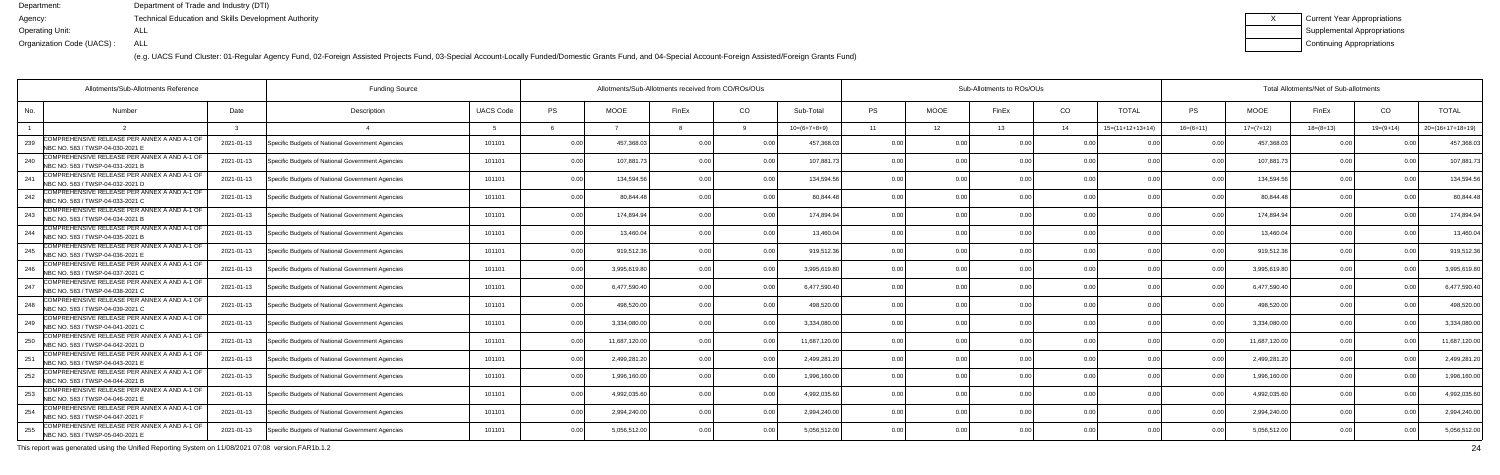Department: Department of Trade and Industry (DTI)
Agency: Technical Education and Skills Development Authority
Operating Unit: ALL
Organization Code (UACS) : ALL

| X | Current Year Appropriations |
|---|---|
| | Supplemental Appropriations |
| | Continuing Appropriations |

(e.g. UACS Fund Cluster: 01-Regular Agency Fund, 02-Foreign Assisted Projects Fund, 03-Special Account-Locally Funded/Domestic Grants Fund, and 04-Special Account-Foreign Assisted/Foreign Grants Fund)

| Allotments/Sub-Allotments Reference | | | Funding Source | | Allotments/Sub-Allotments received from CO/ROs/OUs | | | | | Sub-Allotments to ROs/OUs | | | | | Total Allotments/Net of Sub-allotments | | | | |
|---|---|---|---|---|---|---|---|---|---|---|---|---|---|---|---|---|---|---|---|
| No. | Number | Date | Description | UACS Code | PS | MOOE | FinEx | CO | Sub-Total | PS | MOOE | FinEx | CO | TOTAL | PS | MOOE | FinEx | CO | TOTAL |
| 1 | 2 | 3 | 4 | 5 | 6 | 7 | 8 | 9 | 10=(6+7+8+9) | 11 | 12 | 13 | 14 | 15=(11+12+13+14) | 16=(6+11) | 17=(7+12) | 18=(8+13) | 19=(9+14) | 20=(16+17+18+19) |
| 239 | COMPREHENSIVE RELEASE PER ANNEX A AND A-1 OF NBC NO. 583 / TWSP-04-030-2021 E | 2021-01-13 | Specific Budgets of National Government Agencies | 101101 | 0.00 | 457,368.03 | 0.00 | 0.00 | 457,368.03 | 0.00 | 0.00 | 0.00 | 0.00 | 0.00 | 0.00 | 457,368.03 | 0.00 | 0.00 | 457,368.03 |
| 240 | COMPREHENSIVE RELEASE PER ANNEX A AND A-1 OF NBC NO. 583 / TWSP-04-031-2021 B | 2021-01-13 | Specific Budgets of National Government Agencies | 101101 | 0.00 | 107,881.73 | 0.00 | 0.00 | 107,881.73 | 0.00 | 0.00 | 0.00 | 0.00 | 0.00 | 0.00 | 107,881.73 | 0.00 | 0.00 | 107,881.73 |
| 241 | COMPREHENSIVE RELEASE PER ANNEX A AND A-1 OF NBC NO. 583 / TWSP-04-032-2021 D | 2021-01-13 | Specific Budgets of National Government Agencies | 101101 | 0.00 | 134,594.56 | 0.00 | 0.00 | 134,594.56 | 0.00 | 0.00 | 0.00 | 0.00 | 0.00 | 0.00 | 134,594.56 | 0.00 | 0.00 | 134,594.56 |
| 242 | COMPREHENSIVE RELEASE PER ANNEX A AND A-1 OF NBC NO. 583 / TWSP-04-033-2021 C | 2021-01-13 | Specific Budgets of National Government Agencies | 101101 | 0.00 | 80,844.48 | 0.00 | 0.00 | 80,844.48 | 0.00 | 0.00 | 0.00 | 0.00 | 0.00 | 0.00 | 80,844.48 | 0.00 | 0.00 | 80,844.48 |
| 243 | COMPREHENSIVE RELEASE PER ANNEX A AND A-1 OF NBC NO. 583 / TWSP-04-034-2021 B | 2021-01-13 | Specific Budgets of National Government Agencies | 101101 | 0.00 | 174,894.94 | 0.00 | 0.00 | 174,894.94 | 0.00 | 0.00 | 0.00 | 0.00 | 0.00 | 0.00 | 174,894.94 | 0.00 | 0.00 | 174,894.94 |
| 244 | COMPREHENSIVE RELEASE PER ANNEX A AND A-1 OF NBC NO. 583 / TWSP-04-035-2021 B | 2021-01-13 | Specific Budgets of National Government Agencies | 101101 | 0.00 | 13,460.04 | 0.00 | 0.00 | 13,460.04 | 0.00 | 0.00 | 0.00 | 0.00 | 0.00 | 0.00 | 13,460.04 | 0.00 | 0.00 | 13,460.04 |
| 245 | COMPREHENSIVE RELEASE PER ANNEX A AND A-1 OF NBC NO. 583 / TWSP-04-036-2021 E | 2021-01-13 | Specific Budgets of National Government Agencies | 101101 | 0.00 | 919,512.36 | 0.00 | 0.00 | 919,512.36 | 0.00 | 0.00 | 0.00 | 0.00 | 0.00 | 0.00 | 919,512.36 | 0.00 | 0.00 | 919,512.36 |
| 246 | COMPREHENSIVE RELEASE PER ANNEX A AND A-1 OF NBC NO. 583 / TWSP-04-037-2021 C | 2021-01-13 | Specific Budgets of National Government Agencies | 101101 | 0.00 | 3,995,619.80 | 0.00 | 0.00 | 3,995,619.80 | 0.00 | 0.00 | 0.00 | 0.00 | 0.00 | 0.00 | 3,995,619.80 | 0.00 | 0.00 | 3,995,619.80 |
| 247 | COMPREHENSIVE RELEASE PER ANNEX A AND A-1 OF NBC NO. 583 / TWSP-04-038-2021 C | 2021-01-13 | Specific Budgets of National Government Agencies | 101101 | 0.00 | 6,477,590.40 | 0.00 | 0.00 | 6,477,590.40 | 0.00 | 0.00 | 0.00 | 0.00 | 0.00 | 0.00 | 6,477,590.40 | 0.00 | 0.00 | 6,477,590.40 |
| 248 | COMPREHENSIVE RELEASE PER ANNEX A AND A-1 OF NBC NO. 583 / TWSP-04-039-2021 C | 2021-01-13 | Specific Budgets of National Government Agencies | 101101 | 0.00 | 498,520.00 | 0.00 | 0.00 | 498,520.00 | 0.00 | 0.00 | 0.00 | 0.00 | 0.00 | 0.00 | 498,520.00 | 0.00 | 0.00 | 498,520.00 |
| 249 | COMPREHENSIVE RELEASE PER ANNEX A AND A-1 OF NBC NO. 583 / TWSP-04-041-2021 C | 2021-01-13 | Specific Budgets of National Government Agencies | 101101 | 0.00 | 3,334,080.00 | 0.00 | 0.00 | 3,334,080.00 | 0.00 | 0.00 | 0.00 | 0.00 | 0.00 | 0.00 | 3,334,080.00 | 0.00 | 0.00 | 3,334,080.00 |
| 250 | COMPREHENSIVE RELEASE PER ANNEX A AND A-1 OF NBC NO. 583 / TWSP-04-042-2021 D | 2021-01-13 | Specific Budgets of National Government Agencies | 101101 | 0.00 | 11,687,120.00 | 0.00 | 0.00 | 11,687,120.00 | 0.00 | 0.00 | 0.00 | 0.00 | 0.00 | 0.00 | 11,687,120.00 | 0.00 | 0.00 | 11,687,120.00 |
| 251 | COMPREHENSIVE RELEASE PER ANNEX A AND A-1 OF NBC NO. 583 / TWSP-04-043-2021 E | 2021-01-13 | Specific Budgets of National Government Agencies | 101101 | 0.00 | 2,499,281.20 | 0.00 | 0.00 | 2,499,281.20 | 0.00 | 0.00 | 0.00 | 0.00 | 0.00 | 0.00 | 2,499,281.20 | 0.00 | 0.00 | 2,499,281.20 |
| 252 | COMPREHENSIVE RELEASE PER ANNEX A AND A-1 OF NBC NO. 583 / TWSP-04-044-2021 B | 2021-01-13 | Specific Budgets of National Government Agencies | 101101 | 0.00 | 1,996,160.00 | 0.00 | 0.00 | 1,996,160.00 | 0.00 | 0.00 | 0.00 | 0.00 | 0.00 | 0.00 | 1,996,160.00 | 0.00 | 0.00 | 1,996,160.00 |
| 253 | COMPREHENSIVE RELEASE PER ANNEX A AND A-1 OF NBC NO. 583 / TWSP-04-046-2021 E | 2021-01-13 | Specific Budgets of National Government Agencies | 101101 | 0.00 | 4,992,035.60 | 0.00 | 0.00 | 4,992,035.60 | 0.00 | 0.00 | 0.00 | 0.00 | 0.00 | 0.00 | 4,992,035.60 | 0.00 | 0.00 | 4,992,035.60 |
| 254 | COMPREHENSIVE RELEASE PER ANNEX A AND A-1 OF NBC NO. 583 / TWSP-04-047-2021 F | 2021-01-13 | Specific Budgets of National Government Agencies | 101101 | 0.00 | 2,994,240.00 | 0.00 | 0.00 | 2,994,240.00 | 0.00 | 0.00 | 0.00 | 0.00 | 0.00 | 0.00 | 2,994,240.00 | 0.00 | 0.00 | 2,994,240.00 |
| 255 | COMPREHENSIVE RELEASE PER ANNEX A AND A-1 OF NBC NO. 583 / TWSP-05-040-2021 E | 2021-01-13 | Specific Budgets of National Government Agencies | 101101 | 0.00 | 5,056,512.00 | 0.00 | 0.00 | 5,056,512.00 | 0.00 | 0.00 | 0.00 | 0.00 | 0.00 | 0.00 | 5,056,512.00 | 0.00 | 0.00 | 5,056,512.00 |

This report was generated using the Unified Reporting System on 11/08/2021 07:08 version.FAR1b.1.2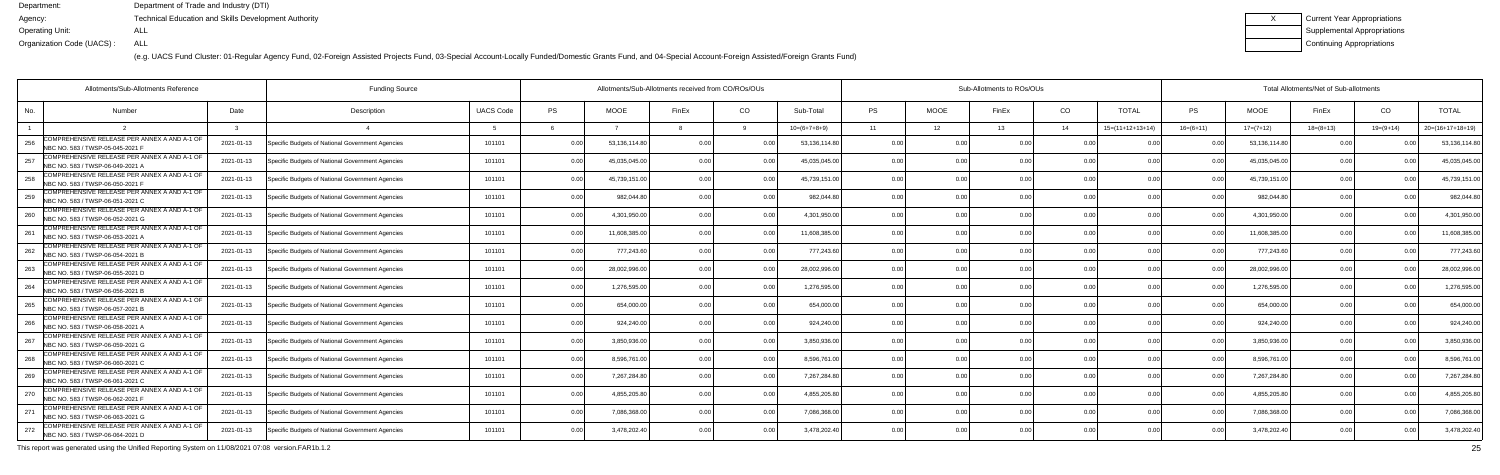Department: Department of Trade and Industry (DTI)
Agency: Technical Education and Skills Development Authority
Operating Unit: ALL
Organization Code (UACS) : ALL

| X | Current Year Appropriations |
|---|---|
| | Supplemental Appropriations |
| | Continuing Appropriations |

(e.g. UACS Fund Cluster: 01-Regular Agency Fund, 02-Foreign Assisted Projects Fund, 03-Special Account-Locally Funded/Domestic Grants Fund, and 04-Special Account-Foreign Assisted/Foreign Grants Fund)

| Allotments/Sub-Allotments Reference | | | Funding Source | | Allotments/Sub-Allotments received from CO/ROs/OUs | | | | | Sub-Allotments to ROs/OUs | | | | | Total Allotments/Net of Sub-allotments | | | | |
|---|---|---|---|---|---|---|---|---|---|---|---|---|---|---|---|---|---|---|---|
| No. | Number | Date | Description | UACS Code | PS | MOOE | FinEx | CO | Sub-Total | PS | MOOE | FinEx | CO | TOTAL | PS | MOOE | FinEx | CO | TOTAL |
| 1 | 2 | 3 | 4 | 5 | 6 | 7 | 8 | 9 | 10=(6+7+8+9) | 11 | 12 | 13 | 14 | 15=(11+12+13+14) | 16=(6+11) | 17=(7+12) | 18=(8+13) | 19=(9+14) | 20=(16+17+18+19) |
| 256 | COMPREHENSIVE RELEASE PER ANNEX A AND A-1 OF NBC NO. 583 / TWSP-05-045-2021 F | 2021-01-13 | Specific Budgets of National Government Agencies | 101101 | 0.00 | 53,136,114.80 | 0.00 | 0.00 | 53,136,114.80 | 0.00 | 0.00 | 0.00 | 0.00 | 0.00 | 0.00 | 53,136,114.80 | 0.00 | 0.00 | 53,136,114.80 |
| 257 | COMPREHENSIVE RELEASE PER ANNEX A AND A-1 OF NBC NO. 583 / TWSP-06-049-2021 A | 2021-01-13 | Specific Budgets of National Government Agencies | 101101 | 0.00 | 45,035,045.00 | 0.00 | 0.00 | 45,035,045.00 | 0.00 | 0.00 | 0.00 | 0.00 | 0.00 | 0.00 | 45,035,045.00 | 0.00 | 0.00 | 45,035,045.00 |
| 258 | COMPREHENSIVE RELEASE PER ANNEX A AND A-1 OF NBC NO. 583 / TWSP-06-050-2021 F | 2021-01-13 | Specific Budgets of National Government Agencies | 101101 | 0.00 | 45,739,151.00 | 0.00 | 0.00 | 45,739,151.00 | 0.00 | 0.00 | 0.00 | 0.00 | 0.00 | 0.00 | 45,739,151.00 | 0.00 | 0.00 | 45,739,151.00 |
| 259 | COMPREHENSIVE RELEASE PER ANNEX A AND A-1 OF NBC NO. 583 / TWSP-06-051-2021 C | 2021-01-13 | Specific Budgets of National Government Agencies | 101101 | 0.00 | 982,044.80 | 0.00 | 0.00 | 982,044.80 | 0.00 | 0.00 | 0.00 | 0.00 | 0.00 | 0.00 | 982,044.80 | 0.00 | 0.00 | 982,044.80 |
| 260 | COMPREHENSIVE RELEASE PER ANNEX A AND A-1 OF NBC NO. 583 / TWSP-06-052-2021 G | 2021-01-13 | Specific Budgets of National Government Agencies | 101101 | 0.00 | 4,301,950.00 | 0.00 | 0.00 | 4,301,950.00 | 0.00 | 0.00 | 0.00 | 0.00 | 0.00 | 0.00 | 4,301,950.00 | 0.00 | 0.00 | 4,301,950.00 |
| 261 | COMPREHENSIVE RELEASE PER ANNEX A AND A-1 OF NBC NO. 583 / TWSP-06-053-2021 A | 2021-01-13 | Specific Budgets of National Government Agencies | 101101 | 0.00 | 11,608,385.00 | 0.00 | 0.00 | 11,608,385.00 | 0.00 | 0.00 | 0.00 | 0.00 | 0.00 | 0.00 | 11,608,385.00 | 0.00 | 0.00 | 11,608,385.00 |
| 262 | COMPREHENSIVE RELEASE PER ANNEX A AND A-1 OF NBC NO. 583 / TWSP-06-054-2021 B | 2021-01-13 | Specific Budgets of National Government Agencies | 101101 | 0.00 | 777,243.60 | 0.00 | 0.00 | 777,243.60 | 0.00 | 0.00 | 0.00 | 0.00 | 0.00 | 0.00 | 777,243.60 | 0.00 | 0.00 | 777,243.60 |
| 263 | COMPREHENSIVE RELEASE PER ANNEX A AND A-1 OF NBC NO. 583 / TWSP-06-055-2021 D | 2021-01-13 | Specific Budgets of National Government Agencies | 101101 | 0.00 | 28,002,996.00 | 0.00 | 0.00 | 28,002,996.00 | 0.00 | 0.00 | 0.00 | 0.00 | 0.00 | 0.00 | 28,002,996.00 | 0.00 | 0.00 | 28,002,996.00 |
| 264 | COMPREHENSIVE RELEASE PER ANNEX A AND A-1 OF NBC NO. 583 / TWSP-06-056-2021 B | 2021-01-13 | Specific Budgets of National Government Agencies | 101101 | 0.00 | 1,276,595.00 | 0.00 | 0.00 | 1,276,595.00 | 0.00 | 0.00 | 0.00 | 0.00 | 0.00 | 0.00 | 1,276,595.00 | 0.00 | 0.00 | 1,276,595.00 |
| 265 | COMPREHENSIVE RELEASE PER ANNEX A AND A-1 OF NBC NO. 583 / TWSP-06-057-2021 B | 2021-01-13 | Specific Budgets of National Government Agencies | 101101 | 0.00 | 654,000.00 | 0.00 | 0.00 | 654,000.00 | 0.00 | 0.00 | 0.00 | 0.00 | 0.00 | 0.00 | 654,000.00 | 0.00 | 0.00 | 654,000.00 |
| 266 | COMPREHENSIVE RELEASE PER ANNEX A AND A-1 OF NBC NO. 583 / TWSP-06-058-2021 A | 2021-01-13 | Specific Budgets of National Government Agencies | 101101 | 0.00 | 924,240.00 | 0.00 | 0.00 | 924,240.00 | 0.00 | 0.00 | 0.00 | 0.00 | 0.00 | 0.00 | 924,240.00 | 0.00 | 0.00 | 924,240.00 |
| 267 | COMPREHENSIVE RELEASE PER ANNEX A AND A-1 OF NBC NO. 583 / TWSP-06-059-2021 G | 2021-01-13 | Specific Budgets of National Government Agencies | 101101 | 0.00 | 3,850,936.00 | 0.00 | 0.00 | 3,850,936.00 | 0.00 | 0.00 | 0.00 | 0.00 | 0.00 | 0.00 | 3,850,936.00 | 0.00 | 0.00 | 3,850,936.00 |
| 268 | COMPREHENSIVE RELEASE PER ANNEX A AND A-1 OF NBC NO. 583 / TWSP-06-060-2021 C | 2021-01-13 | Specific Budgets of National Government Agencies | 101101 | 0.00 | 8,596,761.00 | 0.00 | 0.00 | 8,596,761.00 | 0.00 | 0.00 | 0.00 | 0.00 | 0.00 | 0.00 | 8,596,761.00 | 0.00 | 0.00 | 8,596,761.00 |
| 269 | COMPREHENSIVE RELEASE PER ANNEX A AND A-1 OF NBC NO. 583 / TWSP-06-061-2021 C | 2021-01-13 | Specific Budgets of National Government Agencies | 101101 | 0.00 | 7,267,284.80 | 0.00 | 0.00 | 7,267,284.80 | 0.00 | 0.00 | 0.00 | 0.00 | 0.00 | 0.00 | 7,267,284.80 | 0.00 | 0.00 | 7,267,284.80 |
| 270 | COMPREHENSIVE RELEASE PER ANNEX A AND A-1 OF NBC NO. 583 / TWSP-06-062-2021 F | 2021-01-13 | Specific Budgets of National Government Agencies | 101101 | 0.00 | 4,855,205.80 | 0.00 | 0.00 | 4,855,205.80 | 0.00 | 0.00 | 0.00 | 0.00 | 0.00 | 0.00 | 4,855,205.80 | 0.00 | 0.00 | 4,855,205.80 |
| 271 | COMPREHENSIVE RELEASE PER ANNEX A AND A-1 OF NBC NO. 583 / TWSP-06-063-2021 G | 2021-01-13 | Specific Budgets of National Government Agencies | 101101 | 0.00 | 7,086,368.00 | 0.00 | 0.00 | 7,086,368.00 | 0.00 | 0.00 | 0.00 | 0.00 | 0.00 | 0.00 | 7,086,368.00 | 0.00 | 0.00 | 7,086,368.00 |
| 272 | COMPREHENSIVE RELEASE PER ANNEX A AND A-1 OF NBC NO. 583 / TWSP-06-064-2021 D | 2021-01-13 | Specific Budgets of National Government Agencies | 101101 | 0.00 | 3,478,202.40 | 0.00 | 0.00 | 3,478,202.40 | 0.00 | 0.00 | 0.00 | 0.00 | 0.00 | 0.00 | 3,478,202.40 | 0.00 | 0.00 | 3,478,202.40 |

This report was generated using the Unified Reporting System on 11/08/2021 07:08 version.FAR1b.1.2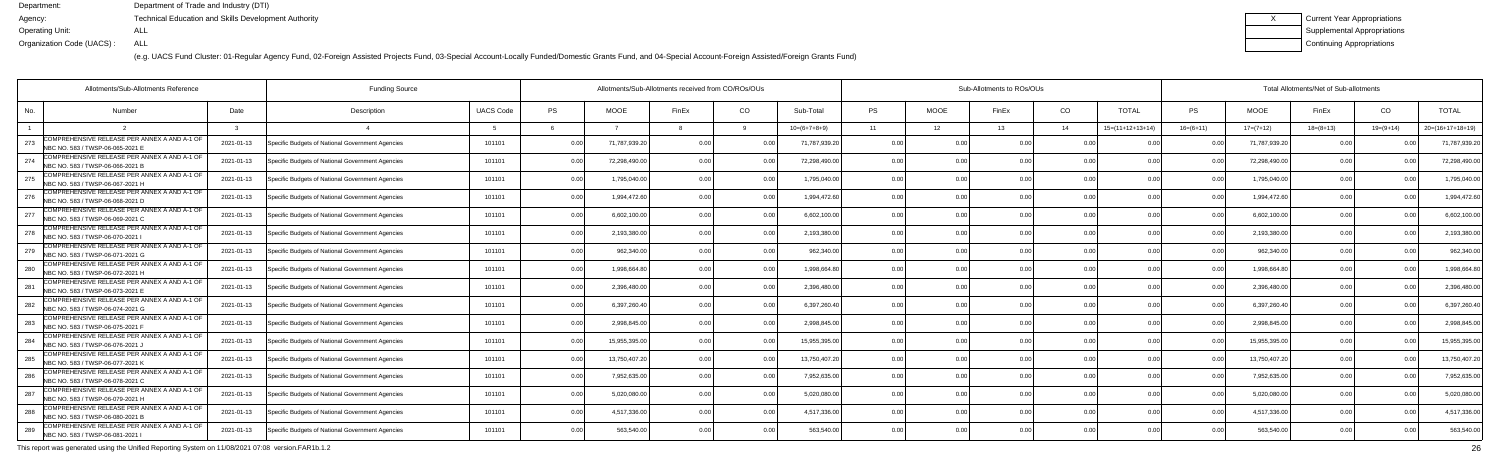Department: Department of Trade and Industry (DTI)
Agency: Technical Education and Skills Development Authority
Operating Unit: ALL
Organization Code (UACS) : ALL

(e.g. UACS Fund Cluster: 01-Regular Agency Fund, 02-Foreign Assisted Projects Fund, 03-Special Account-Locally Funded/Domestic Grants Fund, and 04-Special Account-Foreign Assisted/Foreign Grants Fund)

| X | Current Year Appropriations |
|---|---|
| | Supplemental Appropriations |
| | Continuing Appropriations |

| Allotments/Sub-Allotments Reference | | | Funding Source | | Allotments/Sub-Allotments received from CO/ROs/OUs | | | | | Sub-Allotments to ROs/OUs | | | | | Total Allotments/Net of Sub-allotments | | | | |
|---|---|---|---|---|---|---|---|---|---|---|---|---|---|---|---|---|---|---|---|
| No. | Number | Date | Description | UACS Code | PS | MOOE | FinEx | CO | Sub-Total | PS | MOOE | FinEx | CO | TOTAL | PS | MOOE | FinEx | CO | TOTAL |
| 1 | 2 | 3 | 4 | 5 | 6 | 7 | 8 | 9 | 10=(6+7+8+9) | 11 | 12 | 13 | 14 | 15=(11+12+13+14) | 16=(6+11) | 17=(7+12) | 18=(8+13) | 19=(9+14) | 20=(16+17+18+19) |
| 273 | COMPREHENSIVE RELEASE PER ANNEX A AND A-1 OF NBC NO. 583 / TWSP-06-065-2021 E | 2021-01-13 | Specific Budgets of National Government Agencies | 101101 | 0.00 | 71,787,939.20 | 0.00 | 0.00 | 71,787,939.20 | 0.00 | 0.00 | 0.00 | 0.00 | 0.00 | 0.00 | 71,787,939.20 | 0.00 | 0.00 | 71,787,939.20 |
| 274 | COMPREHENSIVE RELEASE PER ANNEX A AND A-1 OF NBC NO. 583 / TWSP-06-066-2021 B | 2021-01-13 | Specific Budgets of National Government Agencies | 101101 | 0.00 | 72,298,490.00 | 0.00 | 0.00 | 72,298,490.00 | 0.00 | 0.00 | 0.00 | 0.00 | 0.00 | 0.00 | 72,298,490.00 | 0.00 | 0.00 | 72,298,490.00 |
| 275 | COMPREHENSIVE RELEASE PER ANNEX A AND A-1 OF NBC NO. 583 / TWSP-06-067-2021 H | 2021-01-13 | Specific Budgets of National Government Agencies | 101101 | 0.00 | 1,795,040.00 | 0.00 | 0.00 | 1,795,040.00 | 0.00 | 0.00 | 0.00 | 0.00 | 0.00 | 0.00 | 1,795,040.00 | 0.00 | 0.00 | 1,795,040.00 |
| 276 | COMPREHENSIVE RELEASE PER ANNEX A AND A-1 OF NBC NO. 583 / TWSP-06-068-2021 D | 2021-01-13 | Specific Budgets of National Government Agencies | 101101 | 0.00 | 1,994,472.60 | 0.00 | 0.00 | 1,994,472.60 | 0.00 | 0.00 | 0.00 | 0.00 | 0.00 | 0.00 | 1,994,472.60 | 0.00 | 0.00 | 1,994,472.60 |
| 277 | COMPREHENSIVE RELEASE PER ANNEX A AND A-1 OF NBC NO. 583 / TWSP-06-069-2021 C | 2021-01-13 | Specific Budgets of National Government Agencies | 101101 | 0.00 | 6,602,100.00 | 0.00 | 0.00 | 6,602,100.00 | 0.00 | 0.00 | 0.00 | 0.00 | 0.00 | 0.00 | 6,602,100.00 | 0.00 | 0.00 | 6,602,100.00 |
| 278 | COMPREHENSIVE RELEASE PER ANNEX A AND A-1 OF NBC NO. 583 / TWSP-06-070-2021 I | 2021-01-13 | Specific Budgets of National Government Agencies | 101101 | 0.00 | 2,193,380.00 | 0.00 | 0.00 | 2,193,380.00 | 0.00 | 0.00 | 0.00 | 0.00 | 0.00 | 0.00 | 2,193,380.00 | 0.00 | 0.00 | 2,193,380.00 |
| 279 | COMPREHENSIVE RELEASE PER ANNEX A AND A-1 OF NBC NO. 583 / TWSP-06-071-2021 G | 2021-01-13 | Specific Budgets of National Government Agencies | 101101 | 0.00 | 962,340.00 | 0.00 | 0.00 | 962,340.00 | 0.00 | 0.00 | 0.00 | 0.00 | 0.00 | 0.00 | 962,340.00 | 0.00 | 0.00 | 962,340.00 |
| 280 | COMPREHENSIVE RELEASE PER ANNEX A AND A-1 OF NBC NO. 583 / TWSP-06-072-2021 H | 2021-01-13 | Specific Budgets of National Government Agencies | 101101 | 0.00 | 1,998,664.80 | 0.00 | 0.00 | 1,998,664.80 | 0.00 | 0.00 | 0.00 | 0.00 | 0.00 | 0.00 | 1,998,664.80 | 0.00 | 0.00 | 1,998,664.80 |
| 281 | COMPREHENSIVE RELEASE PER ANNEX A AND A-1 OF NBC NO. 583 / TWSP-06-073-2021 E | 2021-01-13 | Specific Budgets of National Government Agencies | 101101 | 0.00 | 2,396,480.00 | 0.00 | 0.00 | 2,396,480.00 | 0.00 | 0.00 | 0.00 | 0.00 | 0.00 | 0.00 | 2,396,480.00 | 0.00 | 0.00 | 2,396,480.00 |
| 282 | COMPREHENSIVE RELEASE PER ANNEX A AND A-1 OF NBC NO. 583 / TWSP-06-074-2021 G | 2021-01-13 | Specific Budgets of National Government Agencies | 101101 | 0.00 | 6,397,260.40 | 0.00 | 0.00 | 6,397,260.40 | 0.00 | 0.00 | 0.00 | 0.00 | 0.00 | 0.00 | 6,397,260.40 | 0.00 | 0.00 | 6,397,260.40 |
| 283 | COMPREHENSIVE RELEASE PER ANNEX A AND A-1 OF NBC NO. 583 / TWSP-06-075-2021 F | 2021-01-13 | Specific Budgets of National Government Agencies | 101101 | 0.00 | 2,998,845.00 | 0.00 | 0.00 | 2,998,845.00 | 0.00 | 0.00 | 0.00 | 0.00 | 0.00 | 0.00 | 2,998,845.00 | 0.00 | 0.00 | 2,998,845.00 |
| 284 | COMPREHENSIVE RELEASE PER ANNEX A AND A-1 OF NBC NO. 583 / TWSP-06-076-2021 J | 2021-01-13 | Specific Budgets of National Government Agencies | 101101 | 0.00 | 15,955,395.00 | 0.00 | 0.00 | 15,955,395.00 | 0.00 | 0.00 | 0.00 | 0.00 | 0.00 | 0.00 | 15,955,395.00 | 0.00 | 0.00 | 15,955,395.00 |
| 285 | COMPREHENSIVE RELEASE PER ANNEX A AND A-1 OF NBC NO. 583 / TWSP-06-077-2021 K | 2021-01-13 | Specific Budgets of National Government Agencies | 101101 | 0.00 | 13,750,407.20 | 0.00 | 0.00 | 13,750,407.20 | 0.00 | 0.00 | 0.00 | 0.00 | 0.00 | 0.00 | 13,750,407.20 | 0.00 | 0.00 | 13,750,407.20 |
| 286 | COMPREHENSIVE RELEASE PER ANNEX A AND A-1 OF NBC NO. 583 / TWSP-06-078-2021 C | 2021-01-13 | Specific Budgets of National Government Agencies | 101101 | 0.00 | 7,952,635.00 | 0.00 | 0.00 | 7,952,635.00 | 0.00 | 0.00 | 0.00 | 0.00 | 0.00 | 0.00 | 7,952,635.00 | 0.00 | 0.00 | 7,952,635.00 |
| 287 | COMPREHENSIVE RELEASE PER ANNEX A AND A-1 OF NBC NO. 583 / TWSP-06-079-2021 H | 2021-01-13 | Specific Budgets of National Government Agencies | 101101 | 0.00 | 5,020,080.00 | 0.00 | 0.00 | 5,020,080.00 | 0.00 | 0.00 | 0.00 | 0.00 | 0.00 | 0.00 | 5,020,080.00 | 0.00 | 0.00 | 5,020,080.00 |
| 288 | COMPREHENSIVE RELEASE PER ANNEX A AND A-1 OF NBC NO. 583 / TWSP-06-080-2021 B | 2021-01-13 | Specific Budgets of National Government Agencies | 101101 | 0.00 | 4,517,336.00 | 0.00 | 0.00 | 4,517,336.00 | 0.00 | 0.00 | 0.00 | 0.00 | 0.00 | 0.00 | 4,517,336.00 | 0.00 | 0.00 | 4,517,336.00 |
| 289 | COMPREHENSIVE RELEASE PER ANNEX A AND A-1 OF NBC NO. 583 / TWSP-06-081-2021 I | 2021-01-13 | Specific Budgets of National Government Agencies | 101101 | 0.00 | 563,540.00 | 0.00 | 0.00 | 563,540.00 | 0.00 | 0.00 | 0.00 | 0.00 | 0.00 | 0.00 | 563,540.00 | 0.00 | 0.00 | 563,540.00 |

This report was generated using the Unified Reporting System on 11/08/2021 07:08 version.FAR1b.1.2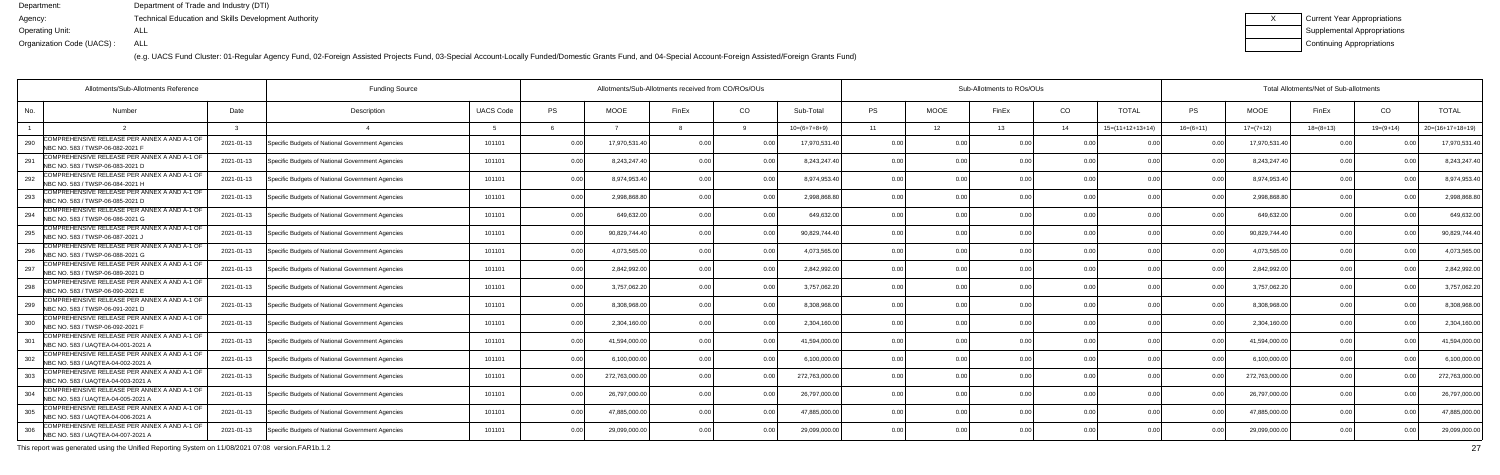Department: Department of Trade and Industry (DTI)
Agency: Technical Education and Skills Development Authority
Operating Unit: ALL
Organization Code (UACS) : ALL

| X | Current Year Appropriations |
|---|---|
| | Supplemental Appropriations |
| | Continuing Appropriations |

(e.g. UACS Fund Cluster: 01-Regular Agency Fund, 02-Foreign Assisted Projects Fund, 03-Special Account-Locally Funded/Domestic Grants Fund, and 04-Special Account-Foreign Assisted/Foreign Grants Fund)

| Allotments/Sub-Allotments Reference | | | Funding Source | | Allotments/Sub-Allotments received from CO/ROs/OUs | | | | | Sub-Allotments to ROs/OUs | | | | | Total Allotments/Net of Sub-allotments | | | | |
|---|---|---|---|---|---|---|---|---|---|---|---|---|---|---|---|---|---|---|---|
| No. | Number | Date | Description | UACS Code | PS | MOOE | FinEx | CO | Sub-Total | PS | MOOE | FinEx | CO | TOTAL | PS | MOOE | FinEx | CO | TOTAL |
| 1 | 2 | 3 | 4 | 5 | 6 | 7 | 8 | 9 | 10=(6+7+8+9) | 11 | 12 | 13 | 14 | 15=(11+12+13+14) | 16=(6+11) | 17=(7+12) | 18=(8+13) | 19=(9+14) | 20=(16+17+18+19) |
| 290 | COMPREHENSIVE RELEASE PER ANNEX A AND A-1 OF NBC NO. 583 / TWSP-06-082-2021 F | 2021-01-13 | Specific Budgets of National Government Agencies | 101101 | 0.00 | 17,970,531.40 | 0.00 | 0.00 | 17,970,531.40 | 0.00 | 0.00 | 0.00 | 0.00 | 0.00 | 0.00 | 17,970,531.40 | 0.00 | 0.00 | 17,970,531.40 |
| 291 | COMPREHENSIVE RELEASE PER ANNEX A AND A-1 OF NBC NO. 583 / TWSP-06-083-2021 D | 2021-01-13 | Specific Budgets of National Government Agencies | 101101 | 0.00 | 8,243,247.40 | 0.00 | 0.00 | 8,243,247.40 | 0.00 | 0.00 | 0.00 | 0.00 | 0.00 | 0.00 | 8,243,247.40 | 0.00 | 0.00 | 8,243,247.40 |
| 292 | COMPREHENSIVE RELEASE PER ANNEX A AND A-1 OF NBC NO. 583 / TWSP-06-084-2021 H | 2021-01-13 | Specific Budgets of National Government Agencies | 101101 | 0.00 | 8,974,953.40 | 0.00 | 0.00 | 8,974,953.40 | 0.00 | 0.00 | 0.00 | 0.00 | 0.00 | 0.00 | 8,974,953.40 | 0.00 | 0.00 | 8,974,953.40 |
| 293 | COMPREHENSIVE RELEASE PER ANNEX A AND A-1 OF NBC NO. 583 / TWSP-06-085-2021 D | 2021-01-13 | Specific Budgets of National Government Agencies | 101101 | 0.00 | 2,998,868.80 | 0.00 | 0.00 | 2,998,868.80 | 0.00 | 0.00 | 0.00 | 0.00 | 0.00 | 0.00 | 2,998,868.80 | 0.00 | 0.00 | 2,998,868.80 |
| 294 | COMPREHENSIVE RELEASE PER ANNEX A AND A-1 OF NBC NO. 583 / TWSP-06-086-2021 G | 2021-01-13 | Specific Budgets of National Government Agencies | 101101 | 0.00 | 649,632.00 | 0.00 | 0.00 | 649,632.00 | 0.00 | 0.00 | 0.00 | 0.00 | 0.00 | 0.00 | 649,632.00 | 0.00 | 0.00 | 649,632.00 |
| 295 | COMPREHENSIVE RELEASE PER ANNEX A AND A-1 OF NBC NO. 583 / TWSP-06-087-2021 J | 2021-01-13 | Specific Budgets of National Government Agencies | 101101 | 0.00 | 90,829,744.40 | 0.00 | 0.00 | 90,829,744.40 | 0.00 | 0.00 | 0.00 | 0.00 | 0.00 | 0.00 | 90,829,744.40 | 0.00 | 0.00 | 90,829,744.40 |
| 296 | COMPREHENSIVE RELEASE PER ANNEX A AND A-1 OF NBC NO. 583 / TWSP-06-088-2021 G | 2021-01-13 | Specific Budgets of National Government Agencies | 101101 | 0.00 | 4,073,565.00 | 0.00 | 0.00 | 4,073,565.00 | 0.00 | 0.00 | 0.00 | 0.00 | 0.00 | 0.00 | 4,073,565.00 | 0.00 | 0.00 | 4,073,565.00 |
| 297 | COMPREHENSIVE RELEASE PER ANNEX A AND A-1 OF NBC NO. 583 / TWSP-06-089-2021 D | 2021-01-13 | Specific Budgets of National Government Agencies | 101101 | 0.00 | 2,842,992.00 | 0.00 | 0.00 | 2,842,992.00 | 0.00 | 0.00 | 0.00 | 0.00 | 0.00 | 0.00 | 2,842,992.00 | 0.00 | 0.00 | 2,842,992.00 |
| 298 | COMPREHENSIVE RELEASE PER ANNEX A AND A-1 OF NBC NO. 583 / TWSP-06-090-2021 E | 2021-01-13 | Specific Budgets of National Government Agencies | 101101 | 0.00 | 3,757,062.20 | 0.00 | 0.00 | 3,757,062.20 | 0.00 | 0.00 | 0.00 | 0.00 | 0.00 | 0.00 | 3,757,062.20 | 0.00 | 0.00 | 3,757,062.20 |
| 299 | COMPREHENSIVE RELEASE PER ANNEX A AND A-1 OF NBC NO. 583 / TWSP-06-091-2021 D | 2021-01-13 | Specific Budgets of National Government Agencies | 101101 | 0.00 | 8,308,968.00 | 0.00 | 0.00 | 8,308,968.00 | 0.00 | 0.00 | 0.00 | 0.00 | 0.00 | 0.00 | 8,308,968.00 | 0.00 | 0.00 | 8,308,968.00 |
| 300 | COMPREHENSIVE RELEASE PER ANNEX A AND A-1 OF NBC NO. 583 / TWSP-06-092-2021 F | 2021-01-13 | Specific Budgets of National Government Agencies | 101101 | 0.00 | 2,304,160.00 | 0.00 | 0.00 | 2,304,160.00 | 0.00 | 0.00 | 0.00 | 0.00 | 0.00 | 0.00 | 2,304,160.00 | 0.00 | 0.00 | 2,304,160.00 |
| 301 | COMPREHENSIVE RELEASE PER ANNEX A AND A-1 OF NBC NO. 583 / UAQTEA-04-001-2021 A | 2021-01-13 | Specific Budgets of National Government Agencies | 101101 | 0.00 | 41,594,000.00 | 0.00 | 0.00 | 41,594,000.00 | 0.00 | 0.00 | 0.00 | 0.00 | 0.00 | 0.00 | 41,594,000.00 | 0.00 | 0.00 | 41,594,000.00 |
| 302 | COMPREHENSIVE RELEASE PER ANNEX A AND A-1 OF NBC NO. 583 / UAQTEA-04-002-2021 A | 2021-01-13 | Specific Budgets of National Government Agencies | 101101 | 0.00 | 6,100,000.00 | 0.00 | 0.00 | 6,100,000.00 | 0.00 | 0.00 | 0.00 | 0.00 | 0.00 | 0.00 | 6,100,000.00 | 0.00 | 0.00 | 6,100,000.00 |
| 303 | COMPREHENSIVE RELEASE PER ANNEX A AND A-1 OF NBC NO. 583 / UAQTEA-04-003-2021 A | 2021-01-13 | Specific Budgets of National Government Agencies | 101101 | 0.00 | 272,763,000.00 | 0.00 | 0.00 | 272,763,000.00 | 0.00 | 0.00 | 0.00 | 0.00 | 0.00 | 0.00 | 272,763,000.00 | 0.00 | 0.00 | 272,763,000.00 |
| 304 | COMPREHENSIVE RELEASE PER ANNEX A AND A-1 OF NBC NO. 583 / UAQTEA-04-005-2021 A | 2021-01-13 | Specific Budgets of National Government Agencies | 101101 | 0.00 | 26,797,000.00 | 0.00 | 0.00 | 26,797,000.00 | 0.00 | 0.00 | 0.00 | 0.00 | 0.00 | 0.00 | 26,797,000.00 | 0.00 | 0.00 | 26,797,000.00 |
| 305 | COMPREHENSIVE RELEASE PER ANNEX A AND A-1 OF NBC NO. 583 / UAQTEA-04-006-2021 A | 2021-01-13 | Specific Budgets of National Government Agencies | 101101 | 0.00 | 47,885,000.00 | 0.00 | 0.00 | 47,885,000.00 | 0.00 | 0.00 | 0.00 | 0.00 | 0.00 | 0.00 | 47,885,000.00 | 0.00 | 0.00 | 47,885,000.00 |
| 306 | COMPREHENSIVE RELEASE PER ANNEX A AND A-1 OF NBC NO. 583 / UAQTEA-04-007-2021 A | 2021-01-13 | Specific Budgets of National Government Agencies | 101101 | 0.00 | 29,099,000.00 | 0.00 | 0.00 | 29,099,000.00 | 0.00 | 0.00 | 0.00 | 0.00 | 0.00 | 0.00 | 29,099,000.00 | 0.00 | 0.00 | 29,099,000.00 |

This report was generated using the Unified Reporting System on 11/08/2021 07:08 version.FAR1b.1.2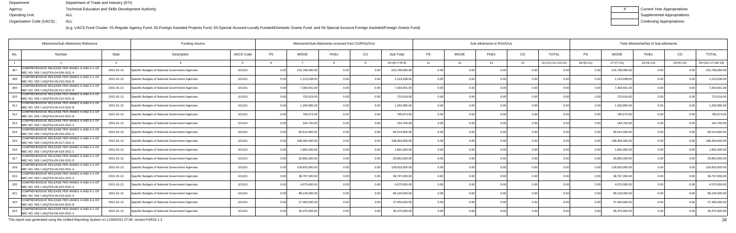Department: Department of Trade and Industry (DTI)
Agency: Technical Education and Skills Development Authority
Operating Unit: ALL
Organization Code (UACS) : ALL

(e.g. UACS Fund Cluster: 01-Regular Agency Fund, 02-Foreign Assisted Projects Fund, 03-Special Account-Locally Funded/Domestic Grants Fund, and 04-Special Account-Foreign Assisted/Foreign Grants Fund)

| X | Current Year Appropriations |
|---|---|
| | Supplemental Appropriations |
| | Continuing Appropriations |

| Allotments/Sub-Allotments Reference | | | Funding Source | | Allotments/Sub-Allotments received from CO/ROs/OUs | | | | | Sub-Allotments to ROs/OUs | | | | | Total Allotments/Net of Sub-allotments | | | | |
|---|---|---|---|---|---|---|---|---|---|---|---|---|---|---|---|---|---|---|---|
| No. | Number | Date | Description | UACS Code | PS | MOOE | FinEx | CO | Sub-Total | PS | MOOE | FinEx | CO | TOTAL | PS | MOOE | FinEx | CO | TOTAL |
| 1 | 2 | 3 | 4 | 5 | 6 | 7 | 8 | 9 | 10=(6+7+8+9) | 11 | 12 | 13 | 14 | 15=(11+12+13+14) | 16=(6+11) | 17=(7+12) | 18=(8+13) | 19=(9+14) | 20=(16+17+18+19) |
| 307 | COMPREHENSIVE RELEASE PER ANNEX A AND A-1 OF NBC NO. 583 / UAQTEA-04-009-2021 A | 2021-01-13 | Specific Budgets of National Government Agencies | 101101 | 0.00 | 215,799,060.00 | 0.00 | 0.00 | 215,799,060.00 | 0.00 | 0.00 | 0.00 | 0.00 | 0.00 | 0.00 | 215,799,060.00 | 0.00 | 0.00 | 215,799,060.00 |
| 308 | COMPREHENSIVE RELEASE PER ANNEX A AND A-1 OF NBC NO. 583 / UAQTEA-05-010-2021 B | 2021-01-13 | Specific Budgets of National Government Agencies | 101101 | 0.00 | 1,123,038.00 | 0.00 | 0.00 | 1,123,038.00 | 0.00 | 0.00 | 0.00 | 0.00 | 0.00 | 0.00 | 1,123,038.00 | 0.00 | 0.00 | 1,123,038.00 |
| 309 | COMPREHENSIVE RELEASE PER ANNEX A AND A-1 OF NBC NO. 583 / UAQTEA-05-011-2021 B | 2021-01-13 | Specific Budgets of National Government Agencies | 101101 | 0.00 | 7,364,601.00 | 0.00 | 0.00 | 7,364,601.00 | 0.00 | 0.00 | 0.00 | 0.00 | 0.00 | 0.00 | 7,364,601.00 | 0.00 | 0.00 | 7,364,601.00 |
| 310 | COMPREHENSIVE RELEASE PER ANNEX A AND A-1 OF NBC NO. 583 / UAQTEA-05-012-2021 B | 2021-01-13 | Specific Budgets of National Government Agencies | 101101 | 0.00 | 723,519.00 | 0.00 | 0.00 | 723,519.00 | 0.00 | 0.00 | 0.00 | 0.00 | 0.00 | 0.00 | 723,519.00 | 0.00 | 0.00 | 723,519.00 |
| 311 | COMPREHENSIVE RELEASE PER ANNEX A AND A-1 OF NBC NO. 583 / UAQTEA-05-013-2021 B | 2021-01-13 | Specific Budgets of National Government Agencies | 101101 | 0.00 | 1,292,895.00 | 0.00 | 0.00 | 1,292,895.00 | 0.00 | 0.00 | 0.00 | 0.00 | 0.00 | 0.00 | 1,292,895.00 | 0.00 | 0.00 | 1,292,895.00 |
| 312 | COMPREHENSIVE RELEASE PER ANNEX A AND A-1 OF NBC NO. 583 / UAQTEA-05-014-2021 B | 2021-01-13 | Specific Budgets of National Government Agencies | 101101 | 0.00 | 785,673.00 | 0.00 | 0.00 | 785,673.00 | 0.00 | 0.00 | 0.00 | 0.00 | 0.00 | 0.00 | 785,673.00 | 0.00 | 0.00 | 785,673.00 |
| 313 | COMPREHENSIVE RELEASE PER ANNEX A AND A-1 OF NBC NO. 583 / UAQTEA-05-015-2021 C | 2021-01-13 | Specific Budgets of National Government Agencies | 101101 | 0.00 | 164,700.00 | 0.00 | 0.00 | 164,700.00 | 0.00 | 0.00 | 0.00 | 0.00 | 0.00 | 0.00 | 164,700.00 | 0.00 | 0.00 | 164,700.00 |
| 314 | COMPREHENSIVE RELEASE PER ANNEX A AND A-1 OF NBC NO. 583 / UAQTEA-05-016-2021 A | 2021-01-13 | Specific Budgets of National Government Agencies | 101101 | 0.00 | 65,514,000.00 | 0.00 | 0.00 | 65,514,000.00 | 0.00 | 0.00 | 0.00 | 0.00 | 0.00 | 0.00 | 65,514,000.00 | 0.00 | 0.00 | 65,514,000.00 |
| 315 | COMPREHENSIVE RELEASE PER ANNEX A AND A-1 OF NBC NO. 583 / UAQTEA-05-017-2021 A | 2021-01-13 | Specific Budgets of National Government Agencies | 101101 | 0.00 | 198,494,000.00 | 0.00 | 0.00 | 198,494,000.00 | 0.00 | 0.00 | 0.00 | 0.00 | 0.00 | 0.00 | 198,494,000.00 | 0.00 | 0.00 | 198,494,000.00 |
| 316 | COMPREHENSIVE RELEASE PER ANNEX A AND A-1 OF NBC NO. 583 / UAQTEA-05-018-2021 C | 2021-01-13 | Specific Budgets of National Government Agencies | 101101 | 0.00 | 1,891,000.00 | 0.00 | 0.00 | 1,891,000.00 | 0.00 | 0.00 | 0.00 | 0.00 | 0.00 | 0.00 | 1,891,000.00 | 0.00 | 0.00 | 1,891,000.00 |
| 317 | COMPREHENSIVE RELEASE PER ANNEX A AND A-1 OF NBC NO. 583 / UAQTEA-05-019-2021 D | 2021-01-13 | Specific Budgets of National Government Agencies | 101101 | 0.00 | 20,862,000.00 | 0.00 | 0.00 | 20,862,000.00 | 0.00 | 0.00 | 0.00 | 0.00 | 0.00 | 0.00 | 20,862,000.00 | 0.00 | 0.00 | 20,862,000.00 |
| 318 | COMPREHENSIVE RELEASE PER ANNEX A AND A-1 OF NBC NO. 583 / UAQTEA-05-020-2021 A | 2021-01-13 | Specific Budgets of National Government Agencies | 101101 | 0.00 | 129,833,000.00 | 0.00 | 0.00 | 129,833,000.00 | 0.00 | 0.00 | 0.00 | 0.00 | 0.00 | 0.00 | 129,833,000.00 | 0.00 | 0.00 | 129,833,000.00 |
| 319 | COMPREHENSIVE RELEASE PER ANNEX A AND A-1 OF NBC NO. 583 / UAQTEA-05-021-2021 C | 2021-01-13 | Specific Budgets of National Government Agencies | 101101 | 0.00 | 38,797,000.00 | 0.00 | 0.00 | 38,797,000.00 | 0.00 | 0.00 | 0.00 | 0.00 | 0.00 | 0.00 | 38,797,000.00 | 0.00 | 0.00 | 38,797,000.00 |
| 320 | COMPREHENSIVE RELEASE PER ANNEX A AND A-1 OF NBC NO. 583 / UAQTEA-06-022-2021 A | 2021-01-13 | Specific Budgets of National Government Agencies | 101101 | 0.00 | 4,575,000.00 | 0.00 | 0.00 | 4,575,000.00 | 0.00 | 0.00 | 0.00 | 0.00 | 0.00 | 0.00 | 4,575,000.00 | 0.00 | 0.00 | 4,575,000.00 |
| 321 | COMPREHENSIVE RELEASE PER ANNEX A AND A-1 OF NBC NO. 583 / UAQTEA-06-023-2021 A | 2021-01-13 | Specific Budgets of National Government Agencies | 101101 | 0.00 | 89,120,000.00 | 0.00 | 0.00 | 89,120,000.00 | 0.00 | 0.00 | 0.00 | 0.00 | 0.00 | 0.00 | 89,120,000.00 | 0.00 | 0.00 | 89,120,000.00 |
| 322 | COMPREHENSIVE RELEASE PER ANNEX A AND A-1 OF NBC NO. 583 / UAQTEA-06-024-2021 B | 2021-01-13 | Specific Budgets of National Government Agencies | 101101 | 0.00 | 27,450,000.00 | 0.00 | 0.00 | 27,450,000.00 | 0.00 | 0.00 | 0.00 | 0.00 | 0.00 | 0.00 | 27,450,000.00 | 0.00 | 0.00 | 27,450,000.00 |
| 323 | COMPREHENSIVE RELEASE PER ANNEX A AND A-1 OF NBC NO. 583 / UAQTEA-06-025-2021 C | 2021-01-13 | Specific Budgets of National Government Agencies | 101101 | 0.00 | 45,475,000.00 | 0.00 | 0.00 | 45,475,000.00 | 0.00 | 0.00 | 0.00 | 0.00 | 0.00 | 0.00 | 45,475,000.00 | 0.00 | 0.00 | 45,475,000.00 |

This report was generated using the Unified Reporting System on 11/08/2021 07:08 version.FAR1b.1.2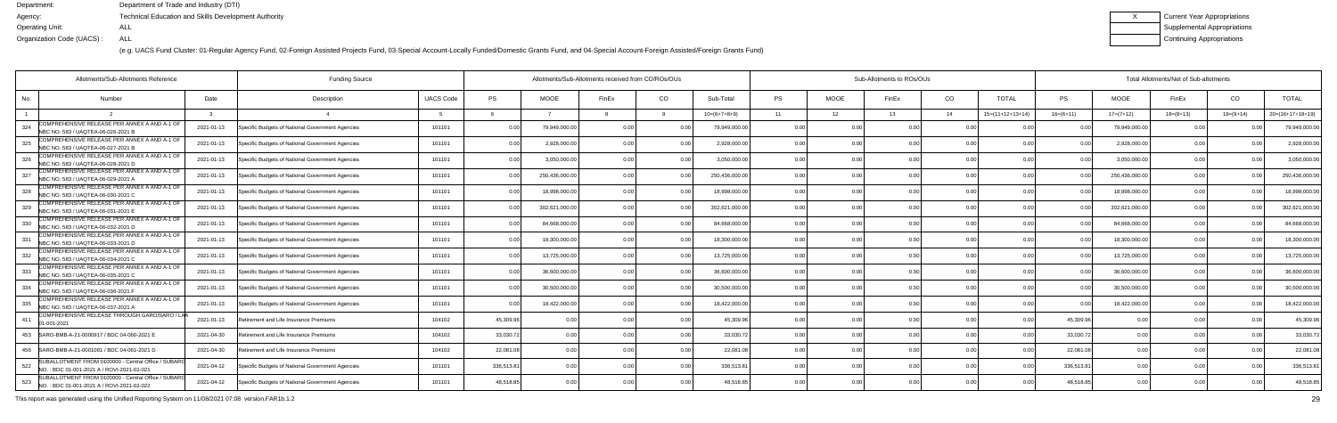Department: Department of Trade and Industry (DTI)
Agency: Technical Education and Skills Development Authority
Operating Unit: ALL
Organization Code (UACS) : ALL

X Current Year Appropriations
Supplemental Appropriations
Continuing Appropriations

(e.g. UACS Fund Cluster: 01-Regular Agency Fund, 02-Foreign Assisted Projects Fund, 03-Special Account-Locally Funded/Domestic Grants Fund, and 04-Special Account-Foreign Assisted/Foreign Grants Fund)

| Allotments/Sub-Allotments Reference | | | Funding Source | | Allotments/Sub-Allotments received from CO/ROs/OUs | | | | | Sub-Allotments to ROs/OUs | | | | | Total Allotments/Net of Sub-allotments | | | | |
|---|---|---|---|---|---|---|---|---|---|---|---|---|---|---|---|---|---|---|---|
| No. | Number | Date | Description | UACS Code | PS | MOOE | FinEx | CO | Sub-Total | PS | MOOE | FinEx | CO | TOTAL | PS | MOOE | FinEx | CO | TOTAL |
| 1 | 2 | 3 | 4 | 5 | 6 | 7 | 8 | 9 | 10=(6+7+8+9) | 11 | 12 | 13 | 14 | 15=(11+12+13+14) | 16=(6+11) | 17=(7+12) | 18=(8+13) | 19=(9+14) | 20=(16+17+18+19) |
| 324 | COMPREHENSIVE RELEASE PER ANNEX A AND A-1 OF NBC NO. 583 / UAQTEA-06-026-2021 B | 2021-01-13 | Specific Budgets of National Government Agencies | 101101 | 0.00 | 79,949,000.00 | 0.00 | 0.00 | 79,949,000.00 | 0.00 | 0.00 | 0.00 | 0.00 | 0.00 | 0.00 | 79,949,000.00 | 0.00 | 0.00 | 79,949,000.00 |
| 325 | COMPREHENSIVE RELEASE PER ANNEX A AND A-1 OF NBC NO. 583 / UAQTEA-06-027-2021 B | 2021-01-13 | Specific Budgets of National Government Agencies | 101101 | 0.00 | 2,928,000.00 | 0.00 | 0.00 | 2,928,000.00 | 0.00 | 0.00 | 0.00 | 0.00 | 0.00 | 0.00 | 2,928,000.00 | 0.00 | 0.00 | 2,928,000.00 |
| 326 | COMPREHENSIVE RELEASE PER ANNEX A AND A-1 OF NBC NO. 583 / UAQTEA-06-028-2021 D | 2021-01-13 | Specific Budgets of National Government Agencies | 101101 | 0.00 | 3,050,000.00 | 0.00 | 0.00 | 3,050,000.00 | 0.00 | 0.00 | 0.00 | 0.00 | 0.00 | 0.00 | 3,050,000.00 | 0.00 | 0.00 | 3,050,000.00 |
| 327 | COMPREHENSIVE RELEASE PER ANNEX A AND A-1 OF NBC NO. 583 / UAQTEA-06-029-2021 A | 2021-01-13 | Specific Budgets of National Government Agencies | 101101 | 0.00 | 250,436,000.00 | 0.00 | 0.00 | 250,436,000.00 | 0.00 | 0.00 | 0.00 | 0.00 | 0.00 | 0.00 | 250,436,000.00 | 0.00 | 0.00 | 250,436,000.00 |
| 328 | COMPREHENSIVE RELEASE PER ANNEX A AND A-1 OF NBC NO. 583 / UAQTEA-06-030-2021 C | 2021-01-13 | Specific Budgets of National Government Agencies | 101101 | 0.00 | 18,998,000.00 | 0.00 | 0.00 | 18,998,000.00 | 0.00 | 0.00 | 0.00 | 0.00 | 0.00 | 0.00 | 18,998,000.00 | 0.00 | 0.00 | 18,998,000.00 |
| 329 | COMPREHENSIVE RELEASE PER ANNEX A AND A-1 OF NBC NO. 583 / UAQTEA-06-031-2021 E | 2021-01-13 | Specific Budgets of National Government Agencies | 101101 | 0.00 | 302,621,000.00 | 0.00 | 0.00 | 302,621,000.00 | 0.00 | 0.00 | 0.00 | 0.00 | 0.00 | 0.00 | 302,621,000.00 | 0.00 | 0.00 | 302,621,000.00 |
| 330 | COMPREHENSIVE RELEASE PER ANNEX A AND A-1 OF NBC NO. 583 / UAQTEA-06-032-2021 D | 2021-01-13 | Specific Budgets of National Government Agencies | 101101 | 0.00 | 84,668,000.00 | 0.00 | 0.00 | 84,668,000.00 | 0.00 | 0.00 | 0.00 | 0.00 | 0.00 | 0.00 | 84,668,000.00 | 0.00 | 0.00 | 84,668,000.00 |
| 331 | COMPREHENSIVE RELEASE PER ANNEX A AND A-1 OF NBC NO. 583 / UAQTEA-06-033-2021 D | 2021-01-13 | Specific Budgets of National Government Agencies | 101101 | 0.00 | 18,300,000.00 | 0.00 | 0.00 | 18,300,000.00 | 0.00 | 0.00 | 0.00 | 0.00 | 0.00 | 0.00 | 18,300,000.00 | 0.00 | 0.00 | 18,300,000.00 |
| 332 | COMPREHENSIVE RELEASE PER ANNEX A AND A-1 OF NBC NO. 583 / UAQTEA-06-034-2021 C | 2021-01-13 | Specific Budgets of National Government Agencies | 101101 | 0.00 | 13,725,000.00 | 0.00 | 0.00 | 13,725,000.00 | 0.00 | 0.00 | 0.00 | 0.00 | 0.00 | 0.00 | 13,725,000.00 | 0.00 | 0.00 | 13,725,000.00 |
| 333 | COMPREHENSIVE RELEASE PER ANNEX A AND A-1 OF NBC NO. 583 / UAQTEA-06-035-2021 C | 2021-01-13 | Specific Budgets of National Government Agencies | 101101 | 0.00 | 36,600,000.00 | 0.00 | 0.00 | 36,600,000.00 | 0.00 | 0.00 | 0.00 | 0.00 | 0.00 | 0.00 | 36,600,000.00 | 0.00 | 0.00 | 36,600,000.00 |
| 334 | COMPREHENSIVE RELEASE PER ANNEX A AND A-1 OF NBC NO. 583 / UAQTEA-06-036-2021 F | 2021-01-13 | Specific Budgets of National Government Agencies | 101101 | 0.00 | 30,500,000.00 | 0.00 | 0.00 | 30,500,000.00 | 0.00 | 0.00 | 0.00 | 0.00 | 0.00 | 0.00 | 30,500,000.00 | 0.00 | 0.00 | 30,500,000.00 |
| 335 | COMPREHENSIVE RELEASE PER ANNEX A AND A-1 OF NBC NO. 583 / UAQTEA-06-037-2021 A | 2021-01-13 | Specific Budgets of National Government Agencies | 101101 | 0.00 | 18,422,000.00 | 0.00 | 0.00 | 18,422,000.00 | 0.00 | 0.00 | 0.00 | 0.00 | 0.00 | 0.00 | 18,422,000.00 | 0.00 | 0.00 | 18,422,000.00 |
| 411 | COMPREHENSIVE RELEASE THROUGH GARO/SARO / LAA 01-001-2021 | 2021-01-13 | Retirement and Life Insurance Premiums | 104102 | 45,309.96 | 0.00 | 0.00 | 0.00 | 45,309.96 | 0.00 | 0.00 | 0.00 | 0.00 | 0.00 | 45,309.96 | 0.00 | 0.00 | 0.00 | 45,309.96 |
| 453 | SARO-BMB-A-21-0000917 / BDC 04-060-2021 E | 2021-04-30 | Retirement and Life Insurance Premiums | 104102 | 33,030.72 | 0.00 | 0.00 | 0.00 | 33,030.72 | 0.00 | 0.00 | 0.00 | 0.00 | 0.00 | 33,030.72 | 0.00 | 0.00 | 0.00 | 33,030.72 |
| 456 | SARO-BMB-A-21-0001061 / BDC 04-061-2021 D | 2021-04-30 | Retirement and Life Insurance Premiums | 104102 | 22,081.08 | 0.00 | 0.00 | 0.00 | 22,081.08 | 0.00 | 0.00 | 0.00 | 0.00 | 0.00 | 22,081.08 | 0.00 | 0.00 | 0.00 | 22,081.08 |
| 522 | SUBALLOTMENT FROM 0100000 - Central Office / SUBARO NO. : BDC 01-001-2021 A / ROVI-2021-02-021 | 2021-04-12 | Specific Budgets of National Government Agencies | 101101 | 336,513.81 | 0.00 | 0.00 | 0.00 | 336,513.81 | 0.00 | 0.00 | 0.00 | 0.00 | 0.00 | 336,513.81 | 0.00 | 0.00 | 0.00 | 336,513.81 |
| 523 | SUBALLOTMENT FROM 0100000 - Central Office / SUBARO NO. : BDC 01-001-2021 A / ROVI-2021-02-022 | 2021-04-12 | Specific Budgets of National Government Agencies | 101101 | 48,518.85 | 0.00 | 0.00 | 0.00 | 48,518.85 | 0.00 | 0.00 | 0.00 | 0.00 | 0.00 | 48,518.85 | 0.00 | 0.00 | 0.00 | 48,518.85 |

This report was generated using the Unified Reporting System on 11/08/2021 07:08 version.FAR1b.1.2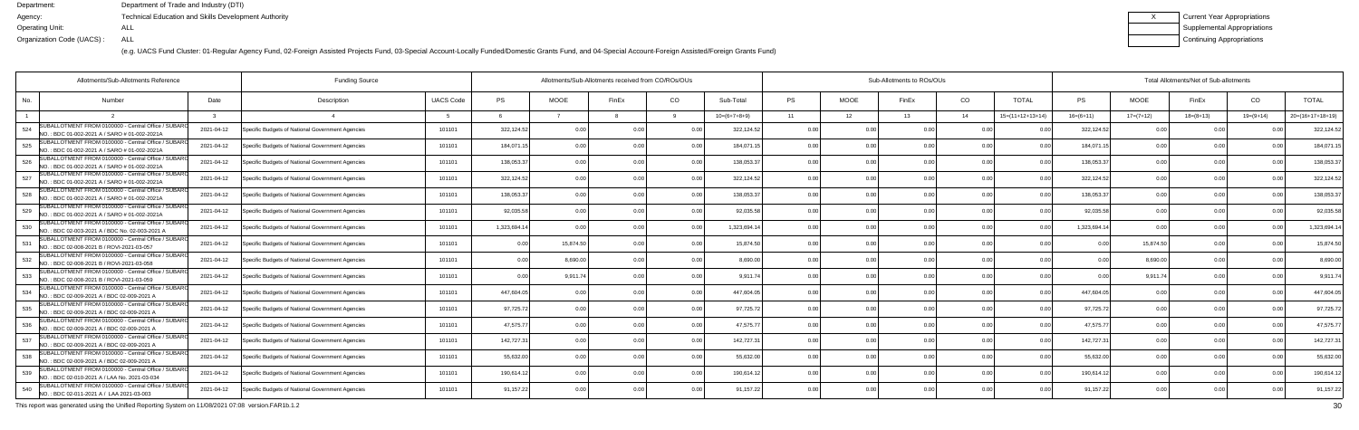Department: Department of Trade and Industry (DTI)
Agency: Technical Education and Skills Development Authority
Operating Unit: ALL
Organization Code (UACS) : ALL

| X | Current Year Appropriations |
|---|---|
| | Supplemental Appropriations |
| | Continuing Appropriations |

(e.g. UACS Fund Cluster: 01-Regular Agency Fund, 02-Foreign Assisted Projects Fund, 03-Special Account-Locally Funded/Domestic Grants Fund, and 04-Special Account-Foreign Assisted/Foreign Grants Fund)

| Allotments/Sub-Allotments Reference | | | Funding Source | | Allotments/Sub-Allotments received from CO/ROs/OUs | | | | | Sub-Allotments to ROs/OUs | | | | | Total Allotments/Net of Sub-allotments | | | | |
|---|---|---|---|---|---|---|---|---|---|---|---|---|---|---|---|---|---|---|---|
| No. | Number | Date | Description | UACS Code | PS | MOOE | FinEx | CO | Sub-Total | PS | MOOE | FinEx | CO | TOTAL | PS | MOOE | FinEx | CO | TOTAL |
| 1 | 2 | 3 | 4 | 5 | 6 | 7 | 8 | 9 | 10=(6+7+8+9) | 11 | 12 | 13 | 14 | 15=(11+12+13+14) | 16=(6+11) | 17=(7+12) | 18=(8+13) | 19=(9+14) | 20=(16+17+18+19) |
| 524 | SUBALLOTMENT FROM 0100000 - Central Office / SUBARO NO. : BDC 01-002-2021 A / SARO # 01-002-2021A | 2021-04-12 | Specific Budgets of National Government Agencies | 101101 | 322,124.52 | 0.00 | 0.00 | 0.00 | 322,124.52 | 0.00 | 0.00 | 0.00 | 0.00 | 0.00 | 322,124.52 | 0.00 | 0.00 | 0.00 | 322,124.52 |
| 525 | SUBALLOTMENT FROM 0100000 - Central Office / SUBARO NO. : BDC 01-002-2021 A / SARO # 01-002-2021A | 2021-04-12 | Specific Budgets of National Government Agencies | 101101 | 184,071.15 | 0.00 | 0.00 | 0.00 | 184,071.15 | 0.00 | 0.00 | 0.00 | 0.00 | 0.00 | 184,071.15 | 0.00 | 0.00 | 0.00 | 184,071.15 |
| 526 | SUBALLOTMENT FROM 0100000 - Central Office / SUBARO NO. : BDC 01-002-2021 A / SARO # 01-002-2021A | 2021-04-12 | Specific Budgets of National Government Agencies | 101101 | 138,053.37 | 0.00 | 0.00 | 0.00 | 138,053.37 | 0.00 | 0.00 | 0.00 | 0.00 | 0.00 | 138,053.37 | 0.00 | 0.00 | 0.00 | 138,053.37 |
| 527 | SUBALLOTMENT FROM 0100000 - Central Office / SUBARO NO. : BDC 01-002-2021 A / SARO # 01-002-2021A | 2021-04-12 | Specific Budgets of National Government Agencies | 101101 | 322,124.52 | 0.00 | 0.00 | 0.00 | 322,124.52 | 0.00 | 0.00 | 0.00 | 0.00 | 0.00 | 322,124.52 | 0.00 | 0.00 | 0.00 | 322,124.52 |
| 528 | SUBALLOTMENT FROM 0100000 - Central Office / SUBARO NO. : BDC 01-002-2021 A / SARO # 01-002-2021A | 2021-04-12 | Specific Budgets of National Government Agencies | 101101 | 138,053.37 | 0.00 | 0.00 | 0.00 | 138,053.37 | 0.00 | 0.00 | 0.00 | 0.00 | 0.00 | 138,053.37 | 0.00 | 0.00 | 0.00 | 138,053.37 |
| 529 | SUBALLOTMENT FROM 0100000 - Central Office / SUBARO NO. : BDC 01-002-2021 A / SARO # 01-002-2021A | 2021-04-12 | Specific Budgets of National Government Agencies | 101101 | 92,035.58 | 0.00 | 0.00 | 0.00 | 92,035.58 | 0.00 | 0.00 | 0.00 | 0.00 | 0.00 | 92,035.58 | 0.00 | 0.00 | 0.00 | 92,035.58 |
| 530 | SUBALLOTMENT FROM 0100000 - Central Office / SUBARO NO. : BDC 02-003-2021 A / BDC No. 02-003-2021 A | 2021-04-12 | Specific Budgets of National Government Agencies | 101101 | 1,323,694.14 | 0.00 | 0.00 | 0.00 | 1,323,694.14 | 0.00 | 0.00 | 0.00 | 0.00 | 0.00 | 1,323,694.14 | 0.00 | 0.00 | 0.00 | 1,323,694.14 |
| 531 | SUBALLOTMENT FROM 0100000 - Central Office / SUBARO NO. : BDC 02-008-2021 B / ROVI-2021-03-057 | 2021-04-12 | Specific Budgets of National Government Agencies | 101101 | 0.00 | 15,874.50 | 0.00 | 0.00 | 15,874.50 | 0.00 | 0.00 | 0.00 | 0.00 | 0.00 | 0.00 | 15,874.50 | 0.00 | 0.00 | 15,874.50 |
| 532 | SUBALLOTMENT FROM 0100000 - Central Office / SUBARO NO. : BDC 02-008-2021 B / ROVI-2021-03-058 | 2021-04-12 | Specific Budgets of National Government Agencies | 101101 | 0.00 | 8,690.00 | 0.00 | 0.00 | 8,690.00 | 0.00 | 0.00 | 0.00 | 0.00 | 0.00 | 0.00 | 8,690.00 | 0.00 | 0.00 | 8,690.00 |
| 533 | SUBALLOTMENT FROM 0100000 - Central Office / SUBARO NO. : BDC 02-008-2021 B / ROVI-2021-03-059 | 2021-04-12 | Specific Budgets of National Government Agencies | 101101 | 0.00 | 9,911.74 | 0.00 | 0.00 | 9,911.74 | 0.00 | 0.00 | 0.00 | 0.00 | 0.00 | 0.00 | 9,911.74 | 0.00 | 0.00 | 9,911.74 |
| 534 | SUBALLOTMENT FROM 0100000 - Central Office / SUBARO NO. : BDC 02-009-2021 A / BDC 02-009-2021 A | 2021-04-12 | Specific Budgets of National Government Agencies | 101101 | 447,604.05 | 0.00 | 0.00 | 0.00 | 447,604.05 | 0.00 | 0.00 | 0.00 | 0.00 | 0.00 | 447,604.05 | 0.00 | 0.00 | 0.00 | 447,604.05 |
| 535 | SUBALLOTMENT FROM 0100000 - Central Office / SUBARO NO. : BDC 02-009-2021 A / BDC 02-009-2021 A | 2021-04-12 | Specific Budgets of National Government Agencies | 101101 | 97,725.72 | 0.00 | 0.00 | 0.00 | 97,725.72 | 0.00 | 0.00 | 0.00 | 0.00 | 0.00 | 97,725.72 | 0.00 | 0.00 | 0.00 | 97,725.72 |
| 536 | SUBALLOTMENT FROM 0100000 - Central Office / SUBARO NO. : BDC 02-009-2021 A / BDC 02-009-2021 A | 2021-04-12 | Specific Budgets of National Government Agencies | 101101 | 47,575.77 | 0.00 | 0.00 | 0.00 | 47,575.77 | 0.00 | 0.00 | 0.00 | 0.00 | 0.00 | 47,575.77 | 0.00 | 0.00 | 0.00 | 47,575.77 |
| 537 | SUBALLOTMENT FROM 0100000 - Central Office / SUBARO NO. : BDC 02-009-2021 A / BDC 02-009-2021 A | 2021-04-12 | Specific Budgets of National Government Agencies | 101101 | 142,727.31 | 0.00 | 0.00 | 0.00 | 142,727.31 | 0.00 | 0.00 | 0.00 | 0.00 | 0.00 | 142,727.31 | 0.00 | 0.00 | 0.00 | 142,727.31 |
| 538 | SUBALLOTMENT FROM 0100000 - Central Office / SUBARO NO. : BDC 02-009-2021 A / BDC 02-009-2021 A | 2021-04-12 | Specific Budgets of National Government Agencies | 101101 | 55,632.00 | 0.00 | 0.00 | 0.00 | 55,632.00 | 0.00 | 0.00 | 0.00 | 0.00 | 0.00 | 55,632.00 | 0.00 | 0.00 | 0.00 | 55,632.00 |
| 539 | SUBALLOTMENT FROM 0100000 - Central Office / SUBARO NO. : BDC 02-010-2021 A / LAA No. 2021-03-034 | 2021-04-12 | Specific Budgets of National Government Agencies | 101101 | 190,614.12 | 0.00 | 0.00 | 0.00 | 190,614.12 | 0.00 | 0.00 | 0.00 | 0.00 | 0.00 | 190,614.12 | 0.00 | 0.00 | 0.00 | 190,614.12 |
| 540 | SUBALLOTMENT FROM 0100000 - Central Office / SUBARO NO. : BDC 02-011-2021 A / LAA 2021-03-003 | 2021-04-12 | Specific Budgets of National Government Agencies | 101101 | 91,157.22 | 0.00 | 0.00 | 0.00 | 91,157.22 | 0.00 | 0.00 | 0.00 | 0.00 | 0.00 | 91,157.22 | 0.00 | 0.00 | 0.00 | 91,157.22 |

This report was generated using the Unified Reporting System on 11/08/2021 07:08 version.FAR1b.1.2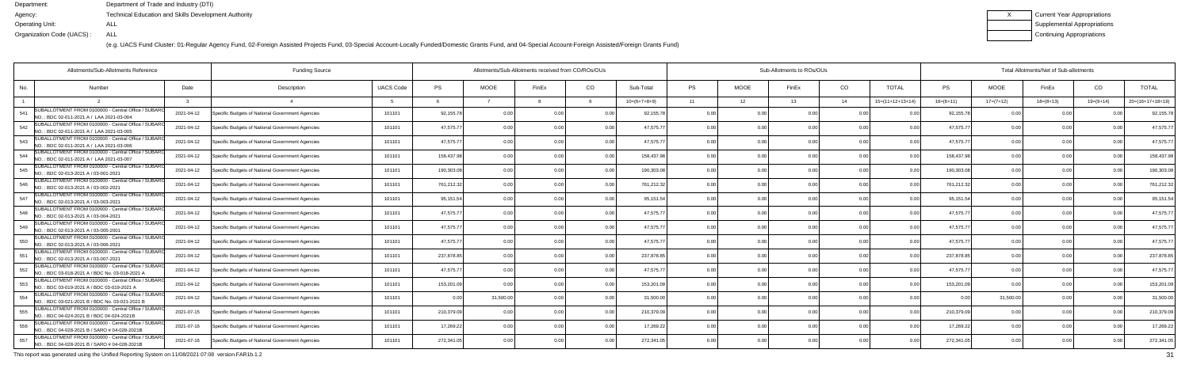Department: Department of Trade and Industry (DTI)
Agency: Technical Education and Skills Development Authority
Operating Unit: ALL
Organization Code (UACS) : ALL

(e.g. UACS Fund Cluster: 01-Regular Agency Fund, 02-Foreign Assisted Projects Fund, 03-Special Account-Locally Funded/Domestic Grants Fund, and 04-Special Account-Foreign Assisted/Foreign Grants Fund)

| X | Current Year Appropriations |
|---|---|
| | Supplemental Appropriations |
| | Continuing Appropriations |

| Allotments/Sub-Allotments Reference | | | Funding Source | | Allotments/Sub-Allotments received from CO/ROs/OUs | | | | | Sub-Allotments to ROs/OUs | | | | | Total Allotments/Net of Sub-allotments | | | | |
|---|---|---|---|---|---|---|---|---|---|---|---|---|---|---|---|---|---|---|---|
| No. | Number | Date | Description | UACS Code | PS | MOOE | FinEx | CO | Sub-Total | PS | MOOE | FinEx | CO | TOTAL | PS | MOOE | FinEx | CO | TOTAL |
| 1 | 2 | 3 | 4 | 5 | 6 | 7 | 8 | 9 | 10=(6+7+8+9) | 11 | 12 | 13 | 14 | 15=(11+12+13+14) | 16=(6+11) | 17=(7+12) | 18=(8+13) | 19=(9+14) | 20=(16+17+18+19) |
| 541 | SUBALLOTMENT FROM 0100000 - Central Office / SUBARO NO. : BDC 02-011-2021 A / LAA 2021-03-004 | 2021-04-12 | Specific Budgets of National Government Agencies | 101101 | 92,155.78 | 0.00 | 0.00 | 0.00 | 92,155.78 | 0.00 | 0.00 | 0.00 | 0.00 | 0.00 | 92,155.78 | 0.00 | 0.00 | 0.00 | 92,155.78 |
| 542 | SUBALLOTMENT FROM 0100000 - Central Office / SUBARO NO. : BDC 02-011-2021 A / LAA 2021-03-005 | 2021-04-12 | Specific Budgets of National Government Agencies | 101101 | 47,575.77 | 0.00 | 0.00 | 0.00 | 47,575.77 | 0.00 | 0.00 | 0.00 | 0.00 | 0.00 | 47,575.77 | 0.00 | 0.00 | 0.00 | 47,575.77 |
| 543 | SUBALLOTMENT FROM 0100000 - Central Office / SUBARO NO. : BDC 02-011-2021 A / LAA 2021-03-006 | 2021-04-12 | Specific Budgets of National Government Agencies | 101101 | 47,575.77 | 0.00 | 0.00 | 0.00 | 47,575.77 | 0.00 | 0.00 | 0.00 | 0.00 | 0.00 | 47,575.77 | 0.00 | 0.00 | 0.00 | 47,575.77 |
| 544 | SUBALLOTMENT FROM 0100000 - Central Office / SUBARO NO. : BDC 02-011-2021 A / LAA 2021-03-007 | 2021-04-12 | Specific Budgets of National Government Agencies | 101101 | 158,437.98 | 0.00 | 0.00 | 0.00 | 158,437.98 | 0.00 | 0.00 | 0.00 | 0.00 | 0.00 | 158,437.98 | 0.00 | 0.00 | 0.00 | 158,437.98 |
| 545 | SUBALLOTMENT FROM 0100000 - Central Office / SUBARO NO. : BDC 02-013-2021 A / 03-001-2021 | 2021-04-12 | Specific Budgets of National Government Agencies | 101101 | 190,303.08 | 0.00 | 0.00 | 0.00 | 190,303.08 | 0.00 | 0.00 | 0.00 | 0.00 | 0.00 | 190,303.08 | 0.00 | 0.00 | 0.00 | 190,303.08 |
| 546 | SUBALLOTMENT FROM 0100000 - Central Office / SUBARO NO. : BDC 02-013-2021 A / 03-002-2021 | 2021-04-12 | Specific Budgets of National Government Agencies | 101101 | 761,212.32 | 0.00 | 0.00 | 0.00 | 761,212.32 | 0.00 | 0.00 | 0.00 | 0.00 | 0.00 | 761,212.32 | 0.00 | 0.00 | 0.00 | 761,212.32 |
| 547 | SUBALLOTMENT FROM 0100000 - Central Office / SUBARO NO. : BDC 02-013-2021 A / 03-003-2021 | 2021-04-12 | Specific Budgets of National Government Agencies | 101101 | 95,151.54 | 0.00 | 0.00 | 0.00 | 95,151.54 | 0.00 | 0.00 | 0.00 | 0.00 | 0.00 | 95,151.54 | 0.00 | 0.00 | 0.00 | 95,151.54 |
| 548 | SUBALLOTMENT FROM 0100000 - Central Office / SUBARO NO. : BDC 02-013-2021 A / 03-004-2021 | 2021-04-12 | Specific Budgets of National Government Agencies | 101101 | 47,575.77 | 0.00 | 0.00 | 0.00 | 47,575.77 | 0.00 | 0.00 | 0.00 | 0.00 | 0.00 | 47,575.77 | 0.00 | 0.00 | 0.00 | 47,575.77 |
| 549 | SUBALLOTMENT FROM 0100000 - Central Office / SUBARO NO. : BDC 02-013-2021 A / 03-005-2001 | 2021-04-12 | Specific Budgets of National Government Agencies | 101101 | 47,575.77 | 0.00 | 0.00 | 0.00 | 47,575.77 | 0.00 | 0.00 | 0.00 | 0.00 | 0.00 | 47,575.77 | 0.00 | 0.00 | 0.00 | 47,575.77 |
| 550 | SUBALLOTMENT FROM 0100000 - Central Office / SUBARO NO. : BDC 02-013-2021 A / 03-006-2021 | 2021-04-12 | Specific Budgets of National Government Agencies | 101101 | 47,575.77 | 0.00 | 0.00 | 0.00 | 47,575.77 | 0.00 | 0.00 | 0.00 | 0.00 | 0.00 | 47,575.77 | 0.00 | 0.00 | 0.00 | 47,575.77 |
| 551 | SUBALLOTMENT FROM 0100000 - Central Office / SUBARO NO. : BDC 02-013-2021 A / 03-007-2021 | 2021-04-12 | Specific Budgets of National Government Agencies | 101101 | 237,878.85 | 0.00 | 0.00 | 0.00 | 237,878.85 | 0.00 | 0.00 | 0.00 | 0.00 | 0.00 | 237,878.85 | 0.00 | 0.00 | 0.00 | 237,878.85 |
| 552 | SUBALLOTMENT FROM 0100000 - Central Office / SUBARO NO. : BDC 03-018-2021 A / BDC No. 03-018-2021 A | 2021-04-12 | Specific Budgets of National Government Agencies | 101101 | 47,575.77 | 0.00 | 0.00 | 0.00 | 47,575.77 | 0.00 | 0.00 | 0.00 | 0.00 | 0.00 | 47,575.77 | 0.00 | 0.00 | 0.00 | 47,575.77 |
| 553 | SUBALLOTMENT FROM 0100000 - Central Office / SUBARO NO. : BDC 03-019-2021 A / BDC 03-019-2021 A | 2021-04-12 | Specific Budgets of National Government Agencies | 101101 | 153,201.09 | 0.00 | 0.00 | 0.00 | 153,201.09 | 0.00 | 0.00 | 0.00 | 0.00 | 0.00 | 153,201.09 | 0.00 | 0.00 | 0.00 | 153,201.09 |
| 554 | SUBALLOTMENT FROM 0100000 - Central Office / SUBARO NO. : BDC 03-021-2021 B / BDC No. 03-021-2021 B | 2021-04-12 | Specific Budgets of National Government Agencies | 101101 | 0.00 | 31,500.00 | 0.00 | 0.00 | 31,500.00 | 0.00 | 0.00 | 0.00 | 0.00 | 0.00 | 0.00 | 31,500.00 | 0.00 | 0.00 | 31,500.00 |
| 555 | SUBALLOTMENT FROM 0100000 - Central Office / SUBARO NO. : BDC 04-024-2021 B / BDC 04-024-2021B | 2021-07-15 | Specific Budgets of National Government Agencies | 101101 | 210,379.09 | 0.00 | 0.00 | 0.00 | 210,379.09 | 0.00 | 0.00 | 0.00 | 0.00 | 0.00 | 210,379.09 | 0.00 | 0.00 | 0.00 | 210,379.09 |
| 556 | SUBALLOTMENT FROM 0100000 - Central Office / SUBARO NO. : BDC 04-028-2021 B / SARO # 04-028-2021B | 2021-07-16 | Specific Budgets of National Government Agencies | 101101 | 17,269.22 | 0.00 | 0.00 | 0.00 | 17,269.22 | 0.00 | 0.00 | 0.00 | 0.00 | 0.00 | 17,269.22 | 0.00 | 0.00 | 0.00 | 17,269.22 |
| 557 | SUBALLOTMENT FROM 0100000 - Central Office / SUBARO NO. : BDC 04-028-2021 B / SARO # 04-028-2021B | 2021-07-16 | Specific Budgets of National Government Agencies | 101101 | 272,341.05 | 0.00 | 0.00 | 0.00 | 272,341.05 | 0.00 | 0.00 | 0.00 | 0.00 | 0.00 | 272,341.05 | 0.00 | 0.00 | 0.00 | 272,341.05 |

This report was generated using the Unified Reporting System on 11/08/2021 07:08 version.FAR1b.1.2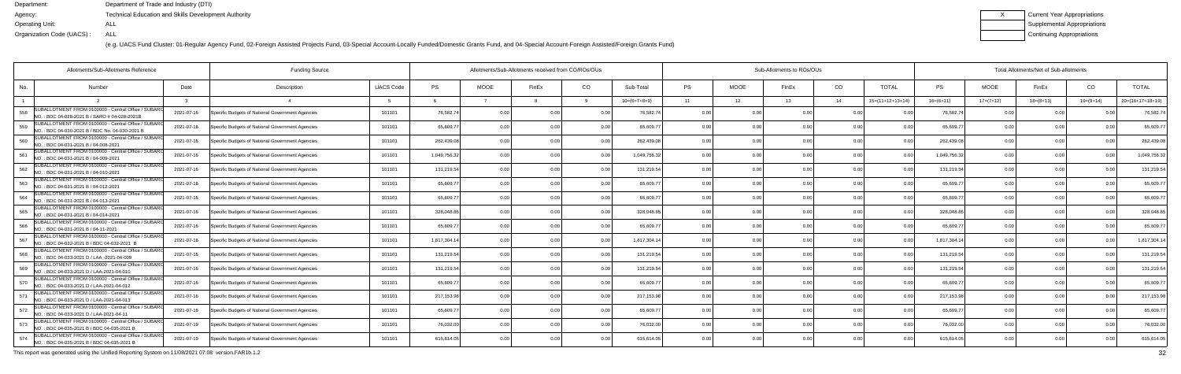Department: Department of Trade and Industry (DTI)
Agency: Technical Education and Skills Development Authority
Operating Unit: ALL
Organization Code (UACS) : ALL

| X | Current Year Appropriations |
|---|---|
| | Supplemental Appropriations |
| | Continuing Appropriations |

(e.g. UACS Fund Cluster: 01-Regular Agency Fund, 02-Foreign Assisted Projects Fund, 03-Special Account-Locally Funded/Domestic Grants Fund, and 04-Special Account-Foreign Assisted/Foreign Grants Fund)

| Allotments/Sub-Allotments Reference | | | Funding Source | | Allotments/Sub-Allotments received from CO/ROs/OUs | | | | | Sub-Allotments to ROs/OUs | | | | | Total Allotments/Net of Sub-allotments | | | | |
|---|---|---|---|---|---|---|---|---|---|---|---|---|---|---|---|---|---|---|---|
| No. | Number | Date | Description | UACS Code | PS | MOOE | FinEx | CO | Sub-Total | PS | MOOE | FinEx | CO | TOTAL | PS | MOOE | FinEx | CO | TOTAL |
| 1 | 2 | 3 | 4 | 5 | 6 | 7 | 8 | 9 | 10=(6+7+8+9) | 11 | 12 | 13 | 14 | 15=(11+12+13+14) | 16=(6+11) | 17=(7+12) | 18=(8+13) | 19=(9+14) | 20=(16+17+18+19) |
| 558 | SUBALLOTMENT FROM 0100000 - Central Office / SUBARO NO. : BDC 04-028-2021 B / SARO # 04-028-2021B | 2021-07-16 | Specific Budgets of National Government Agencies | 101101 | 76,582.74 | 0.00 | 0.00 | 0.00 | 76,582.74 | 0.00 | 0.00 | 0.00 | 0.00 | 0.00 | 76,582.74 | 0.00 | 0.00 | 0.00 | 76,582.74 |
| 559 | SUBALLOTMENT FROM 0100000 - Central Office / SUBARO NO. : BDC 04-030-2021 B / BDC No. 04-030-2021 B | 2021-07-16 | Specific Budgets of National Government Agencies | 101101 | 65,609.77 | 0.00 | 0.00 | 0.00 | 65,609.77 | 0.00 | 0.00 | 0.00 | 0.00 | 0.00 | 65,609.77 | 0.00 | 0.00 | 0.00 | 65,609.77 |
| 560 | SUBALLOTMENT FROM 0100000 - Central Office / SUBARO NO. : BDC 04-031-2021 B / 04-008-2021 | 2021-07-16 | Specific Budgets of National Government Agencies | 101101 | 262,439.08 | 0.00 | 0.00 | 0.00 | 262,439.08 | 0.00 | 0.00 | 0.00 | 0.00 | 0.00 | 262,439.08 | 0.00 | 0.00 | 0.00 | 262,439.08 |
| 561 | SUBALLOTMENT FROM 0100000 - Central Office / SUBARO NO. : BDC 04-031-2021 B / 04-009-2021 | 2021-07-16 | Specific Budgets of National Government Agencies | 101101 | 1,049,756.32 | 0.00 | 0.00 | 0.00 | 1,049,756.32 | 0.00 | 0.00 | 0.00 | 0.00 | 0.00 | 1,049,756.32 | 0.00 | 0.00 | 0.00 | 1,049,756.32 |
| 562 | SUBALLOTMENT FROM 0100000 - Central Office / SUBARO NO. : BDC 04-031-2021 B / 04-010-2021 | 2021-07-16 | Specific Budgets of National Government Agencies | 101101 | 131,219.54 | 0.00 | 0.00 | 0.00 | 131,219.54 | 0.00 | 0.00 | 0.00 | 0.00 | 0.00 | 131,219.54 | 0.00 | 0.00 | 0.00 | 131,219.54 |
| 563 | SUBALLOTMENT FROM 0100000 - Central Office / SUBARO NO. : BDC 04-031-2021 B / 04-012-2021 | 2021-07-16 | Specific Budgets of National Government Agencies | 101101 | 65,609.77 | 0.00 | 0.00 | 0.00 | 65,609.77 | 0.00 | 0.00 | 0.00 | 0.00 | 0.00 | 65,609.77 | 0.00 | 0.00 | 0.00 | 65,609.77 |
| 564 | SUBALLOTMENT FROM 0100000 - Central Office / SUBARO NO. : BDC 04-031-2021 B / 04-013-2021 | 2021-07-16 | Specific Budgets of National Government Agencies | 101101 | 65,609.77 | 0.00 | 0.00 | 0.00 | 65,609.77 | 0.00 | 0.00 | 0.00 | 0.00 | 0.00 | 65,609.77 | 0.00 | 0.00 | 0.00 | 65,609.77 |
| 565 | SUBALLOTMENT FROM 0100000 - Central Office / SUBARO NO. : BDC 04-031-2021 B / 04-014-2021 | 2021-07-16 | Specific Budgets of National Government Agencies | 101101 | 328,048.85 | 0.00 | 0.00 | 0.00 | 328,048.85 | 0.00 | 0.00 | 0.00 | 0.00 | 0.00 | 328,048.85 | 0.00 | 0.00 | 0.00 | 328,048.85 |
| 566 | SUBALLOTMENT FROM 0100000 - Central Office / SUBARO NO. : BDC 04-031-2021 B / 04-11-2021 | 2021-07-16 | Specific Budgets of National Government Agencies | 101101 | 65,609.77 | 0.00 | 0.00 | 0.00 | 65,609.77 | 0.00 | 0.00 | 0.00 | 0.00 | 0.00 | 65,609.77 | 0.00 | 0.00 | 0.00 | 65,609.77 |
| 567 | SUBALLOTMENT FROM 0100000 - Central Office / SUBARO NO. : BDC 04-032-2021 B / BDC 04-032-2021 B | 2021-07-16 | Specific Budgets of National Government Agencies | 101101 | 1,817,304.14 | 0.00 | 0.00 | 0.00 | 1,817,304.14 | 0.00 | 0.00 | 0.00 | 0.00 | 0.00 | 1,817,304.14 | 0.00 | 0.00 | 0.00 | 1,817,304.14 |
| 568 | SUBALLOTMENT FROM 0100000 - Central Office / SUBARO NO. : BDC 04-033-2021 D / LAA -2021-04-009 | 2021-07-16 | Specific Budgets of National Government Agencies | 101101 | 131,219.54 | 0.00 | 0.00 | 0.00 | 131,219.54 | 0.00 | 0.00 | 0.00 | 0.00 | 0.00 | 131,219.54 | 0.00 | 0.00 | 0.00 | 131,219.54 |
| 569 | SUBALLOTMENT FROM 0100000 - Central Office / SUBARO NO. : BDC 04-033-2021 D / LAA-2021-04-010 | 2021-07-16 | Specific Budgets of National Government Agencies | 101101 | 131,219.54 | 0.00 | 0.00 | 0.00 | 131,219.54 | 0.00 | 0.00 | 0.00 | 0.00 | 0.00 | 131,219.54 | 0.00 | 0.00 | 0.00 | 131,219.54 |
| 570 | SUBALLOTMENT FROM 0100000 - Central Office / SUBARO NO. : BDC 04-033-2021 D / LAA-2021-04-012 | 2021-07-16 | Specific Budgets of National Government Agencies | 101101 | 65,609.77 | 0.00 | 0.00 | 0.00 | 65,609.77 | 0.00 | 0.00 | 0.00 | 0.00 | 0.00 | 65,609.77 | 0.00 | 0.00 | 0.00 | 65,609.77 |
| 571 | SUBALLOTMENT FROM 0100000 - Central Office / SUBARO NO. : BDC 04-033-2021 D / LAA-2021-04-013 | 2021-07-16 | Specific Budgets of National Government Agencies | 101101 | 217,153.98 | 0.00 | 0.00 | 0.00 | 217,153.98 | 0.00 | 0.00 | 0.00 | 0.00 | 0.00 | 217,153.98 | 0.00 | 0.00 | 0.00 | 217,153.98 |
| 572 | SUBALLOTMENT FROM 0100000 - Central Office / SUBARO NO. : BDC 04-033-2021 D / LAA-2021-04-11 | 2021-07-16 | Specific Budgets of National Government Agencies | 101101 | 65,609.77 | 0.00 | 0.00 | 0.00 | 65,609.77 | 0.00 | 0.00 | 0.00 | 0.00 | 0.00 | 65,609.77 | 0.00 | 0.00 | 0.00 | 65,609.77 |
| 573 | SUBALLOTMENT FROM 0100000 - Central Office / SUBARO NO. : BDC 04-035-2021 B / BDC 04-035-2021 B | 2021-07-19 | Specific Budgets of National Government Agencies | 101101 | 76,032.00 | 0.00 | 0.00 | 0.00 | 76,032.00 | 0.00 | 0.00 | 0.00 | 0.00 | 0.00 | 76,032.00 | 0.00 | 0.00 | 0.00 | 76,032.00 |
| 574 | SUBALLOTMENT FROM 0100000 - Central Office / SUBARO NO. : BDC 04-035-2021 B / BDC 04-035-2021 B | 2021-07-19 | Specific Budgets of National Government Agencies | 101101 | 615,614.05 | 0.00 | 0.00 | 0.00 | 615,614.05 | 0.00 | 0.00 | 0.00 | 0.00 | 0.00 | 615,614.05 | 0.00 | 0.00 | 0.00 | 615,614.05 |

This report was generated using the Unified Reporting System on 11/08/2021 07:08 version.FAR1b.1.2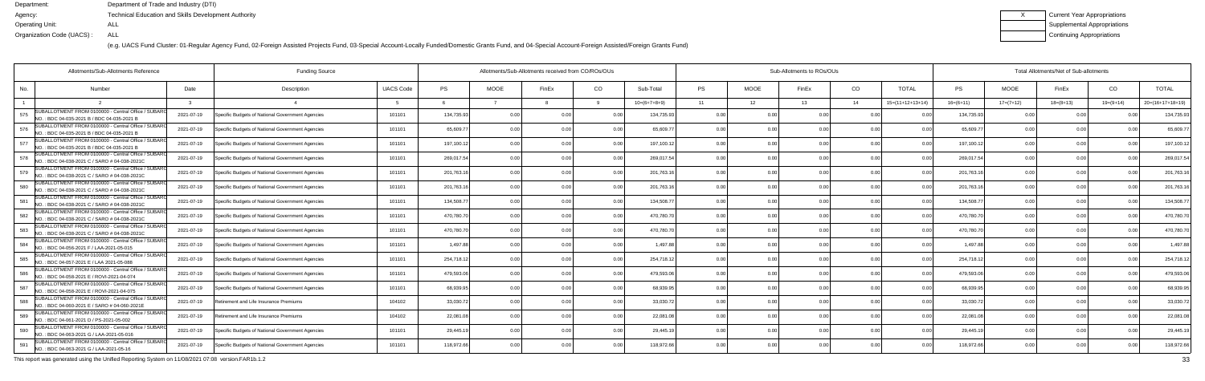Department: Department of Trade and Industry (DTI)
Agency: Technical Education and Skills Development Authority
Operating Unit: ALL
Organization Code (UACS) : ALL

X Current Year Appropriations
Supplemental Appropriations
Continuing Appropriations

(e.g. UACS Fund Cluster: 01-Regular Agency Fund, 02-Foreign Assisted Projects Fund, 03-Special Account-Locally Funded/Domestic Grants Fund, and 04-Special Account-Foreign Assisted/Foreign Grants Fund)

| Allotments/Sub-Allotments Reference | | | Funding Source | | Allotments/Sub-Allotments received from CO/ROs/OUs | | | | | Sub-Allotments to ROs/OUs | | | | | Total Allotments/Net of Sub-allotments | | | | |
|---|---|---|---|---|---|---|---|---|---|---|---|---|---|---|---|---|---|---|---|
| No. | Number | Date | Description | UACS Code | PS | MOOE | FinEx | CO | Sub-Total | PS | MOOE | FinEx | CO | TOTAL | PS | MOOE | FinEx | CO | TOTAL |
| 1 | 2 | 3 | 4 | 5 | 6 | 7 | 8 | 9 | 10=(6+7+8+9) | 11 | 12 | 13 | 14 | 15=(11+12+13+14) | 16=(6+11) | 17=(7+12) | 18=(8+13) | 19=(9+14) | 20=(16+17+18+19) |
| 575 | SUBALLOTMENT FROM 0100000 - Central Office / SUBARO NO. : BDC 04-035-2021 B / BDC 04-035-2021 B | 2021-07-19 | Specific Budgets of National Government Agencies | 101101 | 134,735.93 | 0.00 | 0.00 | 0.00 | 134,735.93 | 0.00 | 0.00 | 0.00 | 0.00 | 0.00 | 134,735.93 | 0.00 | 0.00 | 0.00 | 134,735.93 |
| 576 | SUBALLOTMENT FROM 0100000 - Central Office / SUBARO NO. : BDC 04-035-2021 B / BDC 04-035-2021 B | 2021-07-19 | Specific Budgets of National Government Agencies | 101101 | 65,609.77 | 0.00 | 0.00 | 0.00 | 65,609.77 | 0.00 | 0.00 | 0.00 | 0.00 | 0.00 | 65,609.77 | 0.00 | 0.00 | 0.00 | 65,609.77 |
| 577 | SUBALLOTMENT FROM 0100000 - Central Office / SUBARO NO. : BDC 04-035-2021 B / BDC 04-035-2021 B | 2021-07-19 | Specific Budgets of National Government Agencies | 101101 | 197,100.12 | 0.00 | 0.00 | 0.00 | 197,100.12 | 0.00 | 0.00 | 0.00 | 0.00 | 0.00 | 197,100.12 | 0.00 | 0.00 | 0.00 | 197,100.12 |
| 578 | SUBALLOTMENT FROM 0100000 - Central Office / SUBARO NO. : BDC 04-038-2021 C / SARO # 04-038-2021C | 2021-07-19 | Specific Budgets of National Government Agencies | 101101 | 269,017.54 | 0.00 | 0.00 | 0.00 | 269,017.54 | 0.00 | 0.00 | 0.00 | 0.00 | 0.00 | 269,017.54 | 0.00 | 0.00 | 0.00 | 269,017.54 |
| 579 | SUBALLOTMENT FROM 0100000 - Central Office / SUBARO NO. : BDC 04-038-2021 C / SARO # 04-038-2021C | 2021-07-19 | Specific Budgets of National Government Agencies | 101101 | 201,763.16 | 0.00 | 0.00 | 0.00 | 201,763.16 | 0.00 | 0.00 | 0.00 | 0.00 | 0.00 | 201,763.16 | 0.00 | 0.00 | 0.00 | 201,763.16 |
| 580 | SUBALLOTMENT FROM 0100000 - Central Office / SUBARO NO. : BDC 04-038-2021 C / SARO # 04-038-2021C | 2021-07-19 | Specific Budgets of National Government Agencies | 101101 | 201,763.16 | 0.00 | 0.00 | 0.00 | 201,763.16 | 0.00 | 0.00 | 0.00 | 0.00 | 0.00 | 201,763.16 | 0.00 | 0.00 | 0.00 | 201,763.16 |
| 581 | SUBALLOTMENT FROM 0100000 - Central Office / SUBARO NO. : BDC 04-038-2021 C / SARO # 04-038-2021C | 2021-07-19 | Specific Budgets of National Government Agencies | 101101 | 134,508.77 | 0.00 | 0.00 | 0.00 | 134,508.77 | 0.00 | 0.00 | 0.00 | 0.00 | 0.00 | 134,508.77 | 0.00 | 0.00 | 0.00 | 134,508.77 |
| 582 | SUBALLOTMENT FROM 0100000 - Central Office / SUBARO NO. : BDC 04-038-2021 C / SARO # 04-038-2021C | 2021-07-19 | Specific Budgets of National Government Agencies | 101101 | 470,780.70 | 0.00 | 0.00 | 0.00 | 470,780.70 | 0.00 | 0.00 | 0.00 | 0.00 | 0.00 | 470,780.70 | 0.00 | 0.00 | 0.00 | 470,780.70 |
| 583 | SUBALLOTMENT FROM 0100000 - Central Office / SUBARO NO. : BDC 04-038-2021 C / SARO # 04-038-2021C | 2021-07-19 | Specific Budgets of National Government Agencies | 101101 | 470,780.70 | 0.00 | 0.00 | 0.00 | 470,780.70 | 0.00 | 0.00 | 0.00 | 0.00 | 0.00 | 470,780.70 | 0.00 | 0.00 | 0.00 | 470,780.70 |
| 584 | SUBALLOTMENT FROM 0100000 - Central Office / SUBARO NO. : BDC 04-056-2021 F / LAA-2021-05-015 | 2021-07-19 | Specific Budgets of National Government Agencies | 101101 | 1,497.88 | 0.00 | 0.00 | 0.00 | 1,497.88 | 0.00 | 0.00 | 0.00 | 0.00 | 0.00 | 1,497.88 | 0.00 | 0.00 | 0.00 | 1,497.88 |
| 585 | SUBALLOTMENT FROM 0100000 - Central Office / SUBARO NO. : BDC 04-057-2021 E / LAA 2021-05-088 | 2021-07-19 | Specific Budgets of National Government Agencies | 101101 | 254,718.12 | 0.00 | 0.00 | 0.00 | 254,718.12 | 0.00 | 0.00 | 0.00 | 0.00 | 0.00 | 254,718.12 | 0.00 | 0.00 | 0.00 | 254,718.12 |
| 586 | SUBALLOTMENT FROM 0100000 - Central Office / SUBARO NO. : BDC 04-058-2021 E / ROVI-2021-04-074 | 2021-07-19 | Specific Budgets of National Government Agencies | 101101 | 479,593.06 | 0.00 | 0.00 | 0.00 | 479,593.06 | 0.00 | 0.00 | 0.00 | 0.00 | 0.00 | 479,593.06 | 0.00 | 0.00 | 0.00 | 479,593.06 |
| 587 | SUBALLOTMENT FROM 0100000 - Central Office / SUBARO NO. : BDC 04-058-2021 E / ROVI-2021-04-075 | 2021-07-19 | Specific Budgets of National Government Agencies | 101101 | 68,939.95 | 0.00 | 0.00 | 0.00 | 68,939.95 | 0.00 | 0.00 | 0.00 | 0.00 | 0.00 | 68,939.95 | 0.00 | 0.00 | 0.00 | 68,939.95 |
| 588 | SUBALLOTMENT FROM 0100000 - Central Office / SUBARO NO. : BDC 04-060-2021 E / SARO # 04-060-2021E | 2021-07-19 | Retirement and Life Insurance Premiums | 104102 | 33,030.72 | 0.00 | 0.00 | 0.00 | 33,030.72 | 0.00 | 0.00 | 0.00 | 0.00 | 0.00 | 33,030.72 | 0.00 | 0.00 | 0.00 | 33,030.72 |
| 589 | SUBALLOTMENT FROM 0100000 - Central Office / SUBARO NO. : BDC 04-061-2021 D / PS-2021-05-002 | 2021-07-19 | Retirement and Life Insurance Premiums | 104102 | 22,081.08 | 0.00 | 0.00 | 0.00 | 22,081.08 | 0.00 | 0.00 | 0.00 | 0.00 | 0.00 | 22,081.08 | 0.00 | 0.00 | 0.00 | 22,081.08 |
| 590 | SUBALLOTMENT FROM 0100000 - Central Office / SUBARO NO. : BDC 04-063-2021 G / LAA-2021-05-016 | 2021-07-19 | Specific Budgets of National Government Agencies | 101101 | 29,445.19 | 0.00 | 0.00 | 0.00 | 29,445.19 | 0.00 | 0.00 | 0.00 | 0.00 | 0.00 | 29,445.19 | 0.00 | 0.00 | 0.00 | 29,445.19 |
| 591 | SUBALLOTMENT FROM 0100000 - Central Office / SUBARO NO. : BDC 04-063-2021 G / LAA-2021-05-16 | 2021-07-19 | Specific Budgets of National Government Agencies | 101101 | 118,972.66 | 0.00 | 0.00 | 0.00 | 118,972.66 | 0.00 | 0.00 | 0.00 | 0.00 | 0.00 | 118,972.66 | 0.00 | 0.00 | 0.00 | 118,972.66 |

This report was generated using the Unified Reporting System on 11/08/2021 07:08 version.FAR1b.1.2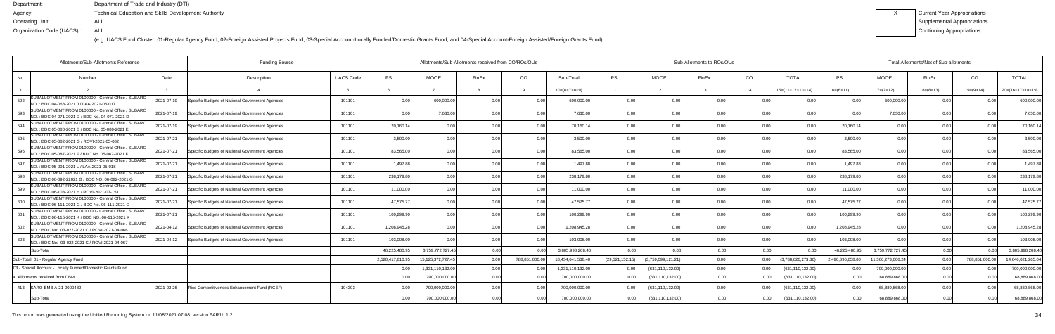Department: Department of Trade and Industry (DTI)

Agency: Technical Education and Skills Development Authority

Operating Unit: ALL

Organization Code (UACS) : ALL

| X | Current Year Appropriations |
|---|---|
| | Supplemental Appropriations |
| | Continuing Appropriations |

(e.g. UACS Fund Cluster: 01-Regular Agency Fund, 02-Foreign Assisted Projects Fund, 03-Special Account-Locally Funded/Domestic Grants Fund, and 04-Special Account-Foreign Assisted/Foreign Grants Fund)

| Allotments/Sub-Allotments Reference | | | Funding Source | | Allotments/Sub-Allotments received from CO/ROs/OUs | | | | | Sub-Allotments to ROs/OUs | | | | | Total Allotments/Net of Sub-allotments | | | | |
|---|---|---|---|---|---|---|---|---|---|---|---|---|---|---|---|---|---|---|---|
| No. | Number | Date | Description | UACS Code | PS | MOOE | FinEx | CO | Sub-Total | PS | MOOE | FinEx | CO | TOTAL | PS | MOOE | FinEx | CO | TOTAL |
| 1 | 2 | 3 | 4 | 5 | 6 | 7 | 8 | 9 | 10=(6+7+8+9) | 11 | 12 | 13 | 14 | 15=(11+12+13+14) | 16=(6+11) | 17=(7+12) | 18=(8+13) | 19=(9+14) | 20=(16+17+18+19) |
| 592 | SUBALLOTMENT FROM 0100000 - Central Office / SUBARO NO. : BDC 04-068-2021 J / LAA-2021-05-017 | 2021-07-19 | Specific Budgets of National Government Agencies | 101101 | 0.00 | 600,000.00 | 0.00 | 0.00 | 600,000.00 | 0.00 | 0.00 | 0.00 | 0.00 | 0.00 | 0.00 | 600,000.00 | 0.00 | 0.00 | 600,000.00 |
| 593 | SUBALLOTMENT FROM 0100000 - Central Office / SUBARO NO. : BDC 04-071-2021 D / BDC No. 04-071-2021 D | 2021-07-19 | Specific Budgets of National Government Agencies | 101101 | 0.00 | 7,630.00 | 0.00 | 0.00 | 7,630.00 | 0.00 | 0.00 | 0.00 | 0.00 | 0.00 | 0.00 | 7,630.00 | 0.00 | 0.00 | 7,630.00 |
| 594 | SUBALLOTMENT FROM 0100000 - Central Office / SUBARO NO. : BDC 05-080-2021 E / BDC No. 05-080-2021 E | 2021-07-19 | Specific Budgets of National Government Agencies | 101101 | 70,160.14 | 0.00 | 0.00 | 0.00 | 70,160.14 | 0.00 | 0.00 | 0.00 | 0.00 | 0.00 | 70,160.14 | 0.00 | 0.00 | 0.00 | 70,160.14 |
| 595 | SUBALLOTMENT FROM 0100000 - Central Office / SUBARO NO. : BDC 05-082-2021 G / ROVI-2021-05-082 | 2021-07-21 | Specific Budgets of National Government Agencies | 101101 | 3,500.00 | 0.00 | 0.00 | 0.00 | 3,500.00 | 0.00 | 0.00 | 0.00 | 0.00 | 0.00 | 3,500.00 | 0.00 | 0.00 | 0.00 | 3,500.00 |
| 596 | SUBALLOTMENT FROM 0100000 - Central Office / SUBARO NO. : BDC 05-087-2021 F / BDC No. 05-087-2021 F | 2021-07-21 | Specific Budgets of National Government Agencies | 101101 | 83,565.00 | 0.00 | 0.00 | 0.00 | 83,565.00 | 0.00 | 0.00 | 0.00 | 0.00 | 0.00 | 83,565.00 | 0.00 | 0.00 | 0.00 | 83,565.00 |
| 597 | SUBALLOTMENT FROM 0100000 - Central Office / SUBARO NO. : BDC 05-091-2021 L / LAA-2021-05-018 | 2021-07-21 | Specific Budgets of National Government Agencies | 101101 | 1,497.88 | 0.00 | 0.00 | 0.00 | 1,497.88 | 0.00 | 0.00 | 0.00 | 0.00 | 0.00 | 1,497.88 | 0.00 | 0.00 | 0.00 | 1,497.88 |
| 598 | SUBALLOTMENT FROM 0100000 - Central Office / SUBARO NO. : BDC 06-092-22021 G / BDC NO. 06-092-2021 G | 2021-07-21 | Specific Budgets of National Government Agencies | 101101 | 238,179.80 | 0.00 | 0.00 | 0.00 | 238,179.80 | 0.00 | 0.00 | 0.00 | 0.00 | 0.00 | 238,179.80 | 0.00 | 0.00 | 0.00 | 238,179.80 |
| 599 | SUBALLOTMENT FROM 0100000 - Central Office / SUBARO NO. : BDC 06-103-2021 H / ROVI-2021-07-151 | 2021-07-21 | Specific Budgets of National Government Agencies | 101101 | 11,000.00 | 0.00 | 0.00 | 0.00 | 11,000.00 | 0.00 | 0.00 | 0.00 | 0.00 | 0.00 | 11,000.00 | 0.00 | 0.00 | 0.00 | 11,000.00 |
| 600 | SUBALLOTMENT FROM 0100000 - Central Office / SUBARO NO. : BDC 06-111-2021 G / BDC No. 06-111-2021 G | 2021-07-21 | Specific Budgets of National Government Agencies | 101101 | 47,575.77 | 0.00 | 0.00 | 0.00 | 47,575.77 | 0.00 | 0.00 | 0.00 | 0.00 | 0.00 | 47,575.77 | 0.00 | 0.00 | 0.00 | 47,575.77 |
| 601 | SUBALLOTMENT FROM 0100000 - Central Office / SUBARO NO. : BDC 06-115-2021 K / BDC NO. 06-115-2021 K | 2021-07-21 | Specific Budgets of National Government Agencies | 101101 | 100,299.90 | 0.00 | 0.00 | 0.00 | 100,299.90 | 0.00 | 0.00 | 0.00 | 0.00 | 0.00 | 100,299.90 | 0.00 | 0.00 | 0.00 | 100,299.90 |
| 602 | SUBALLOTMENT FROM 0100000 - Central Office / SUBARO NO. : BDC No. 03-022-2021 C / ROVI-2021-04-066 | 2021-04-12 | Specific Budgets of National Government Agencies | 101101 | 1,208,945.28 | 0.00 | 0.00 | 0.00 | 1,208,945.28 | 0.00 | 0.00 | 0.00 | 0.00 | 0.00 | 1,208,945.28 | 0.00 | 0.00 | 0.00 | 1,208,945.28 |
| 603 | SUBALLOTMENT FROM 0100000 - Central Office / SUBARO NO. : BDC No. 03-022-2021 C / ROVI-2021-04-067 | 2021-04-12 | Specific Budgets of National Government Agencies | 101101 | 103,008.00 | 0.00 | 0.00 | 0.00 | 103,008.00 | 0.00 | 0.00 | 0.00 | 0.00 | 0.00 | 103,008.00 | 0.00 | 0.00 | 0.00 | 103,008.00 |
| | Sub-Total | | | | 46,225,480.95 | 3,759,772,727.45 | 0.00 | 0.00 | 3,805,998,208.40 | 0.00 | 0.00 | 0.00 | 0.00 | 0.00 | 46,225,480.95 | 3,759,772,727.45 | 0.00 | 0.00 | 3,805,998,208.40 |
| Sub-Total, 01 - Regular Agency Fund | | | | | 2,520,417,810.95 | 15,125,372,727.45 | 0.00 | 788,851,000.00 | 18,434,641,538.40 | (29,521,152.15) | (3,759,099,121.21) | 0.00 | 0.00 | (3,788,620,273.36) | 2,490,896,658.80 | 11,366,273,606.24 | 0.00 | 788,851,000.00 | 14,646,021,265.04 |
| 03 - Special Account - Locally Funded/Domestic Grants Fund | | | | | 0.00 | 1,331,110,132.00 | 0.00 | 0.00 | 1,331,110,132.00 | 0.00 | (631,110,132.00) | 0.00 | 0.00 | (631,110,132.00) | 0.00 | 700,000,000.00 | 0.00 | 0.00 | 700,000,000.00 |
| A. Allotments received from DBM | | | | | 0.00 | 700,000,000.00 | 0.00 | 0.00 | 700,000,000.00 | 0.00 | (631,110,132.00) | 0.00 | 0.00 | (631,110,132.00) | 0.00 | 68,889,868.00 | 0.00 | 0.00 | 68,889,868.00 |
| 413 | SARO-BMB-A-21-0000482 | 2021-02-26 | Rice Competitiveness Enhancement Fund (RCEF) | 104393 | 0.00 | 700,000,000.00 | 0.00 | 0.00 | 700,000,000.00 | 0.00 | (631,110,132.00) | 0.00 | 0.00 | (631,110,132.00) | 0.00 | 68,889,868.00 | 0.00 | 0.00 | 68,889,868.00 |
| | Sub-Total | | | | 0.00 | 700,000,000.00 | 0.00 | 0.00 | 700,000,000.00 | 0.00 | (631,110,132.00) | 0.00 | 0.00 | (631,110,132.00) | 0.00 | 68,889,868.00 | 0.00 | 0.00 | 68,889,868.00 |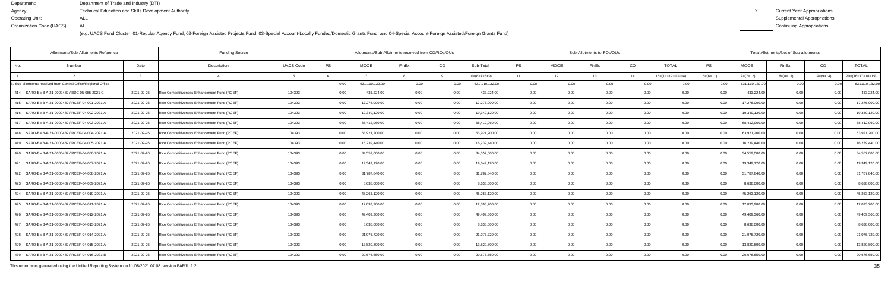Department: Department of Trade and Industry (DTI)
Agency: Technical Education and Skills Development Authority
Operating Unit: ALL
Organization Code (UACS) : ALL

| X | Current Year Appropriations |
|---|---|
| | Supplemental Appropriations |
| | Continuing Appropriations |

(e.g. UACS Fund Cluster: 01-Regular Agency Fund, 02-Foreign Assisted Projects Fund, 03-Special Account-Locally Funded/Domestic Grants Fund, and 04-Special Account-Foreign Assisted/Foreign Grants Fund)

| Allotments/Sub-Allotments Reference | | | Funding Source | | Allotments/Sub-Allotments received from CO/ROs/OUs | | | | | Sub-Allotments to ROs/OUs | | | | | Total Allotments/Net of Sub-allotments | | | | |
|---|---|---|---|---|---|---|---|---|---|---|---|---|---|---|---|---|---|---|---|
| No. | Number | Date | Description | UACS Code | PS | MOOE | FinEx | CO | Sub-Total | PS | MOOE | FinEx | CO | TOTAL | PS | MOOE | FinEx | CO | TOTAL |
| 1 | 2 | 3 | 4 | 5 | 6 | 7 | 8 | 9 | 10=(6+7+8+9) | 11 | 12 | 13 | 14 | 15=(11+12+13+14) | 16=(6+11) | 17=(7+12) | 18=(8+13) | 19=(9+14) | 20=(16+17+18+19) |
| B. Sub-allotments received from Central Office/Regional Office | | | | | 0.00 | 631,110,132.00 | 0.00 | 0.00 | 631,110,132.00 | 0.00 | 0.00 | 0.00 | 0.00 | 0.00 | 0.00 | 631,110,132.00 | 0.00 | 0.00 | 631,110,132.00 |
| 414 | SARO-BMB-A-21-0000482 / BDC 05-085-2021 C | 2021-02-26 | Rice Competitiveness Enhancement Fund (RCEF) | 104393 | 0.00 | 433,224.00 | 0.00 | 0.00 | 433,224.00 | 0.00 | 0.00 | 0.00 | 0.00 | 0.00 | 0.00 | 433,224.00 | 0.00 | 0.00 | 433,224.00 |
| 415 | SARO-BMB-A-21-0000482 / RCEF-04-001-2021 A | 2021-02-26 | Rice Competitiveness Enhancement Fund (RCEF) | 104393 | 0.00 | 17,276,000.00 | 0.00 | 0.00 | 17,276,000.00 | 0.00 | 0.00 | 0.00 | 0.00 | 0.00 | 0.00 | 17,276,000.00 | 0.00 | 0.00 | 17,276,000.00 |
| 416 | SARO-BMB-A-21-0000482 / RCEF-04-002-2021 A | 2021-02-26 | Rice Competitiveness Enhancement Fund (RCEF) | 104393 | 0.00 | 19,349,120.00 | 0.00 | 0.00 | 19,349,120.00 | 0.00 | 0.00 | 0.00 | 0.00 | 0.00 | 0.00 | 19,349,120.00 | 0.00 | 0.00 | 19,349,120.00 |
| 417 | SARO-BMB-A-21-0000482 / RCEF-04-003-2021 A | 2021-02-26 | Rice Competitiveness Enhancement Fund (RCEF) | 104393 | 0.00 | 68,412,960.00 | 0.00 | 0.00 | 68,412,960.00 | 0.00 | 0.00 | 0.00 | 0.00 | 0.00 | 0.00 | 68,412,960.00 | 0.00 | 0.00 | 68,412,960.00 |
| 418 | SARO-BMB-A-21-0000482 / RCEF-04-004-2021 A | 2021-02-26 | Rice Competitiveness Enhancement Fund (RCEF) | 104393 | 0.00 | 63,921,200.00 | 0.00 | 0.00 | 63,921,200.00 | 0.00 | 0.00 | 0.00 | 0.00 | 0.00 | 0.00 | 63,921,200.00 | 0.00 | 0.00 | 63,921,200.00 |
| 419 | SARO-BMB-A-21-0000482 / RCEF-04-005-2021 A | 2021-02-26 | Rice Competitiveness Enhancement Fund (RCEF) | 104393 | 0.00 | 16,239,440.00 | 0.00 | 0.00 | 16,239,440.00 | 0.00 | 0.00 | 0.00 | 0.00 | 0.00 | 0.00 | 16,239,440.00 | 0.00 | 0.00 | 16,239,440.00 |
| 420 | SARO-BMB-A-21-0000482 / RCEF-04-006-2021 A | 2021-02-26 | Rice Competitiveness Enhancement Fund (RCEF) | 104393 | 0.00 | 34,552,000.00 | 0.00 | 0.00 | 34,552,000.00 | 0.00 | 0.00 | 0.00 | 0.00 | 0.00 | 0.00 | 34,552,000.00 | 0.00 | 0.00 | 34,552,000.00 |
| 421 | SARO-BMB-A-21-0000482 / RCEF-04-007-2021 A | 2021-02-26 | Rice Competitiveness Enhancement Fund (RCEF) | 104393 | 0.00 | 19,349,120.00 | 0.00 | 0.00 | 19,349,120.00 | 0.00 | 0.00 | 0.00 | 0.00 | 0.00 | 0.00 | 19,349,120.00 | 0.00 | 0.00 | 19,349,120.00 |
| 422 | SARO-BMB-A-21-0000482 / RCEF-04-008-2021 A | 2021-02-26 | Rice Competitiveness Enhancement Fund (RCEF) | 104393 | 0.00 | 31,787,840.00 | 0.00 | 0.00 | 31,787,840.00 | 0.00 | 0.00 | 0.00 | 0.00 | 0.00 | 0.00 | 31,787,840.00 | 0.00 | 0.00 | 31,787,840.00 |
| 423 | SARO-BMB-A-21-0000482 / RCEF-04-009-2021 A | 2021-02-26 | Rice Competitiveness Enhancement Fund (RCEF) | 104393 | 0.00 | 8,638,000.00 | 0.00 | 0.00 | 8,638,000.00 | 0.00 | 0.00 | 0.00 | 0.00 | 0.00 | 0.00 | 8,638,000.00 | 0.00 | 0.00 | 8,638,000.00 |
| 424 | SARO-BMB-A-21-0000482 / RCEF-04-010-2021 A | 2021-02-26 | Rice Competitiveness Enhancement Fund (RCEF) | 104393 | 0.00 | 45,263,120.00 | 0.00 | 0.00 | 45,263,120.00 | 0.00 | 0.00 | 0.00 | 0.00 | 0.00 | 0.00 | 45,263,120.00 | 0.00 | 0.00 | 45,263,120.00 |
| 425 | SARO-BMB-A-21-0000482 / RCEF-04-011-2021 A | 2021-02-26 | Rice Competitiveness Enhancement Fund (RCEF) | 104393 | 0.00 | 12,093,200.00 | 0.00 | 0.00 | 12,093,200.00 | 0.00 | 0.00 | 0.00 | 0.00 | 0.00 | 0.00 | 12,093,200.00 | 0.00 | 0.00 | 12,093,200.00 |
| 426 | SARO-BMB-A-21-0000482 / RCEF-04-012-2021 A | 2021-02-26 | Rice Competitiveness Enhancement Fund (RCEF) | 104393 | 0.00 | 49,409,360.00 | 0.00 | 0.00 | 49,409,360.00 | 0.00 | 0.00 | 0.00 | 0.00 | 0.00 | 0.00 | 49,409,360.00 | 0.00 | 0.00 | 49,409,360.00 |
| 427 | SARO-BMB-A-21-0000482 / RCEF-04-013-2021 A | 2021-02-26 | Rice Competitiveness Enhancement Fund (RCEF) | 104393 | 0.00 | 8,638,000.00 | 0.00 | 0.00 | 8,638,000.00 | 0.00 | 0.00 | 0.00 | 0.00 | 0.00 | 0.00 | 8,638,000.00 | 0.00 | 0.00 | 8,638,000.00 |
| 428 | SARO-BMB-A-21-0000482 / RCEF-04-014-2021 A | 2021-02-26 | Rice Competitiveness Enhancement Fund (RCEF) | 104393 | 0.00 | 21,076,720.00 | 0.00 | 0.00 | 21,076,720.00 | 0.00 | 0.00 | 0.00 | 0.00 | 0.00 | 0.00 | 21,076,720.00 | 0.00 | 0.00 | 21,076,720.00 |
| 429 | SARO-BMB-A-21-0000482 / RCEF-04-015-2021 A | 2021-02-26 | Rice Competitiveness Enhancement Fund (RCEF) | 104393 | 0.00 | 13,820,800.00 | 0.00 | 0.00 | 13,820,800.00 | 0.00 | 0.00 | 0.00 | 0.00 | 0.00 | 0.00 | 13,820,800.00 | 0.00 | 0.00 | 13,820,800.00 |
| 430 | SARO-BMB-A-21-0000482 / RCEF-04-016-2021 B | 2021-02-26 | Rice Competitiveness Enhancement Fund (RCEF) | 104393 | 0.00 | 20,676,650.00 | 0.00 | 0.00 | 20,676,650.00 | 0.00 | 0.00 | 0.00 | 0.00 | 0.00 | 0.00 | 20,676,650.00 | 0.00 | 0.00 | 20,676,650.00 |

This report was generated using the Unified Reporting System on 11/08/2021 07:08 version.FAR1b.1.2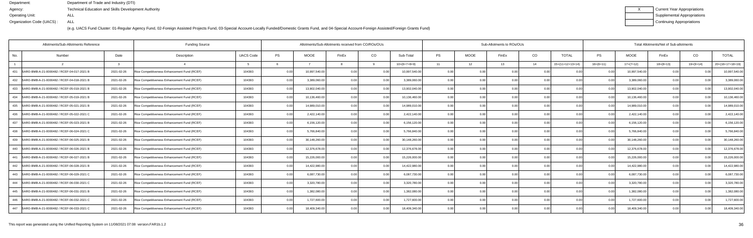Department: Department of Trade and Industry (DTI)
Agency: Technical Education and Skills Development Authority
Operating Unit: ALL
Organization Code (UACS) : ALL

| X | Current Year Appropriations |
|---|---|
| | Supplemental Appropriations |
| | Continuing Appropriations |

(e.g. UACS Fund Cluster: 01-Regular Agency Fund, 02-Foreign Assisted Projects Fund, 03-Special Account-Locally Funded/Domestic Grants Fund, and 04-Special Account-Foreign Assisted/Foreign Grants Fund)

| Allotments/Sub-Allotments Reference | | | Funding Source | | Allotments/Sub-Allotments received from CO/ROs/OUs | | | | | Sub-Allotments to ROs/OUs | | | | | Total Allotments/Net of Sub-allotments | | | | |
|---|---|---|---|---|---|---|---|---|---|---|---|---|---|---|---|---|---|---|---|
| No. | Number | Date | Description | UACS Code | PS | MOOE | FinEx | CO | Sub-Total | PS | MOOE | FinEx | CO | TOTAL | PS | MOOE | FinEx | CO | TOTAL |
| 1 | 2 | 3 | 4 | 5 | 6 | 7 | 8 | 9 | 10=(6+7+8+9) | 11 | 12 | 13 | 14 | 15=(11+12+13+14) | 16=(6+11) | 17=(7+12) | 18=(8+13) | 19=(9+14) | 20=(16+17+18+19) |
| 431 | SARO-BMB-A-21-0000482 / RCEF-04-017-2021 B | 2021-02-26 | Rice Competitiveness Enhancement Fund (RCEF) | 104393 | 0.00 | 10,997,540.00 | 0.00 | 0.00 | 10,997,540.00 | 0.00 | 0.00 | 0.00 | 0.00 | 0.00 | 0.00 | 10,997,540.00 | 0.00 | 0.00 | 10,997,540.00 |
| 432 | SARO-BMB-A-21-0000482 / RCEF-04-018-2021 B | 2021-02-26 | Rice Competitiveness Enhancement Fund (RCEF) | 104393 | 0.00 | 3,389,060.00 | 0.00 | 0.00 | 3,389,060.00 | 0.00 | 0.00 | 0.00 | 0.00 | 0.00 | 0.00 | 3,389,060.00 | 0.00 | 0.00 | 3,389,060.00 |
| 433 | SARO-BMB-A-21-0000482 / RCEF-05-019-2021 B | 2021-02-26 | Rice Competitiveness Enhancement Fund (RCEF) | 104393 | 0.00 | 13,902,040.00 | 0.00 | 0.00 | 13,902,040.00 | 0.00 | 0.00 | 0.00 | 0.00 | 0.00 | 0.00 | 13,902,040.00 | 0.00 | 0.00 | 13,902,040.00 |
| 434 | SARO-BMB-A-21-0000482 / RCEF-05-020-2021 B | 2021-02-26 | Rice Competitiveness Enhancement Fund (RCEF) | 104393 | 0.00 | 10,136,460.00 | 0.00 | 0.00 | 10,136,460.00 | 0.00 | 0.00 | 0.00 | 0.00 | 0.00 | 0.00 | 10,136,460.00 | 0.00 | 0.00 | 10,136,460.00 |
| 435 | SARO-BMB-A-21-0000482 / RCEF-05-021-2021 B | 2021-02-26 | Rice Competitiveness Enhancement Fund (RCEF) | 104393 | 0.00 | 14,989,010.00 | 0.00 | 0.00 | 14,989,010.00 | 0.00 | 0.00 | 0.00 | 0.00 | 0.00 | 0.00 | 14,989,010.00 | 0.00 | 0.00 | 14,989,010.00 |
| 436 | SARO-BMB-A-21-0000482 / RCEF-05-022-2021 C | 2021-02-26 | Rice Competitiveness Enhancement Fund (RCEF) | 104393 | 0.00 | 2,422,140.00 | 0.00 | 0.00 | 2,422,140.00 | 0.00 | 0.00 | 0.00 | 0.00 | 0.00 | 0.00 | 2,422,140.00 | 0.00 | 0.00 | 2,422,140.00 |
| 437 | SARO-BMB-A-21-0000482 / RCEF-05-023-2021 B | 2021-02-26 | Rice Competitiveness Enhancement Fund (RCEF) | 104393 | 0.00 | 6,156,120.00 | 0.00 | 0.00 | 6,156,120.00 | 0.00 | 0.00 | 0.00 | 0.00 | 0.00 | 0.00 | 6,156,120.00 | 0.00 | 0.00 | 6,156,120.00 |
| 438 | SARO-BMB-A-21-0000482 / RCEF-06-024-2021 C | 2021-02-26 | Rice Competitiveness Enhancement Fund (RCEF) | 104393 | 0.00 | 5,766,840.00 | 0.00 | 0.00 | 5,766,840.00 | 0.00 | 0.00 | 0.00 | 0.00 | 0.00 | 0.00 | 5,766,840.00 | 0.00 | 0.00 | 5,766,840.00 |
| 439 | SARO-BMB-A-21-0000482 / RCEF-06-025-2021 B | 2021-02-26 | Rice Competitiveness Enhancement Fund (RCEF) | 104393 | 0.00 | 30,148,260.00 | 0.00 | 0.00 | 30,148,260.00 | 0.00 | 0.00 | 0.00 | 0.00 | 0.00 | 0.00 | 30,148,260.00 | 0.00 | 0.00 | 30,148,260.00 |
| 440 | SARO-BMB-A-21-0000482 / RCEF-06-026-2021 B | 2021-02-26 | Rice Competitiveness Enhancement Fund (RCEF) | 104393 | 0.00 | 12,376,678.00 | 0.00 | 0.00 | 12,376,678.00 | 0.00 | 0.00 | 0.00 | 0.00 | 0.00 | 0.00 | 12,376,678.00 | 0.00 | 0.00 | 12,376,678.00 |
| 441 | SARO-BMB-A-21-0000482 / RCEF-06-027-2021 B | 2021-02-26 | Rice Competitiveness Enhancement Fund (RCEF) | 104393 | 0.00 | 15,226,000.00 | 0.00 | 0.00 | 15,226,000.00 | 0.00 | 0.00 | 0.00 | 0.00 | 0.00 | 0.00 | 15,226,000.00 | 0.00 | 0.00 | 15,226,000.00 |
| 442 | SARO-BMB-A-21-0000482 / RCEF-06-028-2021 B | 2021-02-26 | Rice Competitiveness Enhancement Fund (RCEF) | 104393 | 0.00 | 14,422,980.00 | 0.00 | 0.00 | 14,422,980.00 | 0.00 | 0.00 | 0.00 | 0.00 | 0.00 | 0.00 | 14,422,980.00 | 0.00 | 0.00 | 14,422,980.00 |
| 443 | SARO-BMB-A-21-0000482 / RCEF-06-029-2021 C | 2021-02-26 | Rice Competitiveness Enhancement Fund (RCEF) | 104393 | 0.00 | 6,087,730.00 | 0.00 | 0.00 | 6,087,730.00 | 0.00 | 0.00 | 0.00 | 0.00 | 0.00 | 0.00 | 6,087,730.00 | 0.00 | 0.00 | 6,087,730.00 |
| 444 | SARO-BMB-A-21-0000482 / RCEF-06-030-2021 C | 2021-02-26 | Rice Competitiveness Enhancement Fund (RCEF) | 104393 | 0.00 | 3,320,780.00 | 0.00 | 0.00 | 3,320,780.00 | 0.00 | 0.00 | 0.00 | 0.00 | 0.00 | 0.00 | 3,320,780.00 | 0.00 | 0.00 | 3,320,780.00 |
| 445 | SARO-BMB-A-21-0000482 / RCEF-06-031-2021 B | 2021-02-26 | Rice Competitiveness Enhancement Fund (RCEF) | 104393 | 0.00 | 1,382,080.00 | 0.00 | 0.00 | 1,382,080.00 | 0.00 | 0.00 | 0.00 | 0.00 | 0.00 | 0.00 | 1,382,080.00 | 0.00 | 0.00 | 1,382,080.00 |
| 446 | SARO-BMB-A-21-0000482 / RCEF-06-032-2021 C | 2021-02-26 | Rice Competitiveness Enhancement Fund (RCEF) | 104393 | 0.00 | 1,727,600.00 | 0.00 | 0.00 | 1,727,600.00 | 0.00 | 0.00 | 0.00 | 0.00 | 0.00 | 0.00 | 1,727,600.00 | 0.00 | 0.00 | 1,727,600.00 |
| 447 | SARO-BMB-A-21-0000482 / RCEF-06-033-2021 C | 2021-02-26 | Rice Competitiveness Enhancement Fund (RCEF) | 104393 | 0.00 | 18,409,340.00 | 0.00 | 0.00 | 18,409,340.00 | 0.00 | 0.00 | 0.00 | 0.00 | 0.00 | 0.00 | 18,409,340.00 | 0.00 | 0.00 | 18,409,340.00 |

This report was generated using the Unified Reporting System on 11/08/2021 07:08 version.FAR1b.1.2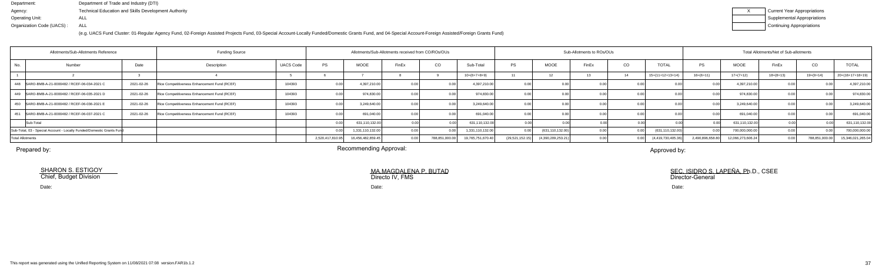Department: Department of Trade and Industry (DTI)

Agency: Technical Education and Skills Development Authority

Operating Unit: ALL

Organization Code (UACS) : ALL

(e.g. UACS Fund Cluster: 01-Regular Agency Fund, 02-Foreign Assisted Projects Fund, 03-Special Account-Locally Funded/Domestic Grants Fund, and 04-Special Account-Foreign Assisted/Foreign Grants Fund)

| X | Current Year Appropriations |
|---|---|
| | Supplemental Appropriations |
| | Continuing Appropriations |

| Allotments/Sub-Allotments Reference | | | Funding Source | | Allotments/Sub-Allotments received from CO/ROs/OUs | | | | | Sub-Allotments to ROs/OUs | | | | | Total Allotments/Net of Sub-allotments | | | | |
|---|---|---|---|---|---|---|---|---|---|---|---|---|---|---|---|---|---|---|---|
| No. | Number | Date | Description | UACS Code | PS | MOOE | FinEx | CO | Sub-Total | PS | MOOE | FinEx | CO | TOTAL | PS | MOOE | FinEx | CO | TOTAL |
| 1 | 2 | 3 | 4 | 5 | 6 | 7 | 8 | 9 | 10=(6+7+8+9) | 11 | 12 | 13 | 14 | 15=(11+12+13+14) | 16=(6+11) | 17=(7+12) | 18=(8+13) | 19=(9+14) | 20=(16+17+18+19) |
| 448 | SARO-BMB-A-21-0000482 / RCEF-06-034-2021 C | 2021-02-26 | Rice Competitiveness Enhancement Fund (RCEF) | 104393 | 0.00 | 4,397,210.00 | 0.00 | 0.00 | 4,397,210.00 | 0.00 | 0.00 | 0.00 | 0.00 | 0.00 | 0.00 | 4,397,210.00 | 0.00 | 0.00 | 4,397,210.00 |
| 449 | SARO-BMB-A-21-0000482 / RCEF-06-035-2021 D | 2021-02-26 | Rice Competitiveness Enhancement Fund (RCEF) | 104393 | 0.00 | 974,830.00 | 0.00 | 0.00 | 974,830.00 | 0.00 | 0.00 | 0.00 | 0.00 | 0.00 | 0.00 | 974,830.00 | 0.00 | 0.00 | 974,830.00 |
| 450 | SARO-BMB-A-21-0000482 / RCEF-06-036-2021 E | 2021-02-26 | Rice Competitiveness Enhancement Fund (RCEF) | 104393 | 0.00 | 3,249,640.00 | 0.00 | 0.00 | 3,249,640.00 | 0.00 | 0.00 | 0.00 | 0.00 | 0.00 | 0.00 | 3,249,640.00 | 0.00 | 0.00 | 3,249,640.00 |
| 451 | SARO-BMB-A-21-0000482 / RCEF-06-037-2021 C | 2021-02-26 | Rice Competitiveness Enhancement Fund (RCEF) | 104393 | 0.00 | 691,040.00 | 0.00 | 0.00 | 691,040.00 | 0.00 | 0.00 | 0.00 | 0.00 | 0.00 | 0.00 | 691,040.00 | 0.00 | 0.00 | 691,040.00 |
| | Sub-Total | | | | 0.00 | 631,110,132.00 | 0.00 | 0.00 | 631,110,132.00 | 0.00 | 0.00 | 0.00 | 0.00 | 0.00 | 0.00 | 631,110,132.00 | 0.00 | 0.00 | 631,110,132.00 |
| Sub-Total, 03 - Special Account - Locally Funded/Domestic Grants Fund | | | | | 0.00 | 1,331,110,132.00 | 0.00 | 0.00 | 1,331,110,132.00 | 0.00 | (631,110,132.00) | 0.00 | 0.00 | (631,110,132.00) | 0.00 | 700,000,000.00 | 0.00 | 0.00 | 700,000,000.00 |
| Total Allotments | | | | | 2,520,417,810.95 | 16,456,482,859.45 | 0.00 | 788,851,000.00 | 19,765,751,670.40 | (29,521,152.15) | (4,390,209,253.21) | 0.00 | 0.00 | (4,419,730,405.36) | 2,490,896,658.80 | 12,066,273,606.24 | 0.00 | 788,851,000.00 | 15,346,021,265.04 |

Prepared by:

SHARON S. ESTIGOY
Chief, Budget Division

Date:

Recommending Approval:

MA.MAGDALENA P. BUTAD
Directo IV, FMS

Date:

Approved by:

SEC. ISIDRO S. LAPEÑA, Ph.D., CSEE
Director-General

Date:

This report was generated using the Unified Reporting System on 11/08/2021 07:08 version.FAR1b.1.2